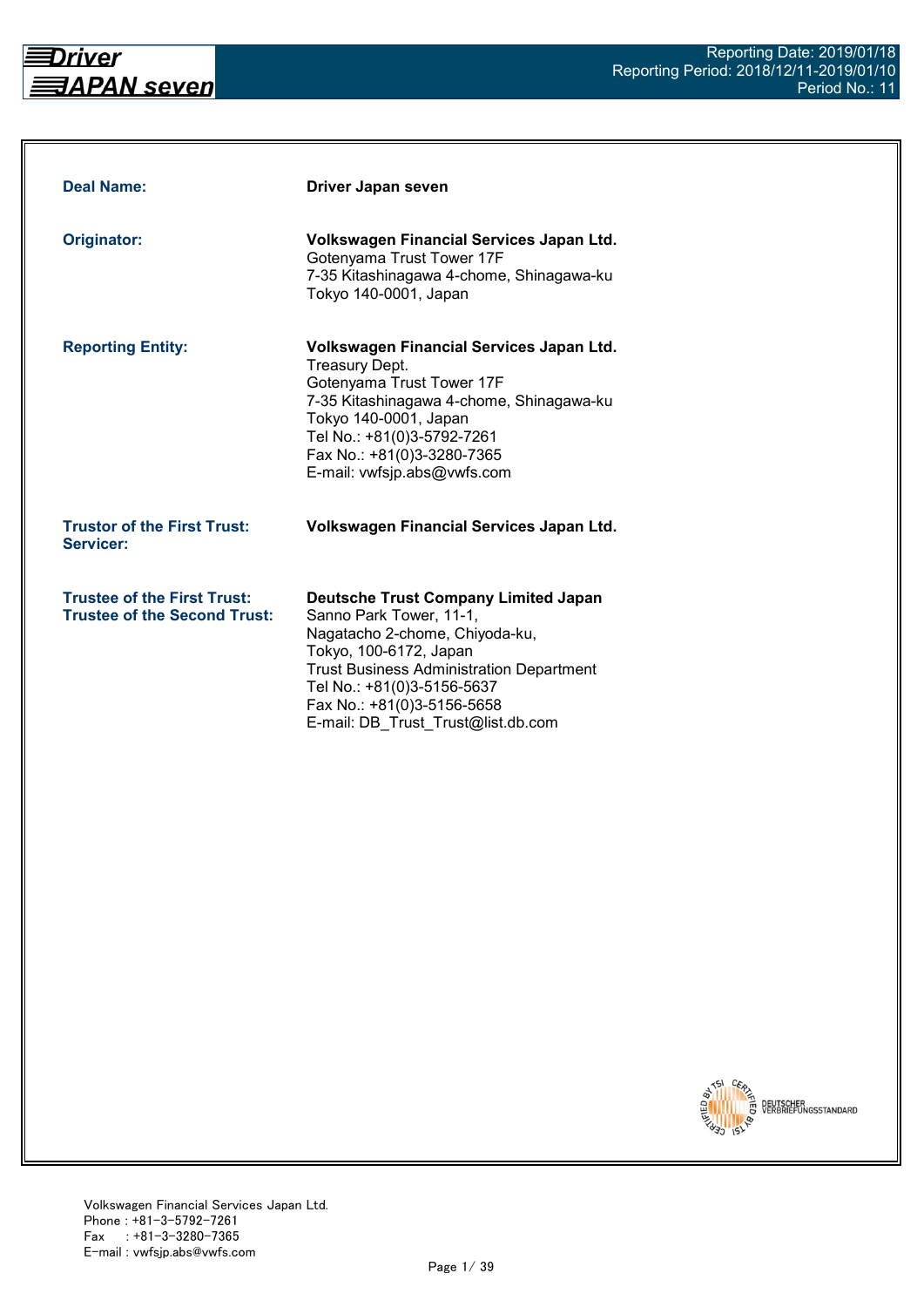Driver JAPAN seven

Reporting Date: 2019/01/18
Reporting Period: 2018/12/11-2019/01/10
Period No.: 11

| | |
|---|---|
| **Deal Name:** | **Driver Japan seven** |
| **Originator:** | **Volkswagen Financial Services Japan Ltd.**<br>Gotenyama Trust Tower 17F<br>7-35 Kitashinagawa 4-chome, Shinagawa-ku<br>Tokyo 140-0001, Japan |
| **Reporting Entity:** | **Volkswagen Financial Services Japan Ltd.**<br>Treasury Dept.<br>Gotenyama Trust Tower 17F<br>7-35 Kitashinagawa 4-chome, Shinagawa-ku<br>Tokyo 140-0001, Japan<br>Tel No.: +81(0)3-5792-7261<br>Fax No.: +81(0)3-3280-7365<br>E-mail: vwfsjp.abs@vwfs.com |
| **Trustor of the First Trust:**<br>**Servicer:** | **Volkswagen Financial Services Japan Ltd.** |
| **Trustee of the First Trust:**<br>**Trustee of the Second Trust:** | **Deutsche Trust Company Limited Japan**<br>Sanno Park Tower, 11-1,<br>Nagatacho 2-chome, Chiyoda-ku,<br>Tokyo, 100-6172, Japan<br>Trust Business Administration Department<br>Tel No.: +81(0)3-5156-5637<br>Fax No.: +81(0)3-5156-5658<br>E-mail: DB_Trust_Trust@list.db.com |

CERTIFIED BY TSI — DEUTSCHER VERBRIEFUNGSSTANDARD

Volkswagen Financial Services Japan Ltd.
Phone : +81-3-5792-7261
Fax : +81-3-3280-7365
E-mail : vwfsjp.abs@vwfs.com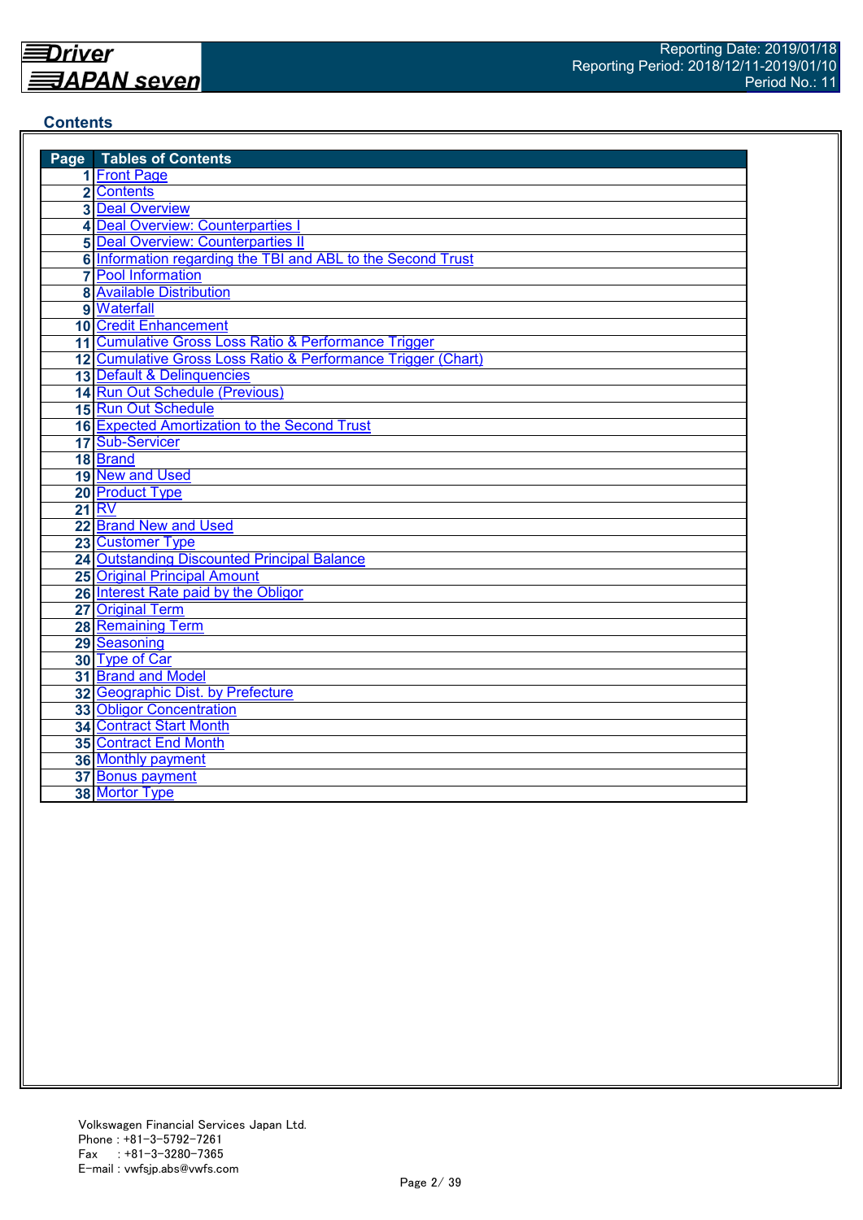## Contents

| Page | Tables of Contents |
|---|---|
| 1 | Front Page |
| 2 | Contents |
| 3 | Deal Overview |
| 4 | Deal Overview: Counterparties I |
| 5 | Deal Overview: Counterparties II |
| 6 | Information regarding the TBI and ABL to the Second Trust |
| 7 | Pool Information |
| 8 | Available Distribution |
| 9 | Waterfall |
| 10 | Credit Enhancement |
| 11 | Cumulative Gross Loss Ratio & Performance Trigger |
| 12 | Cumulative Gross Loss Ratio & Performance Trigger (Chart) |
| 13 | Default & Delinquencies |
| 14 | Run Out Schedule (Previous) |
| 15 | Run Out Schedule |
| 16 | Expected Amortization to the Second Trust |
| 17 | Sub-Servicer |
| 18 | Brand |
| 19 | New and Used |
| 20 | Product Type |
| 21 | RV |
| 22 | Brand New and Used |
| 23 | Customer Type |
| 24 | Outstanding Discounted Principal Balance |
| 25 | Original Principal Amount |
| 26 | Interest Rate paid by the Obligor |
| 27 | Original Term |
| 28 | Remaining Term |
| 29 | Seasoning |
| 30 | Type of Car |
| 31 | Brand and Model |
| 32 | Geographic Dist. by Prefecture |
| 33 | Obligor Concentration |
| 34 | Contract Start Month |
| 35 | Contract End Month |
| 36 | Monthly payment |
| 37 | Bonus payment |
| 38 | Mortor Type |

Volkswagen Financial Services Japan Ltd.
Phone : +81-3-5792-7261
Fax : +81-3-3280-7365
E-mail : vwfsjp.abs@vwfs.com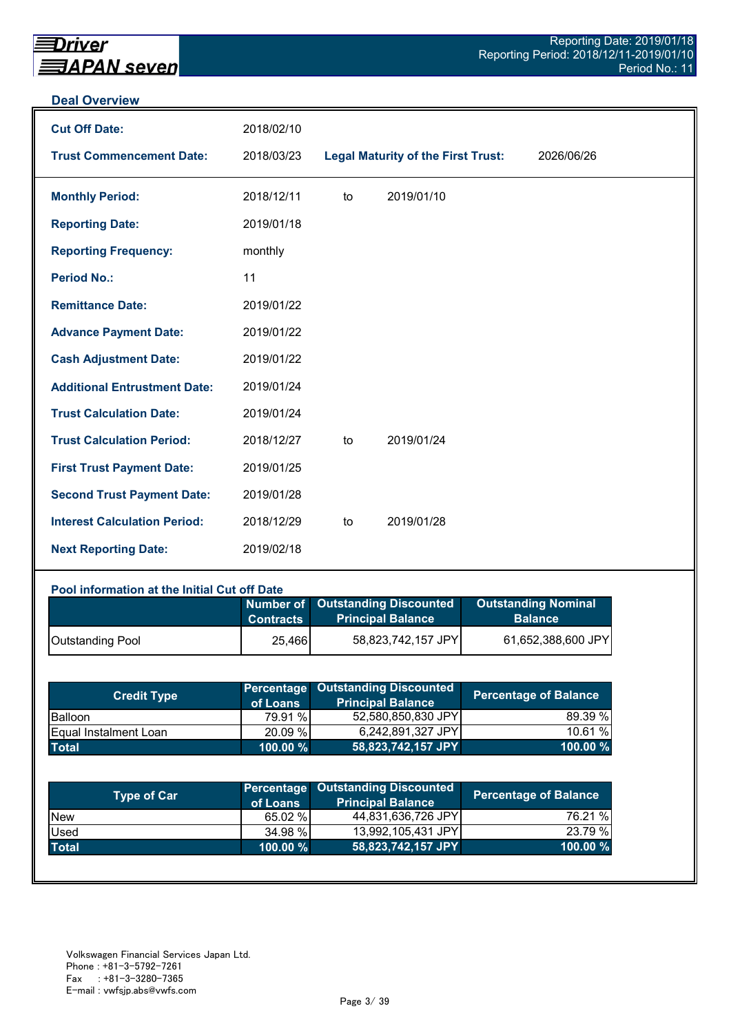## Deal Overview

| | | | |
|---|---|---|---|
| **Cut Off Date:** | 2018/02/10 | | |
| **Trust Commencement Date:** | 2018/03/23 | **Legal Maturity of the First Trust:** | 2026/06/26 |

| | | | |
|---|---|---|---|
| **Monthly Period:** | 2018/12/11 | to | 2019/01/10 |
| **Reporting Date:** | 2019/01/18 | | |
| **Reporting Frequency:** | monthly | | |
| **Period No.:** | 11 | | |
| **Remittance Date:** | 2019/01/22 | | |
| **Advance Payment Date:** | 2019/01/22 | | |
| **Cash Adjustment Date:** | 2019/01/22 | | |
| **Additional Entrustment Date:** | 2019/01/24 | | |
| **Trust Calculation Date:** | 2019/01/24 | | |
| **Trust Calculation Period:** | 2018/12/27 | to | 2019/01/24 |
| **First Trust Payment Date:** | 2019/01/25 | | |
| **Second Trust Payment Date:** | 2019/01/28 | | |
| **Interest Calculation Period:** | 2018/12/29 | to | 2019/01/28 |
| **Next Reporting Date:** | 2019/02/18 | | |

### Pool information at the Initial Cut off Date

| | Number of Contracts | Outstanding Discounted Principal Balance | Outstanding Nominal Balance |
|---|---|---|---|
| Outstanding Pool | 25,466 | 58,823,742,157 JPY | 61,652,388,600 JPY |

| Credit Type | Percentage of Loans | Outstanding Discounted Principal Balance | Percentage of Balance |
|---|---|---|---|
| Balloon | 79.91 % | 52,580,850,830 JPY | 89.39 % |
| Equal Instalment Loan | 20.09 % | 6,242,891,327 JPY | 10.61 % |
| **Total** | **100.00 %** | **58,823,742,157 JPY** | **100.00 %** |

| Type of Car | Percentage of Loans | Outstanding Discounted Principal Balance | Percentage of Balance |
|---|---|---|---|
| New | 65.02 % | 44,831,636,726 JPY | 76.21 % |
| Used | 34.98 % | 13,992,105,431 JPY | 23.79 % |
| **Total** | **100.00 %** | **58,823,742,157 JPY** | **100.00 %** |

Volkswagen Financial Services Japan Ltd.
Phone : +81-3-5792-7261
Fax : +81-3-3280-7365
E-mail : vwfsjp.abs@vwfs.com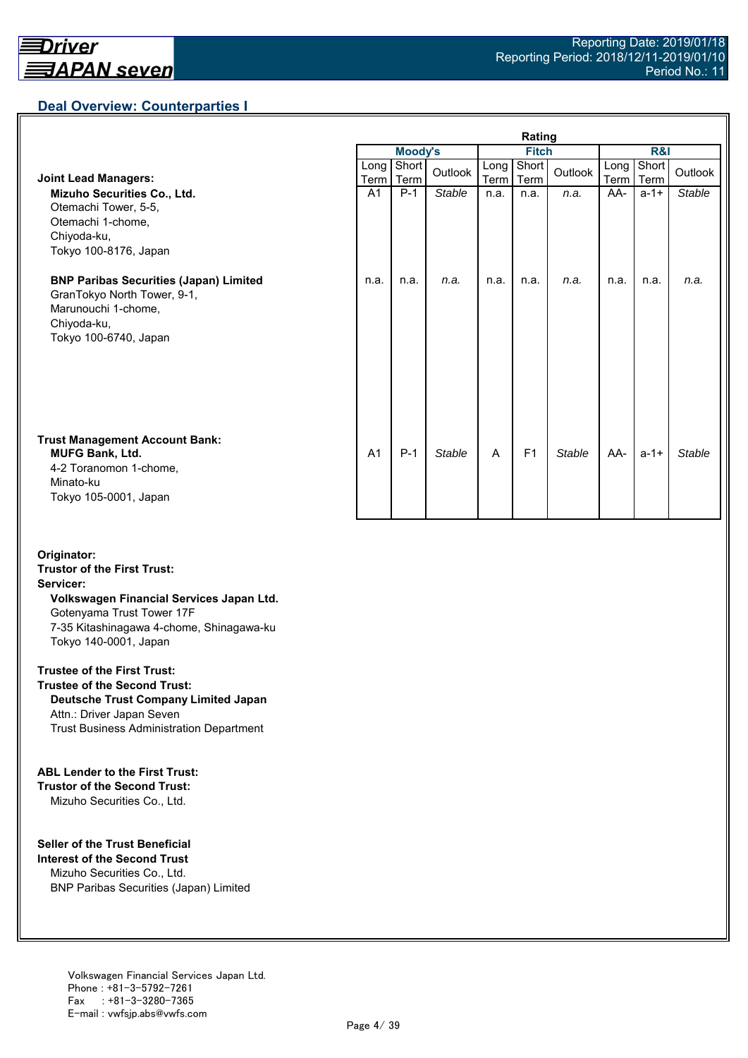## Deal Overview: Counterparties I

| | Moody's | | | Fitch | | | R&I | | |
|---|---|---|---|---|---|---|---|---|---|
| | Long Term | Short Term | Outlook | Long Term | Short Term | Outlook | Long Term | Short Term | Outlook |
| **Joint Lead Managers:** | | | | | | | | | |
| **Mizuho Securities Co., Ltd.**<br>Otemachi Tower, 5-5,<br>Otemachi 1-chome,<br>Chiyoda-ku,<br>Tokyo 100-8176, Japan | A1 | P-1 | *Stable* | n.a. | n.a. | *n.a.* | AA- | a-1+ | *Stable* |
| **BNP Paribas Securities (Japan) Limited**<br>GranTokyo North Tower, 9-1,<br>Marunouchi 1-chome,<br>Chiyoda-ku,<br>Tokyo 100-6740, Japan | n.a. | n.a. | *n.a.* | n.a. | n.a. | *n.a.* | n.a. | n.a. | *n.a.* |
| **Trust Management Account Bank:** | | | | | | | | | |
| **MUFG Bank, Ltd.**<br>4-2 Toranomon 1-chome,<br>Minato-ku<br>Tokyo 105-0001, Japan | A1 | P-1 | *Stable* | A | F1 | *Stable* | AA- | a-1+ | *Stable* |

**Originator:**
**Trustor of the First Trust:**
**Servicer:**
**Volkswagen Financial Services Japan Ltd.**
Gotenyama Trust Tower 17F
7-35 Kitashinagawa 4-chome, Shinagawa-ku
Tokyo 140-0001, Japan

**Trustee of the First Trust:**
**Trustee of the Second Trust:**
**Deutsche Trust Company Limited Japan**
Attn.: Driver Japan Seven
Trust Business Administration Department

**ABL Lender to the First Trust:**
**Trustor of the Second Trust:**
Mizuho Securities Co., Ltd.

**Seller of the Trust Beneficial Interest of the Second Trust**
Mizuho Securities Co., Ltd.
BNP Paribas Securities (Japan) Limited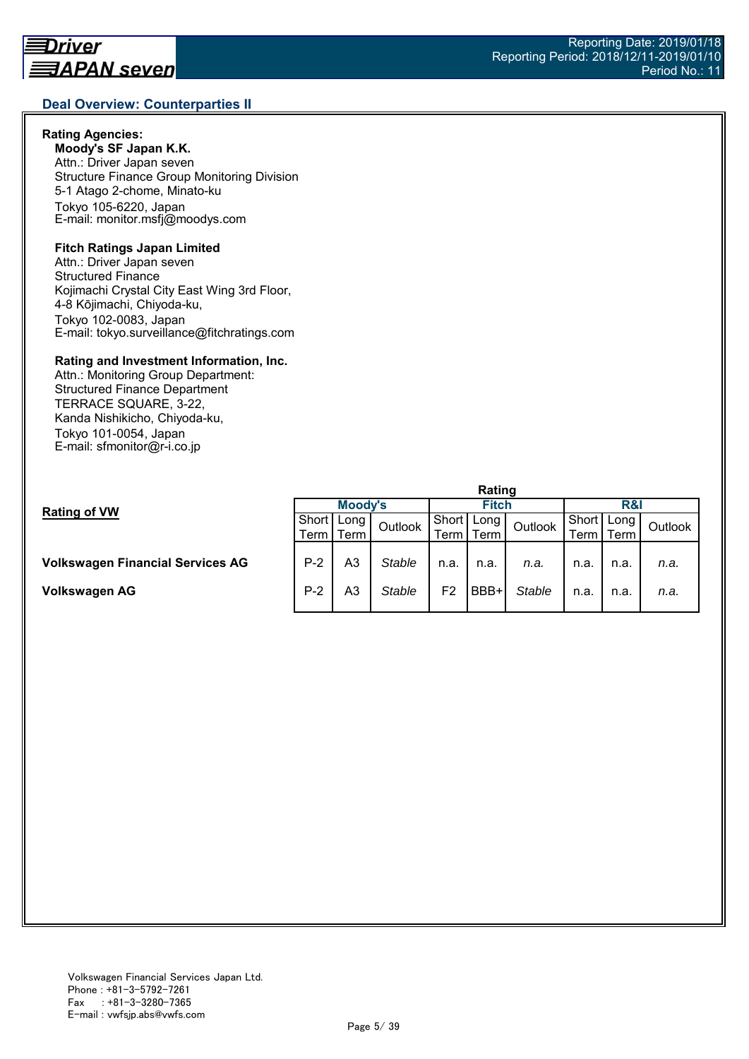## Deal Overview: Counterparties II

**Rating Agencies:**

**Moody's SF Japan K.K.**
Attn.: Driver Japan seven
Structure Finance Group Monitoring Division
5-1 Atago 2-chome, Minato-ku
Tokyo 105-6220, Japan
E-mail: monitor.msfj@moodys.com

**Fitch Ratings Japan Limited**
Attn.: Driver Japan seven
Structured Finance
Kojimachi Crystal City East Wing 3rd Floor,
4-8 Kōjimachi, Chiyoda-ku,
Tokyo 102-0083, Japan
E-mail: tokyo.surveillance@fitchratings.com

**Rating and Investment Information, Inc.**
Attn.: Monitoring Group Department:
Structured Finance Department
TERRACE SQUARE, 3-22,
Kanda Nishikicho, Chiyoda-ku,
Tokyo 101-0054, Japan
E-mail: sfmonitor@r-i.co.jp

**Rating of VW**

| | Rating | | | | | | | | |
|---|---|---|---|---|---|---|---|---|---|
| | Moody's | | | Fitch | | | R&I | | |
| | Short Term | Long Term | Outlook | Short Term | Long Term | Outlook | Short Term | Long Term | Outlook |
| **Volkswagen Financial Services AG** | P-2 | A3 | *Stable* | n.a. | n.a. | *n.a.* | n.a. | n.a. | *n.a.* |
| **Volkswagen AG** | P-2 | A3 | *Stable* | F2 | BBB+ | *Stable* | n.a. | n.a. | *n.a.* |

Volkswagen Financial Services Japan Ltd.
Phone : +81-3-5792-7261
Fax : +81-3-3280-7365
E-mail : vwfsjp.abs@vwfs.com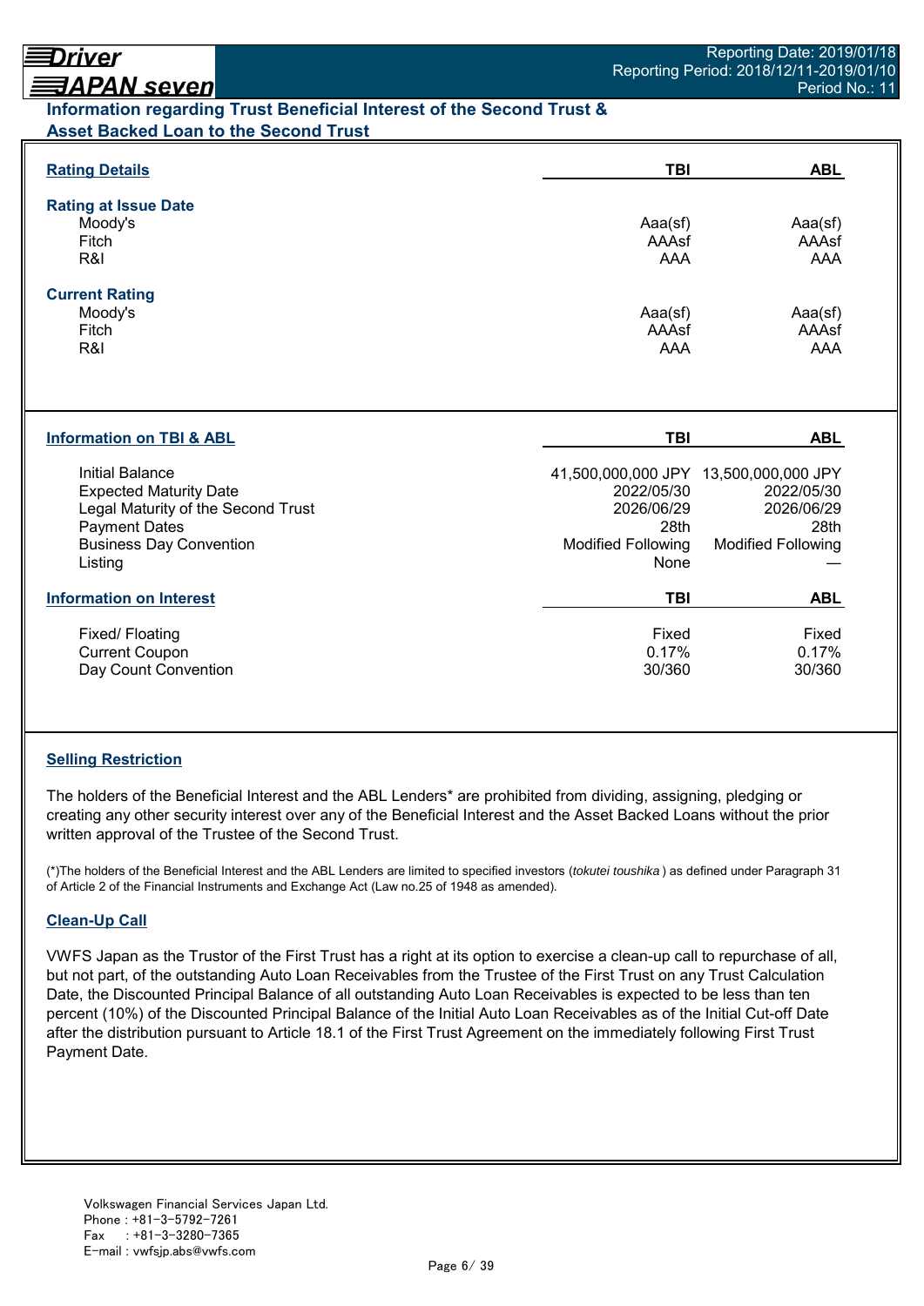## Information regarding Trust Beneficial Interest of the Second Trust & Asset Backed Loan to the Second Trust

| Rating Details | TBI | ABL |
|---|---|---|
| **Rating at Issue Date** | | |
| Moody's | Aaa(sf) | Aaa(sf) |
| Fitch | AAAsf | AAAsf |
| R&I | AAA | AAA |
| **Current Rating** | | |
| Moody's | Aaa(sf) | Aaa(sf) |
| Fitch | AAAsf | AAAsf |
| R&I | AAA | AAA |

| Information on TBI & ABL | TBI | ABL |
|---|---|---|
| Initial Balance | 41,500,000,000 JPY | 13,500,000,000 JPY |
| Expected Maturity Date | 2022/05/30 | 2022/05/30 |
| Legal Maturity of the Second Trust | 2026/06/29 | 2026/06/29 |
| Payment Dates | 28th | 28th |
| Business Day Convention | Modified Following | Modified Following |
| Listing | None | — |

| Information on Interest | TBI | ABL |
|---|---|---|
| Fixed/ Floating | Fixed | Fixed |
| Current Coupon | 0.17% | 0.17% |
| Day Count Convention | 30/360 | 30/360 |

### Selling Restriction

The holders of the Beneficial Interest and the ABL Lenders* are prohibited from dividing, assigning, pledging or creating any other security interest over any of the Beneficial Interest and the Asset Backed Loans without the prior written approval of the Trustee of the Second Trust.

(*)The holders of the Beneficial Interest and the ABL Lenders are limited to specified investors (*tokutei toushika*) as defined under Paragraph 31 of Article 2 of the Financial Instruments and Exchange Act (Law no.25 of 1948 as amended).

### Clean-Up Call

VWFS Japan as the Trustor of the First Trust has a right at its option to exercise a clean-up call to repurchase of all, but not part, of the outstanding Auto Loan Receivables from the Trustee of the First Trust on any Trust Calculation Date, the Discounted Principal Balance of all outstanding Auto Loan Receivables is expected to be less than ten percent (10%) of the Discounted Principal Balance of the Initial Auto Loan Receivables as of the Initial Cut-off Date after the distribution pursuant to Article 18.1 of the First Trust Agreement on the immediately following First Trust Payment Date.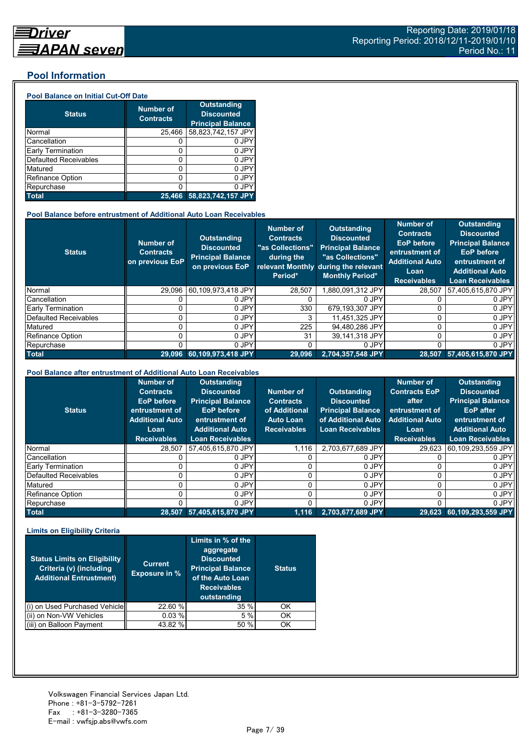## Pool Information

### Pool Balance on Initial Cut-Off Date

| Status | Number of Contracts | Outstanding Discounted Principal Balance |
|---|---|---|
| Normal | 25,466 | 58,823,742,157 JPY |
| Cancellation | 0 | 0 JPY |
| Early Termination | 0 | 0 JPY |
| Defaulted Receivables | 0 | 0 JPY |
| Matured | 0 | 0 JPY |
| Refinance Option | 0 | 0 JPY |
| Repurchase | 0 | 0 JPY |
| **Total** | **25,466** | **58,823,742,157 JPY** |

### Pool Balance before entrustment of Additional Auto Loan Receivables

| Status | Number of Contracts on previous EoP | Outstanding Discounted Principal Balance on previous EoP | Number of Contracts "as Collections" during the relevant Monthly Period* | Outstanding Discounted Principal Balance "as Collections" during the relevant Monthly Period* | Number of Contracts EoP before entrustment of Additional Auto Loan Receivables | Outstanding Discounted Principal Balance EoP before entrustment of Additional Auto Loan Receivables |
|---|---|---|---|---|---|---|
| Normal | 29,096 | 60,109,973,418 JPY | 28,507 | 1,880,091,312 JPY | 28,507 | 57,405,615,870 JPY |
| Cancellation | 0 | 0 JPY | 0 | 0 JPY | 0 | 0 JPY |
| Early Termination | 0 | 0 JPY | 330 | 679,193,307 JPY | 0 | 0 JPY |
| Defaulted Receivables | 0 | 0 JPY | 3 | 11,451,325 JPY | 0 | 0 JPY |
| Matured | 0 | 0 JPY | 225 | 94,480,286 JPY | 0 | 0 JPY |
| Refinance Option | 0 | 0 JPY | 31 | 39,141,318 JPY | 0 | 0 JPY |
| Repurchase | 0 | 0 JPY | 0 | 0 JPY | 0 | 0 JPY |
| **Total** | **29,096** | **60,109,973,418 JPY** | **29,096** | **2,704,357,548 JPY** | **28,507** | **57,405,615,870 JPY** |

### Pool Balance after entrustment of Additional Auto Loan Receivables

| Status | Number of Contracts EoP before entrustment of Additional Auto Loan Receivables | Outstanding Discounted Principal Balance EoP before entrustment of Additional Auto Loan Receivables | Number of Contracts of Additional Auto Loan Receivables | Outstanding Discounted Principal Balance of Additional Auto Loan Receivables | Number of Contracts EoP after entrustment of Additional Auto Loan Receivables | Outstanding Discounted Principal Balance EoP after entrustment of Additional Auto Loan Receivables |
|---|---|---|---|---|---|---|
| Normal | 28,507 | 57,405,615,870 JPY | 1,116 | 2,703,677,689 JPY | 29,623 | 60,109,293,559 JPY |
| Cancellation | 0 | 0 JPY | 0 | 0 JPY | 0 | 0 JPY |
| Early Termination | 0 | 0 JPY | 0 | 0 JPY | 0 | 0 JPY |
| Defaulted Receivables | 0 | 0 JPY | 0 | 0 JPY | 0 | 0 JPY |
| Matured | 0 | 0 JPY | 0 | 0 JPY | 0 | 0 JPY |
| Refinance Option | 0 | 0 JPY | 0 | 0 JPY | 0 | 0 JPY |
| Repurchase | 0 | 0 JPY | 0 | 0 JPY | 0 | 0 JPY |
| **Total** | **28,507** | **57,405,615,870 JPY** | **1,116** | **2,703,677,689 JPY** | **29,623** | **60,109,293,559 JPY** |

### Limits on Eligibility Criteria

| Status Limits on Eligibility Criteria (v) (including Additional Entrustment) | Current Exposure in % | Limits in % of the aggregate Discounted Principal Balance of the Auto Loan Receivables outstanding | Status |
|---|---|---|---|
| (i) on Used Purchased Vehicle | 22.60 % | 35 % | OK |
| (ii) on Non-VW Vehicles | 0.03 % | 5 % | OK |
| (iii) on Balloon Payment | 43.82 % | 50 % | OK |

Volkswagen Financial Services Japan Ltd.
Phone : +81-3-5792-7261
Fax : +81-3-3280-7365
E-mail : vwfsjp.abs@vwfs.com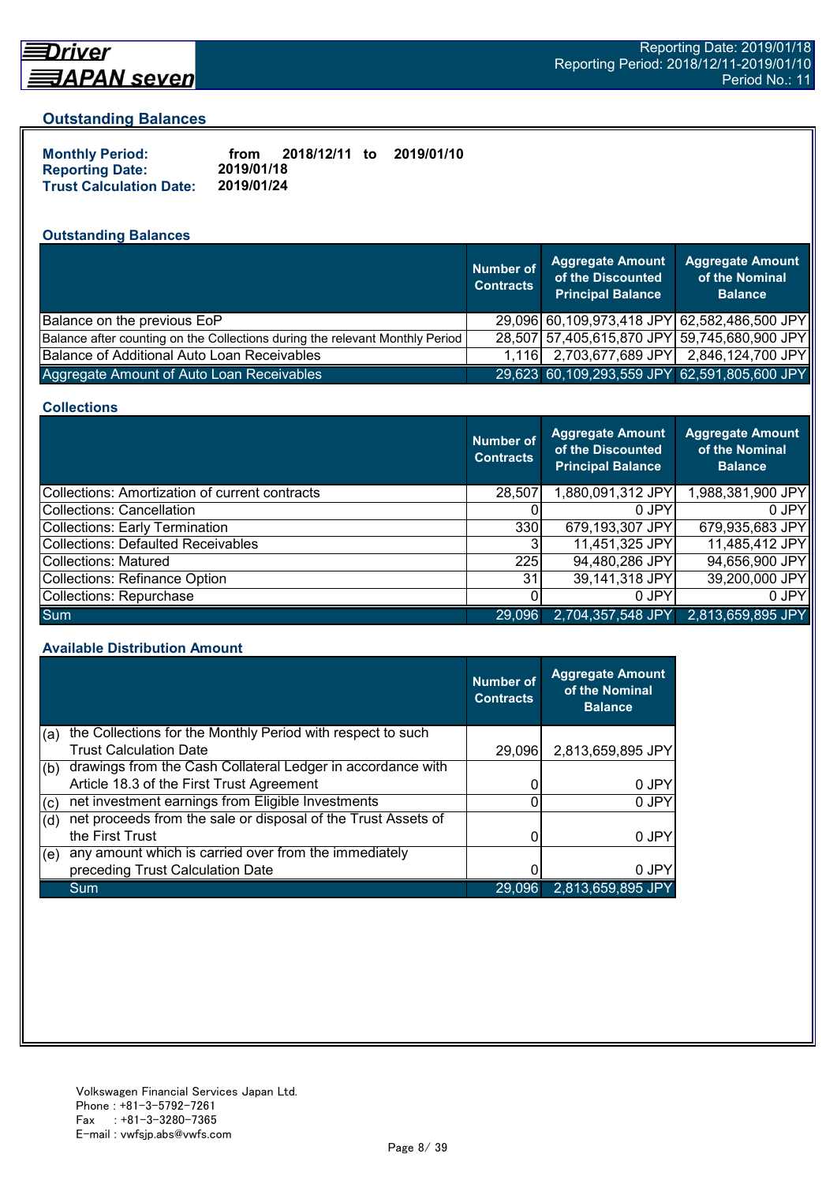## Outstanding Balances

**Monthly Period:** from 2018/12/11 to 2019/01/10
**Reporting Date:** 2019/01/18
**Trust Calculation Date:** 2019/01/24

### Outstanding Balances

| | Number of Contracts | Aggregate Amount of the Discounted Principal Balance | Aggregate Amount of the Nominal Balance |
|---|---|---|---|
| Balance on the previous EoP | 29,096 | 60,109,973,418 JPY | 62,582,486,500 JPY |
| Balance after counting on the Collections during the relevant Monthly Period | 28,507 | 57,405,615,870 JPY | 59,745,680,900 JPY |
| Balance of Additional Auto Loan Receivables | 1,116 | 2,703,677,689 JPY | 2,846,124,700 JPY |
| Aggregate Amount of Auto Loan Receivables | 29,623 | 60,109,293,559 JPY | 62,591,805,600 JPY |

### Collections

| | Number of Contracts | Aggregate Amount of the Discounted Principal Balance | Aggregate Amount of the Nominal Balance |
|---|---|---|---|
| Collections: Amortization of current contracts | 28,507 | 1,880,091,312 JPY | 1,988,381,900 JPY |
| Collections: Cancellation | 0 | 0 JPY | 0 JPY |
| Collections: Early Termination | 330 | 679,193,307 JPY | 679,935,683 JPY |
| Collections: Defaulted Receivables | 3 | 11,451,325 JPY | 11,485,412 JPY |
| Collections: Matured | 225 | 94,480,286 JPY | 94,656,900 JPY |
| Collections: Refinance Option | 31 | 39,141,318 JPY | 39,200,000 JPY |
| Collections: Repurchase | 0 | 0 JPY | 0 JPY |
| Sum | 29,096 | 2,704,357,548 JPY | 2,813,659,895 JPY |

### Available Distribution Amount

| | Number of Contracts | Aggregate Amount of the Nominal Balance |
|---|---|---|
| (a) the Collections for the Monthly Period with respect to such Trust Calculation Date | 29,096 | 2,813,659,895 JPY |
| (b) drawings from the Cash Collateral Ledger in accordance with Article 18.3 of the First Trust Agreement | 0 | 0 JPY |
| (c) net investment earnings from Eligible Investments | 0 | 0 JPY |
| (d) net proceeds from the sale or disposal of the Trust Assets of the First Trust | 0 | 0 JPY |
| (e) any amount which is carried over from the immediately preceding Trust Calculation Date | 0 | 0 JPY |
| Sum | 29,096 | 2,813,659,895 JPY |

Volkswagen Financial Services Japan Ltd.
Phone : +81-3-5792-7261
Fax : +81-3-3280-7365
E-mail : vwfsjp.abs@vwfs.com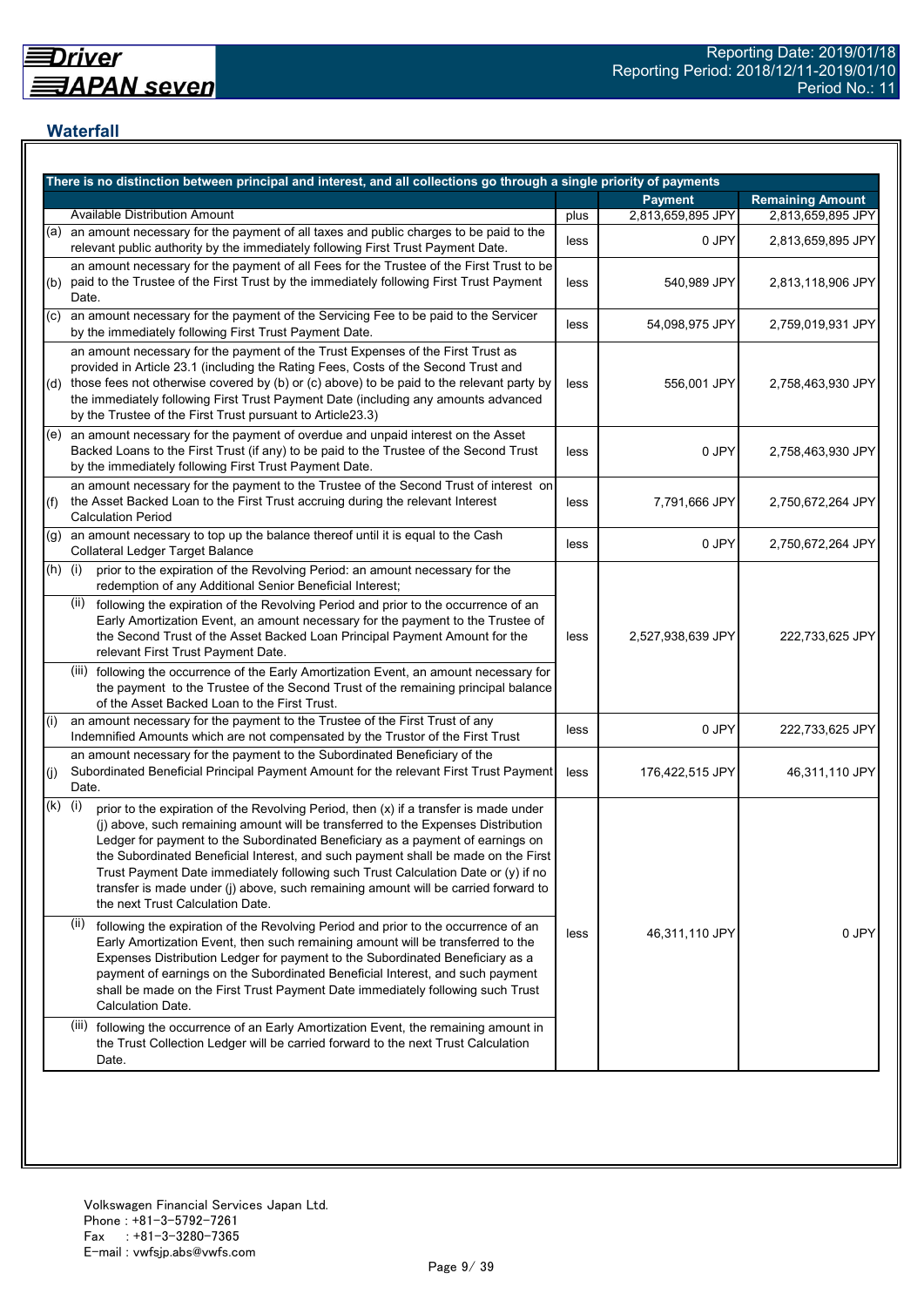## Waterfall

| There is no distinction between principal and interest, and all collections go through a single priority of payments | | | | |
|---|---|---|---|---|
| | | | **Payment** | **Remaining Amount** |
| | Available Distribution Amount | plus | 2,813,659,895 JPY | 2,813,659,895 JPY |
| (a) | an amount necessary for the payment of all taxes and public charges to be paid to the relevant public authority by the immediately following First Trust Payment Date. | less | 0 JPY | 2,813,659,895 JPY |
| (b) | an amount necessary for the payment of all Fees for the Trustee of the First Trust to be paid to the Trustee of the First Trust by the immediately following First Trust Payment Date. | less | 540,989 JPY | 2,813,118,906 JPY |
| (c) | an amount necessary for the payment of the Servicing Fee to be paid to the Servicer by the immediately following First Trust Payment Date. | less | 54,098,975 JPY | 2,759,019,931 JPY |
| (d) | an amount necessary for the payment of the Trust Expenses of the First Trust as provided in Article 23.1 (including the Rating Fees, Costs of the Second Trust and those fees not otherwise covered by (b) or (c) above) to be paid to the relevant party by the immediately following First Trust Payment Date (including any amounts advanced by the Trustee of the First Trust pursuant to Article23.3) | less | 556,001 JPY | 2,758,463,930 JPY |
| (e) | an amount necessary for the payment of overdue and unpaid interest on the Asset Backed Loans to the First Trust (if any) to be paid to the Trustee of the Second Trust by the immediately following First Trust Payment Date. | less | 0 JPY | 2,758,463,930 JPY |
| (f) | an amount necessary for the payment to the Trustee of the Second Trust of interest on the Asset Backed Loan to the First Trust accruing during the relevant Interest Calculation Period | less | 7,791,666 JPY | 2,750,672,264 JPY |
| (g) | an amount necessary to top up the balance thereof until it is equal to the Cash Collateral Ledger Target Balance | less | 0 JPY | 2,750,672,264 JPY |
| (h) | (i) prior to the expiration of the Revolving Period: an amount necessary for the redemption of any Additional Senior Beneficial Interest;<br>(ii) following the expiration of the Revolving Period and prior to the occurrence of an Early Amortization Event, an amount necessary for the payment to the Trustee of the Second Trust of the Asset Backed Loan Principal Payment Amount for the relevant First Trust Payment Date.<br>(iii) following the occurrence of the Early Amortization Event, an amount necessary for the payment to the Trustee of the Second Trust of the remaining principal balance of the Asset Backed Loan to the First Trust. | less | 2,527,938,639 JPY | 222,733,625 JPY |
| (i) | an amount necessary for the payment to the Trustee of the First Trust of any Indemnified Amounts which are not compensated by the Trustor of the First Trust | less | 0 JPY | 222,733,625 JPY |
| (j) | an amount necessary for the payment to the Subordinated Beneficiary of the Subordinated Beneficial Principal Payment Amount for the relevant First Trust Payment Date. | less | 176,422,515 JPY | 46,311,110 JPY |
| (k) | (i) prior to the expiration of the Revolving Period, then (x) if a transfer is made under (j) above, such remaining amount will be transferred to the Expenses Distribution Ledger for payment to the Subordinated Beneficiary as a payment of earnings on the Subordinated Beneficial Interest, and such payment shall be made on the First Trust Payment Date immediately following such Trust Calculation Date or (y) if no transfer is made under (j) above, such remaining amount will be carried forward to the next Trust Calculation Date.<br>(ii) following the expiration of the Revolving Period and prior to the occurrence of an Early Amortization Event, then such remaining amount will be transferred to the Expenses Distribution Ledger for payment to the Subordinated Beneficiary as a payment of earnings on the Subordinated Beneficial Interest, and such payment shall be made on the First Trust Payment Date immediately following such Trust Calculation Date.<br>(iii) following the occurrence of an Early Amortization Event, the remaining amount in the Trust Collection Ledger will be carried forward to the next Trust Calculation Date. | less | 46,311,110 JPY | 0 JPY |

Volkswagen Financial Services Japan Ltd.
Phone : +81-3-5792-7261
Fax : +81-3-3280-7365
E-mail : vwfsjp.abs@vwfs.com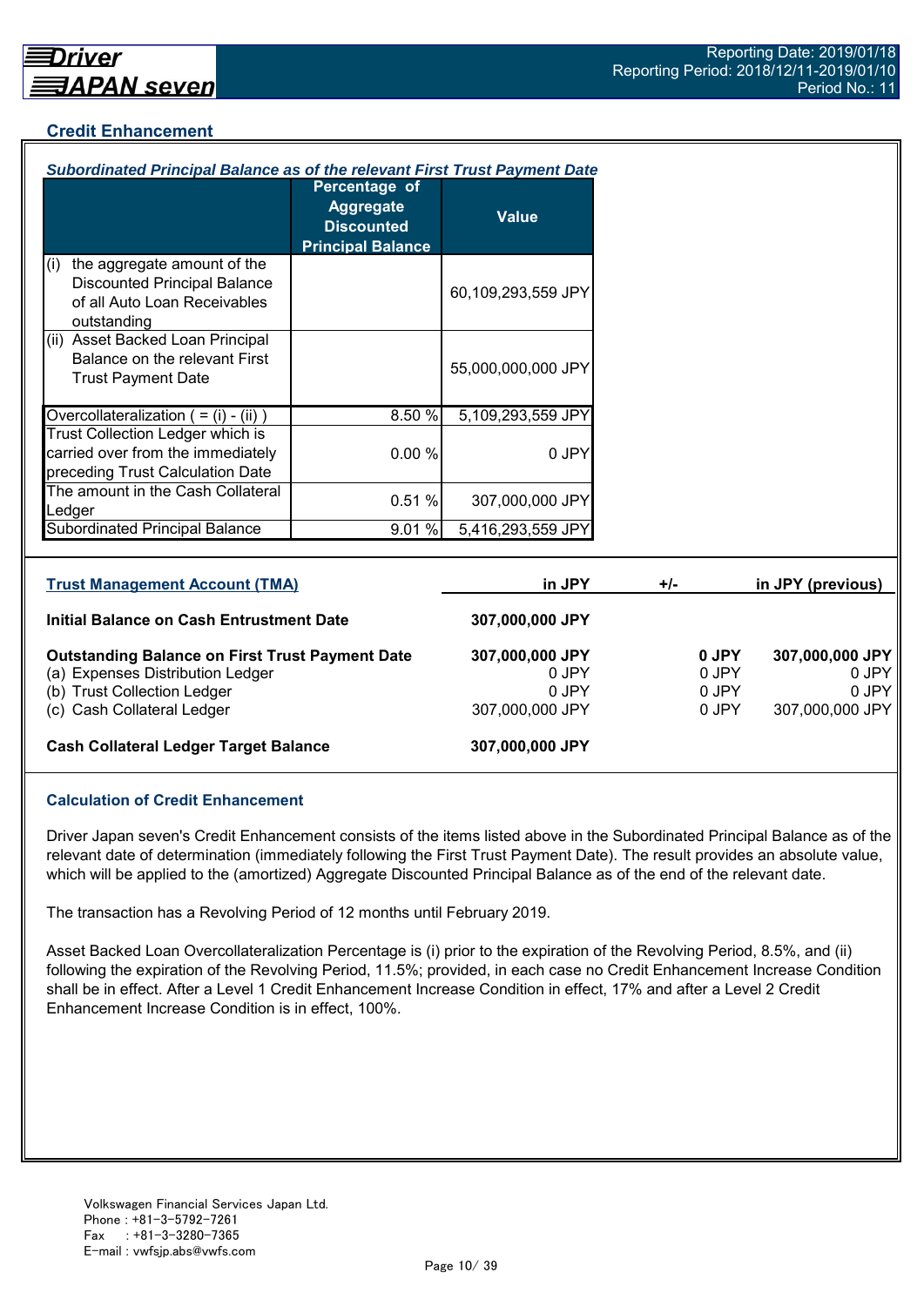## Credit Enhancement

***Subordinated Principal Balance as of the relevant First Trust Payment Date***

| | Percentage of Aggregate Discounted Principal Balance | Value |
|---|---|---|
| (i) the aggregate amount of the Discounted Principal Balance of all Auto Loan Receivables outstanding | | 60,109,293,559 JPY |
| (ii) Asset Backed Loan Principal Balance on the relevant First Trust Payment Date | | 55,000,000,000 JPY |
| Overcollateralization ( = (i) - (ii) ) | 8.50 % | 5,109,293,559 JPY |
| Trust Collection Ledger which is carried over from the immediately preceding Trust Calculation Date | 0.00 % | 0 JPY |
| The amount in the Cash Collateral Ledger | 0.51 % | 307,000,000 JPY |
| Subordinated Principal Balance | 9.01 % | 5,416,293,559 JPY |

| Trust Management Account (TMA) | in JPY | +/- | in JPY (previous) |
|---|---|---|---|
| **Initial Balance on Cash Entrustment Date** | **307,000,000 JPY** | | |
| **Outstanding Balance on First Trust Payment Date** | **307,000,000 JPY** | **0 JPY** | **307,000,000 JPY** |
| (a) Expenses Distribution Ledger | 0 JPY | 0 JPY | 0 JPY |
| (b) Trust Collection Ledger | 0 JPY | 0 JPY | 0 JPY |
| (c) Cash Collateral Ledger | 307,000,000 JPY | 0 JPY | 307,000,000 JPY |
| **Cash Collateral Ledger Target Balance** | **307,000,000 JPY** | | |

### Calculation of Credit Enhancement

Driver Japan seven's Credit Enhancement consists of the items listed above in the Subordinated Principal Balance as of the relevant date of determination (immediately following the First Trust Payment Date). The result provides an absolute value, which will be applied to the (amortized) Aggregate Discounted Principal Balance as of the end of the relevant date.

The transaction has a Revolving Period of 12 months until February 2019.

Asset Backed Loan Overcollateralization Percentage is (i) prior to the expiration of the Revolving Period, 8.5%, and (ii) following the expiration of the Revolving Period, 11.5%; provided, in each case no Credit Enhancement Increase Condition shall be in effect. After a Level 1 Credit Enhancement Increase Condition in effect, 17% and after a Level 2 Credit Enhancement Increase Condition is in effect, 100%.

Volkswagen Financial Services Japan Ltd.
Phone : +81-3-5792-7261
Fax : +81-3-3280-7365
E-mail : vwfsjp.abs@vwfs.com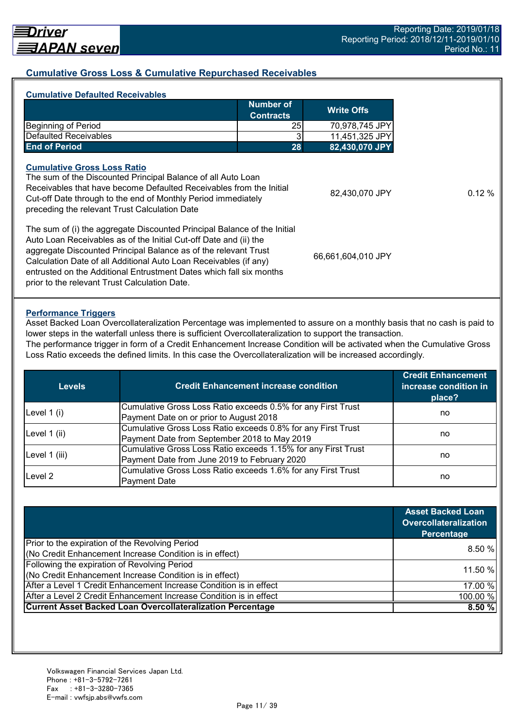## Cumulative Gross Loss & Cumulative Repurchased Receivables

### Cumulative Defaulted Receivables

| | Number of Contracts | Write Offs |
|---|---|---|
| Beginning of Period | 25 | 70,978,745 JPY |
| Defaulted Receivables | 3 | 11,451,325 JPY |
| **End of Period** | **28** | **82,430,070 JPY** |

### Cumulative Gross Loss Ratio

| | | |
|---|---|---|
| The sum of the Discounted Principal Balance of all Auto Loan Receivables that have become Defaulted Receivables from the Initial Cut-off Date through to the end of Monthly Period immediately preceding the relevant Trust Calculation Date | 82,430,070 JPY | 0.12 % |
| The sum of (i) the aggregate Discounted Principal Balance of the Initial Auto Loan Receivables as of the Initial Cut-off Date and (ii) the aggregate Discounted Principal Balance as of the relevant Trust Calculation Date of all Additional Auto Loan Receivables (if any) entrusted on the Additional Entrustment Dates which fall six months prior to the relevant Trust Calculation Date. | 66,661,604,010 JPY | |

### Performance Triggers

Asset Backed Loan Overcollateralization Percentage was implemented to assure on a monthly basis that no cash is paid to lower steps in the waterfall unless there is sufficient Overcollateralization to support the transaction.
The performance trigger in form of a Credit Enhancement Increase Condition will be activated when the Cumulative Gross Loss Ratio exceeds the defined limits. In this case the Overcollateralization will be increased accordingly.

| Levels | Credit Enhancement increase condition | Credit Enhancement increase condition in place? |
|---|---|---|
| Level 1 (i) | Cumulative Gross Loss Ratio exceeds 0.5% for any First Trust Payment Date on or prior to August 2018 | no |
| Level 1 (ii) | Cumulative Gross Loss Ratio exceeds 0.8% for any First Trust Payment Date from September 2018 to May 2019 | no |
| Level 1 (iii) | Cumulative Gross Loss Ratio exceeds 1.15% for any First Trust Payment Date from June 2019 to February 2020 | no |
| Level 2 | Cumulative Gross Loss Ratio exceeds 1.6% for any First Trust Payment Date | no |

| | Asset Backed Loan Overcollateralization Percentage |
|---|---|
| Prior to the expiration of the Revolving Period (No Credit Enhancement Increase Condition is in effect) | 8.50 % |
| Following the expiration of Revolving Period (No Credit Enhancement Increase Condition is in effect) | 11.50 % |
| After a Level 1 Credit Enhancement Increase Condition is in effect | 17.00 % |
| After a Level 2 Credit Enhancement Increase Condition is in effect | 100.00 % |
| **Current Asset Backed Loan Overcollateralization Percentage** | **8.50 %** |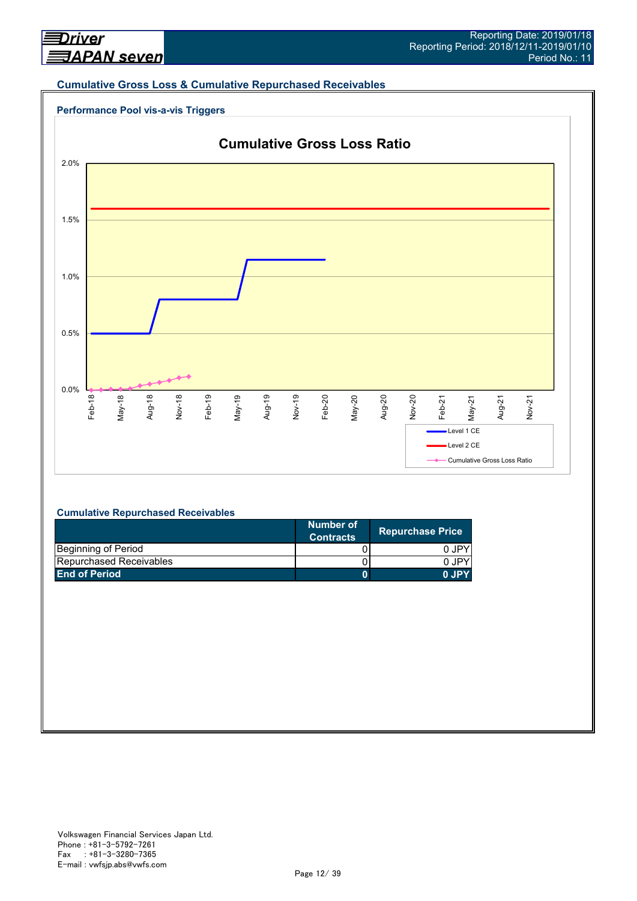## Cumulative Gross Loss & Cumulative Repurchased Receivables

### Performance Pool vis-a-vis Triggers

**Cumulative Gross Loss Ratio**

2.0%
1.5%
1.0%
0.5%
0.0%

Feb-18, May-18, Aug-18, Nov-18, Feb-19, May-19, Aug-19, Nov-19, Feb-20, May-20, Aug-20, Nov-20, Feb-21, May-21, Aug-21, Nov-21

Level 1 CE
Level 2 CE
Cumulative Gross Loss Ratio

### Cumulative Repurchased Receivables

| | Number of Contracts | Repurchase Price |
|---|---|---|
| Beginning of Period | 0 | 0 JPY |
| Repurchased Receivables | 0 | 0 JPY |
| **End of Period** | **0** | **0 JPY** |

Volkswagen Financial Services Japan Ltd.
Phone : +81-3-5792-7261
Fax : +81-3-3280-7365
E-mail : vwfsjp.abs@vwfs.com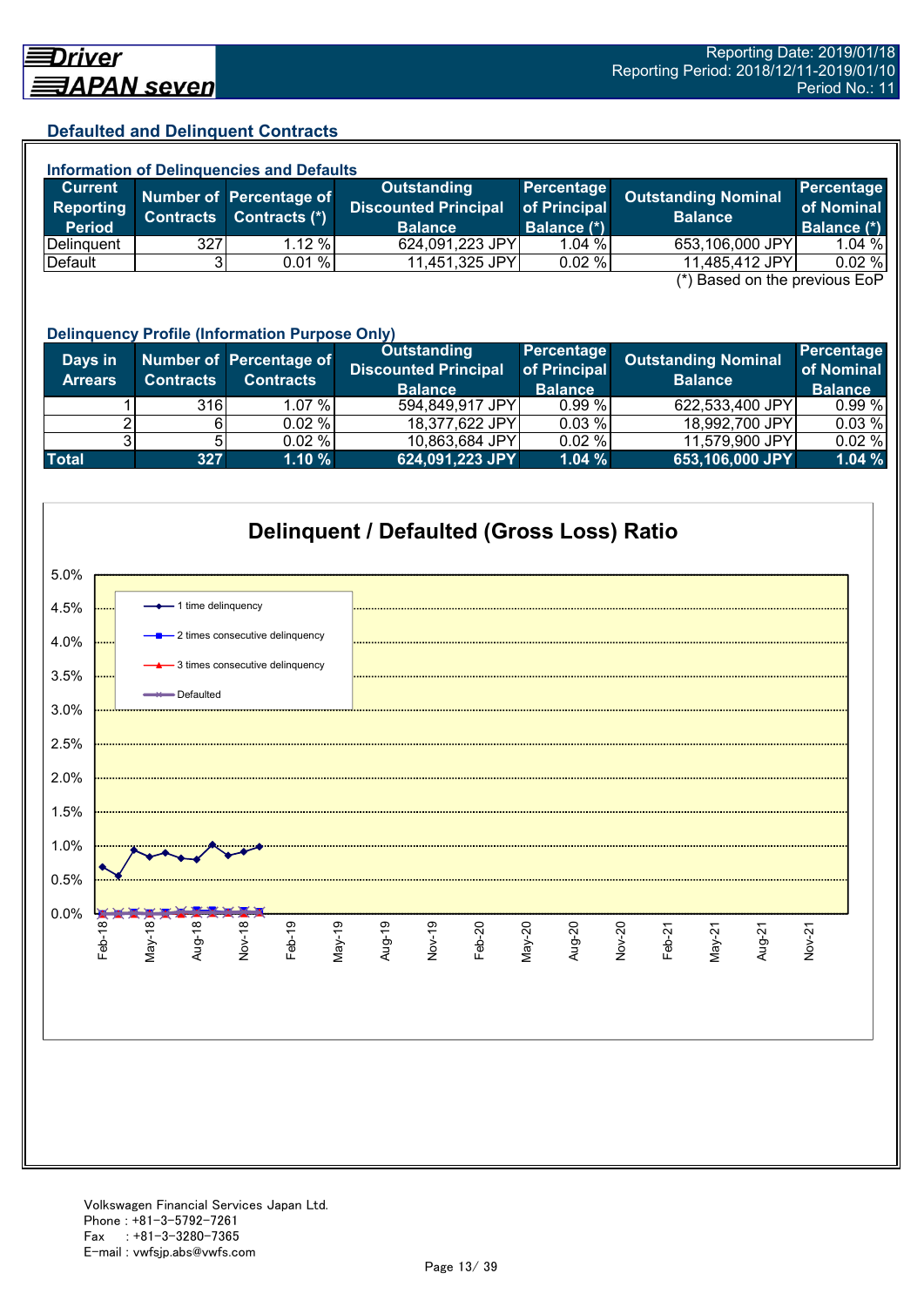## Defaulted and Delinquent Contracts

### Information of Delinquencies and Defaults

| Current Reporting Period | Number of Contracts | Percentage of Contracts (*) | Outstanding Discounted Principal Balance | Percentage of Principal Balance (*) | Outstanding Nominal Balance | Percentage of Nominal Balance (*) |
|---|---|---|---|---|---|---|
| Delinquent | 327 | 1.12 % | 624,091,223 JPY | 1.04 % | 653,106,000 JPY | 1.04 % |
| Default | 3 | 0.01 % | 11,451,325 JPY | 0.02 % | 11,485,412 JPY | 0.02 % |

(*) Based on the previous EoP

### Delinquency Profile (Information Purpose Only)

| Days in Arrears | Number of Contracts | Percentage of Contracts | Outstanding Discounted Principal Balance | Percentage of Principal Balance | Outstanding Nominal Balance | Percentage of Nominal Balance |
|---|---|---|---|---|---|---|
| 1 | 316 | 1.07 % | 594,849,917 JPY | 0.99 % | 622,533,400 JPY | 0.99 % |
| 2 | 6 | 0.02 % | 18,377,622 JPY | 0.03 % | 18,992,700 JPY | 0.03 % |
| 3 | 5 | 0.02 % | 10,863,684 JPY | 0.02 % | 11,579,900 JPY | 0.02 % |
| **Total** | **327** | **1.10 %** | **624,091,223 JPY** | **1.04 %** | **653,106,000 JPY** | **1.04 %** |

### Delinquent / Defaulted (Gross Loss) Ratio

Legend: 1 time delinquency; 2 times consecutive delinquency; 3 times consecutive delinquency; Defaulted

Volkswagen Financial Services Japan Ltd.
Phone : +81-3-5792-7261
Fax : +81-3-3280-7365
E-mail : vwfsjp.abs@vwfs.com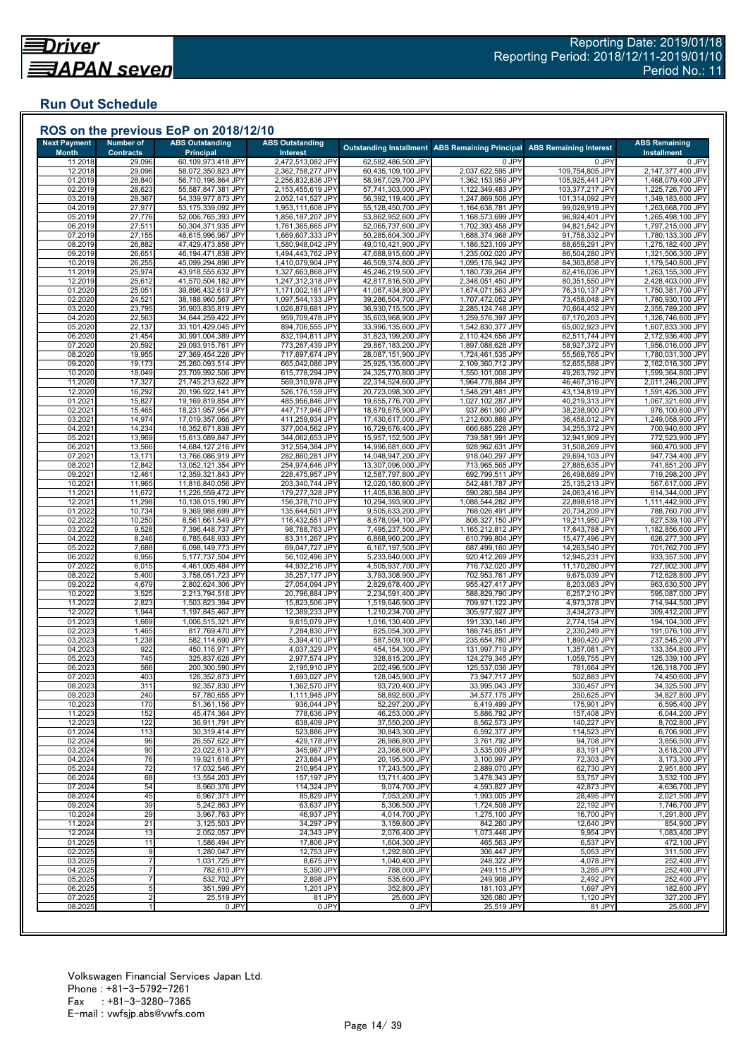# Run Out Schedule

## ROS on the previous EoP on 2018/12/10

| Next Payment Month | Number of Contracts | ABS Outstanding Principal | ABS Outstanding Interest | Outstanding Installment | ABS Remaining Principal | ABS Remaining Interest | ABS Remaining Installment |
|---|---|---|---|---|---|---|---|
| 11.2018 | 29,096 | 60,109,973,418 JPY | 2,472,513,082 JPY | 62,582,486,500 JPY | 0 JPY | 0 JPY | 0 JPY |
| 12.2018 | 29,096 | 58,072,350,823 JPY | 2,362,758,277 JPY | 60,435,109,100 JPY | 2,037,622,595 JPY | 109,754,805 JPY | 2,147,377,400 JPY |
| 01.2019 | 28,840 | 56,710,196,864 JPY | 2,256,832,836 JPY | 58,967,029,700 JPY | 1,362,153,959 JPY | 105,925,441 JPY | 1,468,079,400 JPY |
| 02.2019 | 28,623 | 55,587,847,381 JPY | 2,153,455,619 JPY | 57,741,303,000 JPY | 1,122,349,483 JPY | 103,377,217 JPY | 1,225,726,700 JPY |
| 03.2019 | 28,367 | 54,339,977,873 JPY | 2,052,141,527 JPY | 56,392,119,400 JPY | 1,247,869,508 JPY | 101,314,092 JPY | 1,349,183,600 JPY |
| 04.2019 | 27,977 | 53,175,339,092 JPY | 1,953,111,608 JPY | 55,128,450,700 JPY | 1,164,638,781 JPY | 99,029,919 JPY | 1,263,668,700 JPY |
| 05.2019 | 27,776 | 52,006,765,393 JPY | 1,856,187,207 JPY | 53,862,952,600 JPY | 1,168,573,699 JPY | 96,924,401 JPY | 1,265,498,100 JPY |
| 06.2019 | 27,511 | 50,304,371,935 JPY | 1,761,365,665 JPY | 52,065,737,600 JPY | 1,702,393,458 JPY | 94,821,542 JPY | 1,797,215,000 JPY |
| 07.2019 | 27,155 | 48,615,996,967 JPY | 1,669,607,333 JPY | 50,285,604,300 JPY | 1,688,374,968 JPY | 91,758,332 JPY | 1,780,133,300 JPY |
| 08.2019 | 26,882 | 47,429,473,858 JPY | 1,580,948,042 JPY | 49,010,421,900 JPY | 1,186,523,109 JPY | 88,659,291 JPY | 1,275,182,400 JPY |
| 09.2019 | 26,651 | 46,194,471,838 JPY | 1,494,443,762 JPY | 47,688,915,600 JPY | 1,235,002,020 JPY | 86,504,280 JPY | 1,321,506,300 JPY |
| 10.2019 | 26,255 | 45,099,294,896 JPY | 1,410,079,904 JPY | 46,509,374,800 JPY | 1,095,176,942 JPY | 84,363,858 JPY | 1,179,540,800 JPY |
| 11.2019 | 25,974 | 43,918,555,632 JPY | 1,327,663,868 JPY | 45,246,219,500 JPY | 1,180,739,264 JPY | 82,416,036 JPY | 1,263,155,300 JPY |
| 12.2019 | 25,612 | 41,570,504,182 JPY | 1,247,312,318 JPY | 42,817,816,500 JPY | 2,348,051,450 JPY | 80,351,550 JPY | 2,428,403,000 JPY |
| 01.2020 | 25,051 | 39,896,432,619 JPY | 1,171,002,181 JPY | 41,067,434,800 JPY | 1,674,071,563 JPY | 76,310,137 JPY | 1,750,381,700 JPY |
| 02.2020 | 24,521 | 38,188,960,567 JPY | 1,097,544,133 JPY | 39,286,504,700 JPY | 1,707,472,052 JPY | 73,458,048 JPY | 1,780,930,100 JPY |
| 03.2020 | 23,795 | 35,903,835,819 JPY | 1,026,879,681 JPY | 36,930,715,500 JPY | 2,285,124,748 JPY | 70,664,452 JPY | 2,355,789,200 JPY |
| 04.2020 | 22,563 | 34,644,259,422 JPY | 959,709,478 JPY | 35,603,968,900 JPY | 1,259,576,397 JPY | 67,170,203 JPY | 1,326,746,600 JPY |
| 05.2020 | 22,137 | 33,101,429,045 JPY | 894,706,555 JPY | 33,996,135,600 JPY | 1,542,830,377 JPY | 65,002,923 JPY | 1,607,833,300 JPY |
| 06.2020 | 21,454 | 30,991,004,389 JPY | 832,194,811 JPY | 31,823,199,200 JPY | 2,110,424,656 JPY | 62,511,744 JPY | 2,172,936,400 JPY |
| 07.2020 | 20,592 | 29,093,915,761 JPY | 773,267,439 JPY | 29,867,183,200 JPY | 1,897,088,628 JPY | 58,927,372 JPY | 1,956,016,000 JPY |
| 08.2020 | 19,955 | 27,369,454,226 JPY | 717,697,674 JPY | 28,087,151,900 JPY | 1,724,461,535 JPY | 55,569,765 JPY | 1,780,031,300 JPY |
| 09.2020 | 19,173 | 25,260,093,514 JPY | 665,042,086 JPY | 25,925,135,600 JPY | 2,109,360,712 JPY | 52,655,588 JPY | 2,162,016,300 JPY |
| 10.2020 | 18,049 | 23,709,992,506 JPY | 615,778,294 JPY | 24,325,770,800 JPY | 1,550,101,008 JPY | 49,263,792 JPY | 1,599,364,800 JPY |
| 11.2020 | 17,327 | 21,745,213,622 JPY | 569,310,978 JPY | 22,314,524,600 JPY | 1,964,778,884 JPY | 46,467,316 JPY | 2,011,246,200 JPY |
| 12.2020 | 16,292 | 20,196,922,141 JPY | 526,176,159 JPY | 20,723,098,300 JPY | 1,548,291,481 JPY | 43,134,819 JPY | 1,591,426,300 JPY |
| 01.2021 | 15,827 | 19,169,819,854 JPY | 485,956,846 JPY | 19,655,776,700 JPY | 1,027,102,287 JPY | 40,219,313 JPY | 1,067,321,600 JPY |
| 02.2021 | 15,465 | 18,231,957,954 JPY | 447,717,946 JPY | 18,679,675,900 JPY | 937,861,900 JPY | 38,238,900 JPY | 976,100,800 JPY |
| 03.2021 | 14,974 | 17,019,357,066 JPY | 411,259,934 JPY | 17,430,617,000 JPY | 1,212,600,888 JPY | 36,458,012 JPY | 1,249,058,900 JPY |
| 04.2021 | 14,234 | 16,352,671,838 JPY | 377,004,562 JPY | 16,729,676,400 JPY | 666,685,228 JPY | 34,255,372 JPY | 700,940,600 JPY |
| 05.2021 | 13,969 | 15,613,089,847 JPY | 344,062,653 JPY | 15,957,152,500 JPY | 739,581,991 JPY | 32,941,909 JPY | 772,523,900 JPY |
| 06.2021 | 13,566 | 14,684,127,216 JPY | 312,554,384 JPY | 14,996,681,600 JPY | 928,962,631 JPY | 31,508,269 JPY | 960,470,900 JPY |
| 07.2021 | 13,171 | 13,766,086,919 JPY | 282,860,281 JPY | 14,048,947,200 JPY | 918,040,297 JPY | 29,694,103 JPY | 947,734,400 JPY |
| 08.2021 | 12,842 | 13,052,121,354 JPY | 254,974,646 JPY | 13,307,096,000 JPY | 713,965,565 JPY | 27,885,635 JPY | 741,851,200 JPY |
| 09.2021 | 12,461 | 12,359,321,843 JPY | 228,475,957 JPY | 12,587,797,800 JPY | 692,799,511 JPY | 26,498,689 JPY | 719,298,200 JPY |
| 10.2021 | 11,965 | 11,816,840,056 JPY | 203,340,744 JPY | 12,020,180,800 JPY | 542,481,787 JPY | 25,135,213 JPY | 567,617,000 JPY |
| 11.2021 | 11,672 | 11,226,559,472 JPY | 179,277,328 JPY | 11,405,836,800 JPY | 590,280,584 JPY | 24,063,416 JPY | 614,344,000 JPY |
| 12.2021 | 11,298 | 10,138,015,190 JPY | 156,378,710 JPY | 10,294,393,900 JPY | 1,088,544,282 JPY | 22,898,618 JPY | 1,111,442,900 JPY |
| 01.2022 | 10,734 | 9,369,988,699 JPY | 135,644,501 JPY | 9,505,633,200 JPY | 768,026,491 JPY | 20,734,209 JPY | 788,760,700 JPY |
| 02.2022 | 10,250 | 8,561,661,549 JPY | 116,432,551 JPY | 8,678,094,100 JPY | 808,327,150 JPY | 19,211,950 JPY | 827,539,100 JPY |
| 03.2022 | 9,528 | 7,396,448,737 JPY | 98,788,763 JPY | 7,495,237,500 JPY | 1,165,212,812 JPY | 17,643,788 JPY | 1,182,856,600 JPY |
| 04.2022 | 8,246 | 6,785,648,933 JPY | 83,311,267 JPY | 6,868,960,200 JPY | 610,799,804 JPY | 15,477,496 JPY | 626,277,300 JPY |
| 05.2022 | 7,688 | 6,098,149,773 JPY | 69,047,727 JPY | 6,167,197,500 JPY | 687,499,160 JPY | 14,263,540 JPY | 701,762,700 JPY |
| 06.2022 | 6,956 | 5,177,737,504 JPY | 56,102,496 JPY | 5,233,840,000 JPY | 920,412,269 JPY | 12,945,231 JPY | 933,357,500 JPY |
| 07.2022 | 6,015 | 4,461,005,484 JPY | 44,932,216 JPY | 4,505,937,700 JPY | 716,732,020 JPY | 11,170,280 JPY | 727,902,300 JPY |
| 08.2022 | 5,400 | 3,758,051,723 JPY | 35,257,177 JPY | 3,793,308,900 JPY | 702,953,761 JPY | 9,675,039 JPY | 712,628,800 JPY |
| 09.2022 | 4,679 | 2,802,624,306 JPY | 27,054,094 JPY | 2,829,678,400 JPY | 955,427,417 JPY | 8,203,083 JPY | 963,630,500 JPY |
| 10.2022 | 3,525 | 2,213,794,516 JPY | 20,796,884 JPY | 2,234,591,400 JPY | 588,829,790 JPY | 6,257,210 JPY | 595,087,000 JPY |
| 11.2022 | 2,823 | 1,503,823,394 JPY | 15,823,506 JPY | 1,519,646,900 JPY | 709,971,122 JPY | 4,973,378 JPY | 714,944,500 JPY |
| 12.2022 | 1,944 | 1,197,845,467 JPY | 12,389,233 JPY | 1,210,234,700 JPY | 305,977,927 JPY | 3,434,273 JPY | 309,412,200 JPY |
| 01.2023 | 1,669 | 1,006,515,321 JPY | 9,615,079 JPY | 1,016,130,400 JPY | 191,330,146 JPY | 2,774,154 JPY | 194,104,300 JPY |
| 02.2023 | 1,465 | 817,769,470 JPY | 7,284,830 JPY | 825,054,300 JPY | 188,745,851 JPY | 2,330,249 JPY | 191,076,100 JPY |
| 03.2023 | 1,238 | 582,114,690 JPY | 5,394,410 JPY | 587,509,100 JPY | 235,654,780 JPY | 1,890,420 JPY | 237,545,200 JPY |
| 04.2023 | 922 | 450,116,971 JPY | 4,037,329 JPY | 454,154,300 JPY | 131,997,719 JPY | 1,357,081 JPY | 133,354,800 JPY |
| 05.2023 | 745 | 325,837,626 JPY | 2,977,574 JPY | 328,815,200 JPY | 124,279,345 JPY | 1,059,755 JPY | 125,339,100 JPY |
| 06.2023 | 566 | 200,300,590 JPY | 2,195,910 JPY | 202,496,500 JPY | 125,537,036 JPY | 781,664 JPY | 126,318,700 JPY |
| 07.2023 | 403 | 126,352,873 JPY | 1,693,027 JPY | 128,045,900 JPY | 73,947,717 JPY | 502,883 JPY | 74,450,600 JPY |
| 08.2023 | 311 | 92,357,830 JPY | 1,362,570 JPY | 93,720,400 JPY | 33,995,043 JPY | 330,457 JPY | 34,325,500 JPY |
| 09.2023 | 240 | 57,780,655 JPY | 1,111,945 JPY | 58,892,600 JPY | 34,577,175 JPY | 250,625 JPY | 34,827,800 JPY |
| 10.2023 | 170 | 51,361,156 JPY | 936,044 JPY | 52,297,200 JPY | 6,419,499 JPY | 175,901 JPY | 6,595,400 JPY |
| 11.2023 | 152 | 45,474,364 JPY | 778,636 JPY | 46,253,000 JPY | 5,886,792 JPY | 157,408 JPY | 6,044,200 JPY |
| 12.2023 | 122 | 36,911,791 JPY | 638,409 JPY | 37,550,200 JPY | 8,562,573 JPY | 140,227 JPY | 8,702,800 JPY |
| 01.2024 | 113 | 30,319,414 JPY | 523,886 JPY | 30,843,300 JPY | 6,592,377 JPY | 114,523 JPY | 6,706,900 JPY |
| 02.2024 | 96 | 26,557,622 JPY | 429,178 JPY | 26,986,800 JPY | 3,761,792 JPY | 94,708 JPY | 3,856,500 JPY |
| 03.2024 | 90 | 23,022,613 JPY | 345,987 JPY | 23,368,600 JPY | 3,535,009 JPY | 83,191 JPY | 3,618,200 JPY |
| 04.2024 | 76 | 19,921,616 JPY | 273,684 JPY | 20,195,300 JPY | 3,100,997 JPY | 72,303 JPY | 3,173,300 JPY |
| 05.2024 | 72 | 17,032,546 JPY | 210,954 JPY | 17,243,500 JPY | 2,889,070 JPY | 62,730 JPY | 2,951,800 JPY |
| 06.2024 | 68 | 13,554,203 JPY | 157,197 JPY | 13,711,400 JPY | 3,478,343 JPY | 53,757 JPY | 3,532,100 JPY |
| 07.2024 | 54 | 8,960,376 JPY | 114,324 JPY | 9,074,700 JPY | 4,593,827 JPY | 42,873 JPY | 4,636,700 JPY |
| 08.2024 | 45 | 6,967,371 JPY | 85,829 JPY | 7,053,200 JPY | 1,993,005 JPY | 28,495 JPY | 2,021,500 JPY |
| 09.2024 | 39 | 5,242,863 JPY | 63,637 JPY | 5,306,500 JPY | 1,724,508 JPY | 22,192 JPY | 1,746,700 JPY |
| 10.2024 | 29 | 3,967,763 JPY | 46,937 JPY | 4,014,700 JPY | 1,275,100 JPY | 16,700 JPY | 1,291,800 JPY |
| 11.2024 | 21 | 3,125,503 JPY | 34,297 JPY | 3,159,800 JPY | 842,260 JPY | 12,640 JPY | 854,900 JPY |
| 12.2024 | 13 | 2,052,057 JPY | 24,343 JPY | 2,076,400 JPY | 1,073,446 JPY | 9,954 JPY | 1,083,400 JPY |
| 01.2025 | 11 | 1,586,494 JPY | 17,806 JPY | 1,604,300 JPY | 465,563 JPY | 6,537 JPY | 472,100 JPY |
| 02.2025 | 9 | 1,280,047 JPY | 12,753 JPY | 1,292,800 JPY | 306,447 JPY | 5,053 JPY | 311,500 JPY |
| 03.2025 | 7 | 1,031,725 JPY | 8,675 JPY | 1,040,400 JPY | 248,322 JPY | 4,078 JPY | 252,400 JPY |
| 04.2025 | 7 | 782,610 JPY | 5,390 JPY | 788,000 JPY | 249,115 JPY | 3,285 JPY | 252,400 JPY |
| 05.2025 | 7 | 532,702 JPY | 2,898 JPY | 535,600 JPY | 249,908 JPY | 2,492 JPY | 252,400 JPY |
| 06.2025 | 5 | 351,599 JPY | 1,201 JPY | 352,800 JPY | 181,103 JPY | 1,697 JPY | 182,800 JPY |
| 07.2025 | 2 | 25,519 JPY | 81 JPY | 25,600 JPY | 326,080 JPY | 1,120 JPY | 327,200 JPY |
| 08.2025 | 1 | 0 JPY | 0 JPY | 0 JPY | 25,519 JPY | 81 JPY | 25,600 JPY |

Volkswagen Financial Services Japan Ltd.
Phone : +81-3-5792-7261
Fax : +81-3-3280-7365
E-mail : vwfsjp.abs@vwfs.com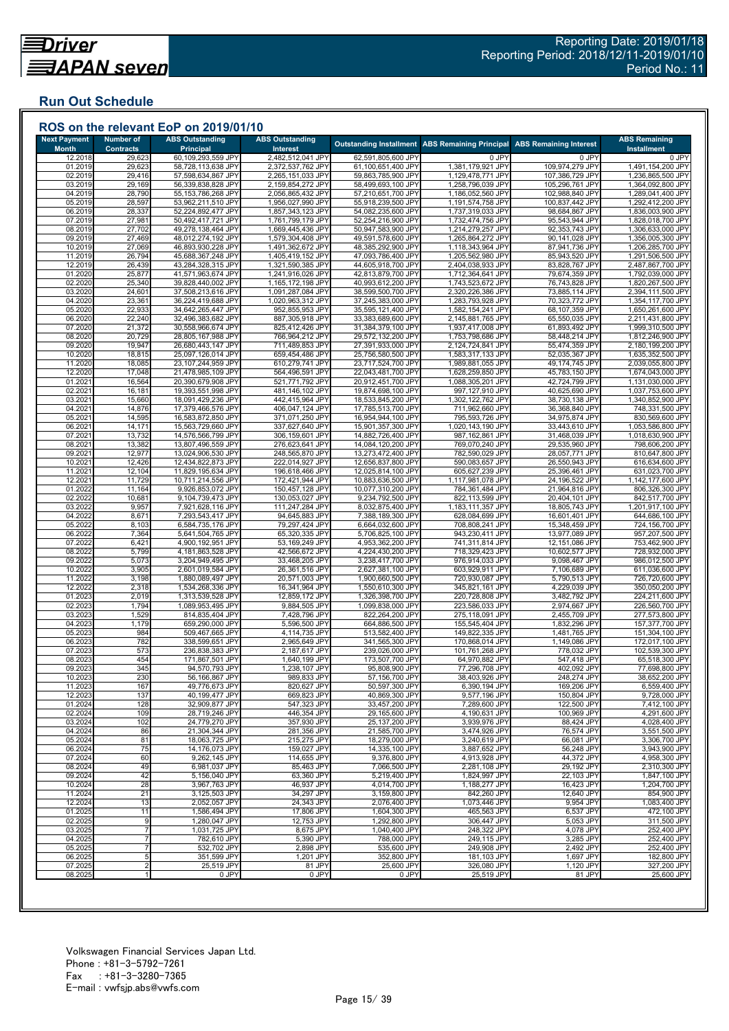## Run Out Schedule

### ROS on the relevant EoP on 2019/01/10

| Next Payment Month | Number of Contracts | ABS Outstanding Principal | ABS Outstanding Interest | Outstanding Installment | ABS Remaining Principal | ABS Remaining Interest | ABS Remaining Installment |
|---|---|---|---|---|---|---|---|
| 12.2018 | 29,623 | 60,109,293,559 JPY | 2,482,512,041 JPY | 62,591,805,600 JPY | 0 JPY | 0 JPY | 0 JPY |
| 01.2019 | 29,623 | 58,728,113,638 JPY | 2,372,537,762 JPY | 61,100,651,400 JPY | 1,381,179,921 JPY | 109,974,279 JPY | 1,491,154,200 JPY |
| 02.2019 | 29,416 | 57,598,634,867 JPY | 2,265,151,033 JPY | 59,863,785,900 JPY | 1,129,478,771 JPY | 107,386,729 JPY | 1,236,865,500 JPY |
| 03.2019 | 29,169 | 56,339,838,828 JPY | 2,159,854,272 JPY | 58,499,693,100 JPY | 1,258,796,039 JPY | 105,296,761 JPY | 1,364,092,800 JPY |
| 04.2019 | 28,790 | 55,153,786,268 JPY | 2,056,865,432 JPY | 57,210,651,700 JPY | 1,186,052,560 JPY | 102,988,840 JPY | 1,289,041,400 JPY |
| 05.2019 | 28,597 | 53,962,211,510 JPY | 1,956,027,990 JPY | 55,918,239,500 JPY | 1,191,574,758 JPY | 100,837,442 JPY | 1,292,412,200 JPY |
| 06.2019 | 28,337 | 52,224,892,477 JPY | 1,857,343,123 JPY | 54,082,235,600 JPY | 1,737,319,033 JPY | 98,684,867 JPY | 1,836,003,900 JPY |
| 07.2019 | 27,981 | 50,492,417,721 JPY | 1,761,799,179 JPY | 52,254,216,900 JPY | 1,732,474,756 JPY | 95,543,944 JPY | 1,828,018,700 JPY |
| 08.2019 | 27,702 | 49,278,138,464 JPY | 1,669,445,436 JPY | 50,947,583,900 JPY | 1,214,279,257 JPY | 92,353,743 JPY | 1,306,633,000 JPY |
| 09.2019 | 27,469 | 48,012,274,192 JPY | 1,579,304,408 JPY | 49,591,578,600 JPY | 1,265,864,272 JPY | 90,141,028 JPY | 1,356,005,300 JPY |
| 10.2019 | 27,069 | 46,893,930,228 JPY | 1,491,362,672 JPY | 48,385,292,900 JPY | 1,118,343,964 JPY | 87,941,736 JPY | 1,206,285,700 JPY |
| 11.2019 | 26,794 | 45,688,367,248 JPY | 1,405,419,152 JPY | 47,093,786,400 JPY | 1,205,562,980 JPY | 85,943,520 JPY | 1,291,506,500 JPY |
| 12.2019 | 26,439 | 43,284,328,315 JPY | 1,321,590,385 JPY | 44,605,918,700 JPY | 2,404,038,933 JPY | 83,828,767 JPY | 2,487,867,700 JPY |
| 01.2020 | 25,877 | 41,571,963,674 JPY | 1,241,916,026 JPY | 42,813,879,700 JPY | 1,712,364,641 JPY | 79,674,359 JPY | 1,792,039,000 JPY |
| 02.2020 | 25,340 | 39,828,440,002 JPY | 1,165,172,198 JPY | 40,993,612,200 JPY | 1,743,523,672 JPY | 76,743,828 JPY | 1,820,267,500 JPY |
| 03.2020 | 24,601 | 37,508,213,616 JPY | 1,091,287,084 JPY | 38,599,500,700 JPY | 2,320,226,386 JPY | 73,885,114 JPY | 2,394,111,500 JPY |
| 04.2020 | 23,361 | 36,224,419,688 JPY | 1,020,963,312 JPY | 37,245,383,000 JPY | 1,283,793,928 JPY | 70,323,772 JPY | 1,354,117,700 JPY |
| 05.2020 | 22,933 | 34,642,265,447 JPY | 952,855,953 JPY | 35,595,121,400 JPY | 1,582,154,241 JPY | 68,107,359 JPY | 1,650,261,600 JPY |
| 06.2020 | 22,240 | 32,496,383,682 JPY | 887,305,918 JPY | 33,383,689,600 JPY | 2,145,881,765 JPY | 65,550,035 JPY | 2,211,431,800 JPY |
| 07.2020 | 21,372 | 30,558,966,674 JPY | 825,412,426 JPY | 31,384,379,100 JPY | 1,937,417,008 JPY | 61,893,492 JPY | 1,999,310,500 JPY |
| 08.2020 | 20,729 | 28,805,167,988 JPY | 766,964,212 JPY | 29,572,132,200 JPY | 1,753,798,686 JPY | 58,448,214 JPY | 1,812,246,900 JPY |
| 09.2020 | 19,947 | 26,680,443,147 JPY | 711,489,853 JPY | 27,391,933,000 JPY | 2,124,724,841 JPY | 55,474,359 JPY | 2,180,199,200 JPY |
| 10.2020 | 18,815 | 25,097,306,014 JPY | 659,454,486 JPY | 25,756,580,500 JPY | 1,583,137,133 JPY | 52,035,367 JPY | 1,635,352,500 JPY |
| 11.2020 | 18,085 | 23,107,244,959 JPY | 610,279,741 JPY | 23,717,524,700 JPY | 1,989,881,055 JPY | 49,174,745 JPY | 2,039,055,800 JPY |
| 12.2020 | 17,048 | 21,478,985,109 JPY | 564,496,591 JPY | 22,043,481,700 JPY | 1,628,259,850 JPY | 45,783,150 JPY | 1,674,043,000 JPY |
| 01.2021 | 16,564 | 20,390,679,908 JPY | 521,771,792 JPY | 20,912,451,700 JPY | 1,088,305,201 JPY | 42,724,799 JPY | 1,131,030,000 JPY |
| 02.2021 | 16,181 | 19,393,551,998 JPY | 481,146,102 JPY | 19,874,698,100 JPY | 997,127,910 JPY | 40,625,690 JPY | 1,037,753,600 JPY |
| 03.2021 | 15,660 | 18,091,429,236 JPY | 442,415,964 JPY | 18,533,845,200 JPY | 1,302,122,762 JPY | 38,730,138 JPY | 1,340,852,900 JPY |
| 04.2021 | 14,876 | 17,379,466,576 JPY | 406,047,124 JPY | 17,785,513,700 JPY | 711,962,660 JPY | 36,368,840 JPY | 748,331,500 JPY |
| 05.2021 | 14,595 | 16,583,872,850 JPY | 371,071,250 JPY | 16,954,944,100 JPY | 795,593,726 JPY | 34,975,874 JPY | 830,569,600 JPY |
| 06.2021 | 14,171 | 15,563,729,660 JPY | 337,627,640 JPY | 15,901,357,300 JPY | 1,020,143,190 JPY | 33,443,610 JPY | 1,053,586,800 JPY |
| 07.2021 | 13,732 | 14,576,566,799 JPY | 306,159,601 JPY | 14,882,726,400 JPY | 987,162,861 JPY | 31,468,039 JPY | 1,018,630,900 JPY |
| 08.2021 | 13,382 | 13,807,496,559 JPY | 276,623,641 JPY | 14,084,120,200 JPY | 769,070,240 JPY | 29,535,960 JPY | 798,606,200 JPY |
| 09.2021 | 12,977 | 13,024,906,530 JPY | 248,565,870 JPY | 13,273,472,400 JPY | 782,590,029 JPY | 28,057,771 JPY | 810,647,800 JPY |
| 10.2021 | 12,426 | 12,434,822,873 JPY | 222,014,927 JPY | 12,656,837,800 JPY | 590,083,657 JPY | 26,550,943 JPY | 616,634,600 JPY |
| 11.2021 | 12,104 | 11,829,195,634 JPY | 196,618,466 JPY | 12,025,814,100 JPY | 605,627,239 JPY | 25,396,461 JPY | 631,023,700 JPY |
| 12.2021 | 11,729 | 10,711,214,556 JPY | 172,421,944 JPY | 10,883,636,500 JPY | 1,117,981,078 JPY | 24,196,522 JPY | 1,142,177,600 JPY |
| 01.2022 | 11,164 | 9,926,853,072 JPY | 150,457,128 JPY | 10,077,310,200 JPY | 784,361,484 JPY | 21,964,816 JPY | 806,326,300 JPY |
| 02.2022 | 10,681 | 9,104,739,473 JPY | 130,053,027 JPY | 9,234,792,500 JPY | 822,113,599 JPY | 20,404,101 JPY | 842,517,700 JPY |
| 03.2022 | 9,957 | 7,921,628,116 JPY | 111,247,284 JPY | 8,032,875,400 JPY | 1,183,111,357 JPY | 18,805,743 JPY | 1,201,917,100 JPY |
| 04.2022 | 8,671 | 7,293,543,417 JPY | 94,645,883 JPY | 7,388,189,300 JPY | 628,084,699 JPY | 16,601,401 JPY | 644,686,100 JPY |
| 05.2022 | 8,103 | 6,584,735,176 JPY | 79,297,424 JPY | 6,664,032,600 JPY | 708,808,241 JPY | 15,348,459 JPY | 724,156,700 JPY |
| 06.2022 | 7,364 | 5,641,504,765 JPY | 65,320,335 JPY | 5,706,825,100 JPY | 943,230,411 JPY | 13,977,089 JPY | 957,207,500 JPY |
| 07.2022 | 6,421 | 4,900,192,951 JPY | 53,169,249 JPY | 4,953,362,200 JPY | 741,311,814 JPY | 12,151,086 JPY | 753,462,900 JPY |
| 08.2022 | 5,799 | 4,181,863,528 JPY | 42,566,672 JPY | 4,224,430,200 JPY | 718,329,423 JPY | 10,602,577 JPY | 728,932,000 JPY |
| 09.2022 | 5,073 | 3,204,949,495 JPY | 33,468,205 JPY | 3,238,417,700 JPY | 976,914,033 JPY | 9,098,467 JPY | 986,012,500 JPY |
| 10.2022 | 3,905 | 2,601,019,584 JPY | 26,361,516 JPY | 2,627,381,100 JPY | 603,929,911 JPY | 7,106,689 JPY | 611,036,600 JPY |
| 11.2022 | 3,198 | 1,880,089,497 JPY | 20,571,003 JPY | 1,900,660,500 JPY | 720,930,087 JPY | 5,790,513 JPY | 726,720,600 JPY |
| 12.2022 | 2,318 | 1,534,268,336 JPY | 16,341,964 JPY | 1,550,610,300 JPY | 345,821,161 JPY | 4,229,039 JPY | 350,050,200 JPY |
| 01.2023 | 2,019 | 1,313,539,528 JPY | 12,859,172 JPY | 1,326,398,700 JPY | 220,728,808 JPY | 3,482,792 JPY | 224,211,600 JPY |
| 02.2023 | 1,794 | 1,089,953,495 JPY | 9,884,505 JPY | 1,099,838,000 JPY | 223,586,033 JPY | 2,974,667 JPY | 226,560,700 JPY |
| 03.2023 | 1,529 | 814,835,404 JPY | 7,428,796 JPY | 822,264,200 JPY | 275,118,091 JPY | 2,455,709 JPY | 277,573,800 JPY |
| 04.2023 | 1,179 | 659,290,000 JPY | 5,596,500 JPY | 664,886,500 JPY | 155,545,404 JPY | 1,832,296 JPY | 157,377,700 JPY |
| 05.2023 | 984 | 509,467,665 JPY | 4,114,735 JPY | 513,582,400 JPY | 149,822,335 JPY | 1,481,765 JPY | 151,304,100 JPY |
| 06.2023 | 782 | 338,599,651 JPY | 2,965,649 JPY | 341,565,300 JPY | 170,868,014 JPY | 1,149,086 JPY | 172,017,100 JPY |
| 07.2023 | 573 | 236,838,383 JPY | 2,187,617 JPY | 239,026,000 JPY | 101,761,268 JPY | 778,032 JPY | 102,539,300 JPY |
| 08.2023 | 454 | 171,867,501 JPY | 1,640,199 JPY | 173,507,700 JPY | 64,970,882 JPY | 547,418 JPY | 65,518,300 JPY |
| 09.2023 | 345 | 94,570,793 JPY | 1,238,107 JPY | 95,808,900 JPY | 77,296,708 JPY | 402,092 JPY | 77,698,800 JPY |
| 10.2023 | 230 | 56,166,867 JPY | 989,833 JPY | 57,156,700 JPY | 38,403,926 JPY | 248,274 JPY | 38,652,200 JPY |
| 11.2023 | 167 | 49,776,673 JPY | 820,627 JPY | 50,597,300 JPY | 6,390,194 JPY | 169,206 JPY | 6,559,400 JPY |
| 12.2023 | 137 | 40,199,477 JPY | 669,823 JPY | 40,869,300 JPY | 9,577,196 JPY | 150,804 JPY | 9,728,000 JPY |
| 01.2024 | 128 | 32,909,877 JPY | 547,323 JPY | 33,457,200 JPY | 7,289,600 JPY | 122,500 JPY | 7,412,100 JPY |
| 02.2024 | 109 | 28,719,246 JPY | 446,354 JPY | 29,165,600 JPY | 4,190,631 JPY | 100,969 JPY | 4,291,600 JPY |
| 03.2024 | 102 | 24,779,270 JPY | 357,930 JPY | 25,137,200 JPY | 3,939,976 JPY | 88,424 JPY | 4,028,400 JPY |
| 04.2024 | 86 | 21,304,344 JPY | 281,356 JPY | 21,585,700 JPY | 3,474,926 JPY | 76,574 JPY | 3,551,500 JPY |
| 05.2024 | 81 | 18,063,725 JPY | 215,275 JPY | 18,279,000 JPY | 3,240,619 JPY | 66,081 JPY | 3,306,700 JPY |
| 06.2024 | 75 | 14,176,073 JPY | 159,027 JPY | 14,335,100 JPY | 3,887,652 JPY | 56,248 JPY | 3,943,900 JPY |
| 07.2024 | 60 | 9,262,145 JPY | 114,655 JPY | 9,376,800 JPY | 4,913,928 JPY | 44,372 JPY | 4,958,300 JPY |
| 08.2024 | 49 | 6,981,037 JPY | 85,463 JPY | 7,066,500 JPY | 2,281,108 JPY | 29,192 JPY | 2,310,300 JPY |
| 09.2024 | 42 | 5,156,040 JPY | 63,360 JPY | 5,219,400 JPY | 1,824,997 JPY | 22,103 JPY | 1,847,100 JPY |
| 10.2024 | 28 | 3,967,763 JPY | 46,937 JPY | 4,014,700 JPY | 1,188,277 JPY | 16,423 JPY | 1,204,700 JPY |
| 11.2024 | 21 | 3,125,503 JPY | 34,297 JPY | 3,159,800 JPY | 842,260 JPY | 12,640 JPY | 854,900 JPY |
| 12.2024 | 13 | 2,052,057 JPY | 24,343 JPY | 2,076,400 JPY | 1,073,446 JPY | 9,954 JPY | 1,083,400 JPY |
| 01.2025 | 11 | 1,586,494 JPY | 17,806 JPY | 1,604,300 JPY | 465,563 JPY | 6,537 JPY | 472,100 JPY |
| 02.2025 | 9 | 1,280,047 JPY | 12,753 JPY | 1,292,800 JPY | 306,447 JPY | 5,053 JPY | 311,500 JPY |
| 03.2025 | 7 | 1,031,725 JPY | 8,675 JPY | 1,040,400 JPY | 248,322 JPY | 4,078 JPY | 252,400 JPY |
| 04.2025 | 7 | 782,610 JPY | 5,390 JPY | 788,000 JPY | 249,115 JPY | 3,285 JPY | 252,400 JPY |
| 05.2025 | 7 | 532,702 JPY | 2,898 JPY | 535,600 JPY | 249,908 JPY | 2,492 JPY | 252,400 JPY |
| 06.2025 | 5 | 351,599 JPY | 1,201 JPY | 352,800 JPY | 181,103 JPY | 1,697 JPY | 182,800 JPY |
| 07.2025 | 2 | 25,519 JPY | 81 JPY | 25,600 JPY | 326,080 JPY | 1,120 JPY | 327,200 JPY |
| 08.2025 | 1 | 0 JPY | 0 JPY | 0 JPY | 25,519 JPY | 81 JPY | 25,600 JPY |

Volkswagen Financial Services Japan Ltd.
Phone : +81-3-5792-7261
Fax : +81-3-3280-7365
E-mail : vwfsjp.abs@vwfs.com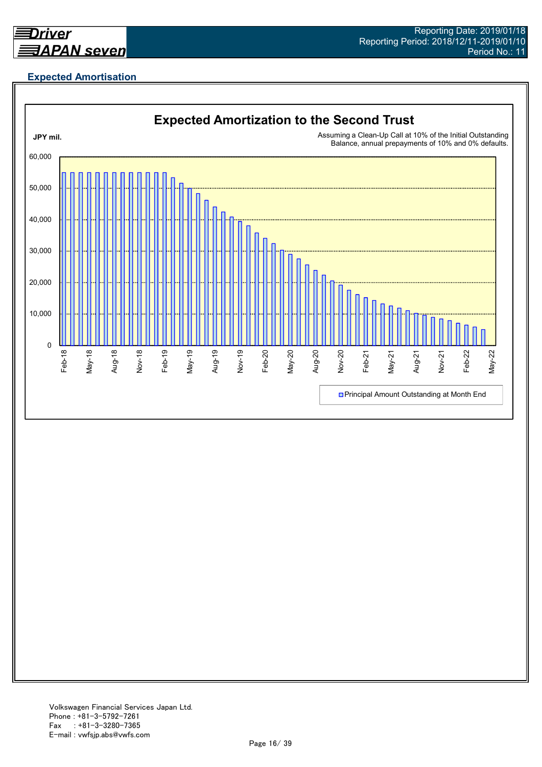## Expected Amortisation

### Expected Amortization to the Second Trust

JPY mil.

Assuming a Clean-Up Call at 10% of the Initial Outstanding Balance, annual prepayments of 10% and 0% defaults.

Y-axis: 0, 10,000, 20,000, 30,000, 40,000, 50,000, 60,000

X-axis: Feb-18, May-18, Aug-18, Nov-18, Feb-19, May-19, Aug-19, Nov-19, Feb-20, May-20, Aug-20, Nov-20, Feb-21, May-21, Aug-21, Nov-21, Feb-22, May-22

Principal Amount Outstanding at Month End

Volkswagen Financial Services Japan Ltd.
Phone : +81-3-5792-7261
Fax : +81-3-3280-7365
E-mail : vwfsjp.abs@vwfs.com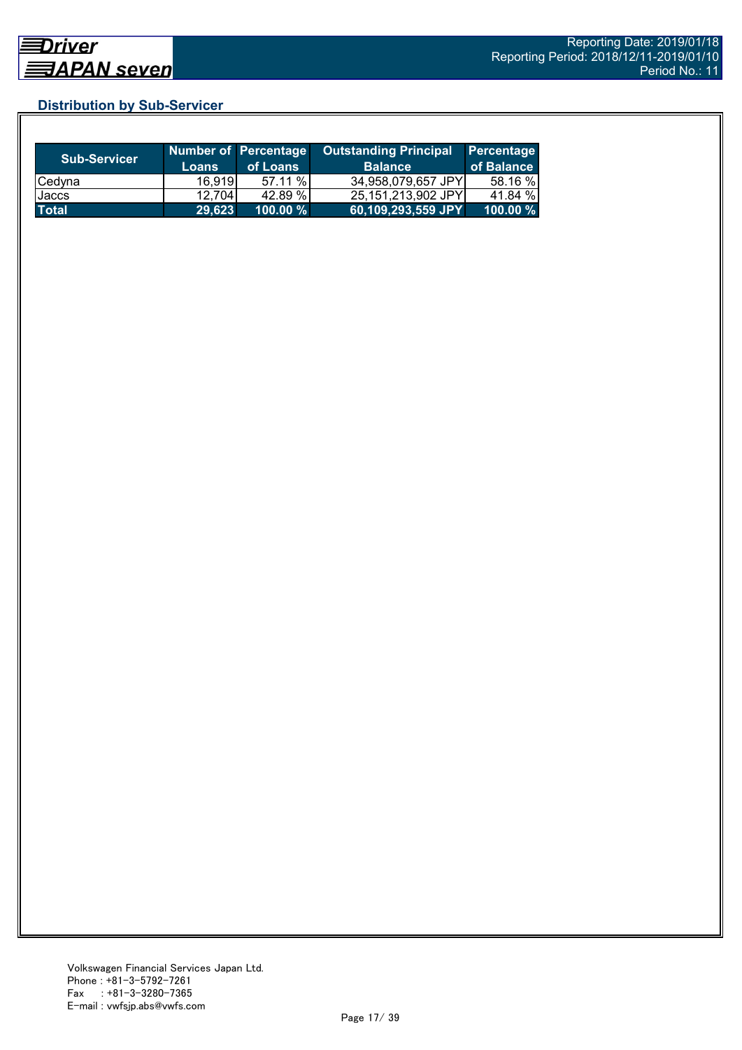## Distribution by Sub-Servicer

| Sub-Servicer | Number of Loans | Percentage of Loans | Outstanding Principal Balance | Percentage of Balance |
|---|---|---|---|---|
| Cedyna | 16,919 | 57.11 % | 34,958,079,657 JPY | 58.16 % |
| Jaccs | 12,704 | 42.89 % | 25,151,213,902 JPY | 41.84 % |
| **Total** | **29,623** | **100.00 %** | **60,109,293,559 JPY** | **100.00 %** |

Volkswagen Financial Services Japan Ltd.
Phone : +81-3-5792-7261
Fax : +81-3-3280-7365
E-mail : vwfsjp.abs@vwfs.com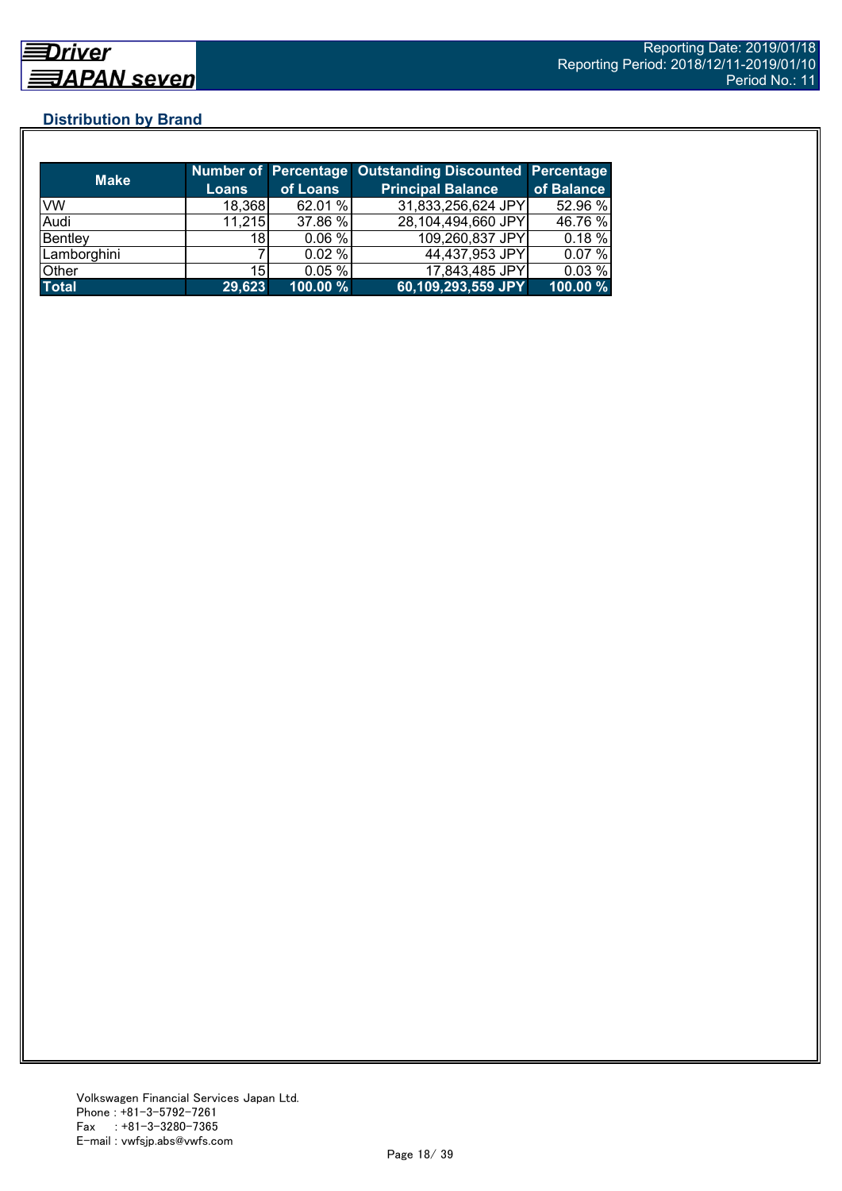## Distribution by Brand

| Make | Number of Loans | Percentage of Loans | Outstanding Discounted Principal Balance | Percentage of Balance |
|---|---|---|---|---|
| VW | 18,368 | 62.01 % | 31,833,256,624 JPY | 52.96 % |
| Audi | 11,215 | 37.86 % | 28,104,494,660 JPY | 46.76 % |
| Bentley | 18 | 0.06 % | 109,260,837 JPY | 0.18 % |
| Lamborghini | 7 | 0.02 % | 44,437,953 JPY | 0.07 % |
| Other | 15 | 0.05 % | 17,843,485 JPY | 0.03 % |
| **Total** | **29,623** | **100.00 %** | **60,109,293,559 JPY** | **100.00 %** |

Volkswagen Financial Services Japan Ltd.
Phone : +81-3-5792-7261
Fax : +81-3-3280-7365
E-mail : vwfsjp.abs@vwfs.com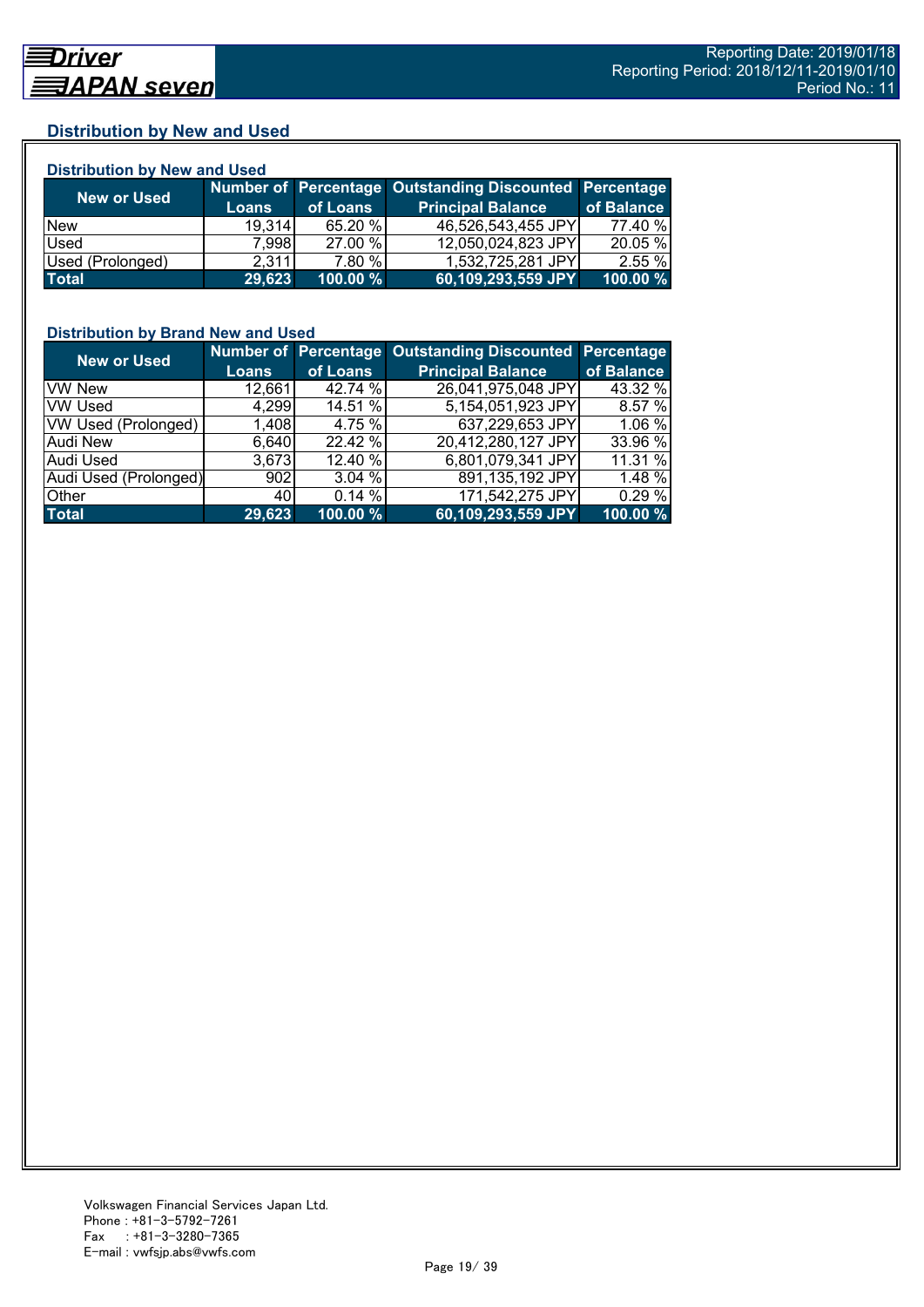## Distribution by New and Used

### Distribution by New and Used

| New or Used | Number of Loans | Percentage of Loans | Outstanding Discounted Principal Balance | Percentage of Balance |
|---|---|---|---|---|
| New | 19,314 | 65.20 % | 46,526,543,455 JPY | 77.40 % |
| Used | 7,998 | 27.00 % | 12,050,024,823 JPY | 20.05 % |
| Used (Prolonged) | 2,311 | 7.80 % | 1,532,725,281 JPY | 2.55 % |
| **Total** | **29,623** | **100.00 %** | **60,109,293,559 JPY** | **100.00 %** |

### Distribution by Brand New and Used

| New or Used | Number of Loans | Percentage of Loans | Outstanding Discounted Principal Balance | Percentage of Balance |
|---|---|---|---|---|
| VW New | 12,661 | 42.74 % | 26,041,975,048 JPY | 43.32 % |
| VW Used | 4,299 | 14.51 % | 5,154,051,923 JPY | 8.57 % |
| VW Used (Prolonged) | 1,408 | 4.75 % | 637,229,653 JPY | 1.06 % |
| Audi New | 6,640 | 22.42 % | 20,412,280,127 JPY | 33.96 % |
| Audi Used | 3,673 | 12.40 % | 6,801,079,341 JPY | 11.31 % |
| Audi Used (Prolonged) | 902 | 3.04 % | 891,135,192 JPY | 1.48 % |
| Other | 40 | 0.14 % | 171,542,275 JPY | 0.29 % |
| **Total** | **29,623** | **100.00 %** | **60,109,293,559 JPY** | **100.00 %** |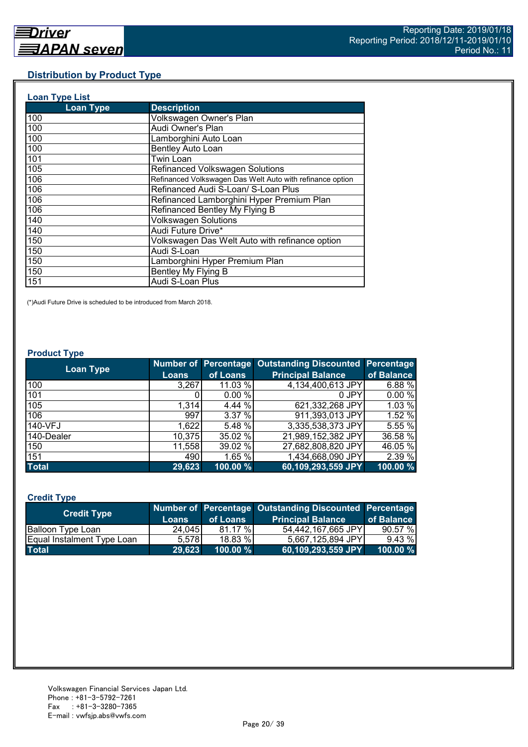## Distribution by Product Type

### Loan Type List

| Loan Type | Description |
|---|---|
| 100 | Volkswagen Owner's Plan |
| 100 | Audi Owner's Plan |
| 100 | Lamborghini Auto Loan |
| 100 | Bentley Auto Loan |
| 101 | Twin Loan |
| 105 | Refinanced Volkswagen Solutions |
| 106 | Refinanced Volkswagen Das Welt Auto with refinance option |
| 106 | Refinanced Audi S-Loan/ S-Loan Plus |
| 106 | Refinanced Lamborghini Hyper Premium Plan |
| 106 | Refinanced Bentley My Flying B |
| 140 | Volkswagen Solutions |
| 140 | Audi Future Drive* |
| 150 | Volkswagen Das Welt Auto with refinance option |
| 150 | Audi S-Loan |
| 150 | Lamborghini Hyper Premium Plan |
| 150 | Bentley My Flying B |
| 151 | Audi S-Loan Plus |

(*)Audi Future Drive is scheduled to be introduced from March 2018.

### Product Type

| Loan Type | Number of Loans | Percentage of Loans | Outstanding Discounted Principal Balance | Percentage of Balance |
|---|---|---|---|---|
| 100 | 3,267 | 11.03 % | 4,134,400,613 JPY | 6.88 % |
| 101 | 0 | 0.00 % | 0 JPY | 0.00 % |
| 105 | 1,314 | 4.44 % | 621,332,268 JPY | 1.03 % |
| 106 | 997 | 3.37 % | 911,393,013 JPY | 1.52 % |
| 140-VFJ | 1,622 | 5.48 % | 3,335,538,373 JPY | 5.55 % |
| 140-Dealer | 10,375 | 35.02 % | 21,989,152,382 JPY | 36.58 % |
| 150 | 11,558 | 39.02 % | 27,682,808,820 JPY | 46.05 % |
| 151 | 490 | 1.65 % | 1,434,668,090 JPY | 2.39 % |
| **Total** | **29,623** | **100.00 %** | **60,109,293,559 JPY** | **100.00 %** |

### Credit Type

| Credit Type | Number of Loans | Percentage of Loans | Outstanding Discounted Principal Balance | Percentage of Balance |
|---|---|---|---|---|
| Balloon Type Loan | 24,045 | 81.17 % | 54,442,167,665 JPY | 90.57 % |
| Equal Instalment Type Loan | 5,578 | 18.83 % | 5,667,125,894 JPY | 9.43 % |
| **Total** | **29,623** | **100.00 %** | **60,109,293,559 JPY** | **100.00 %** |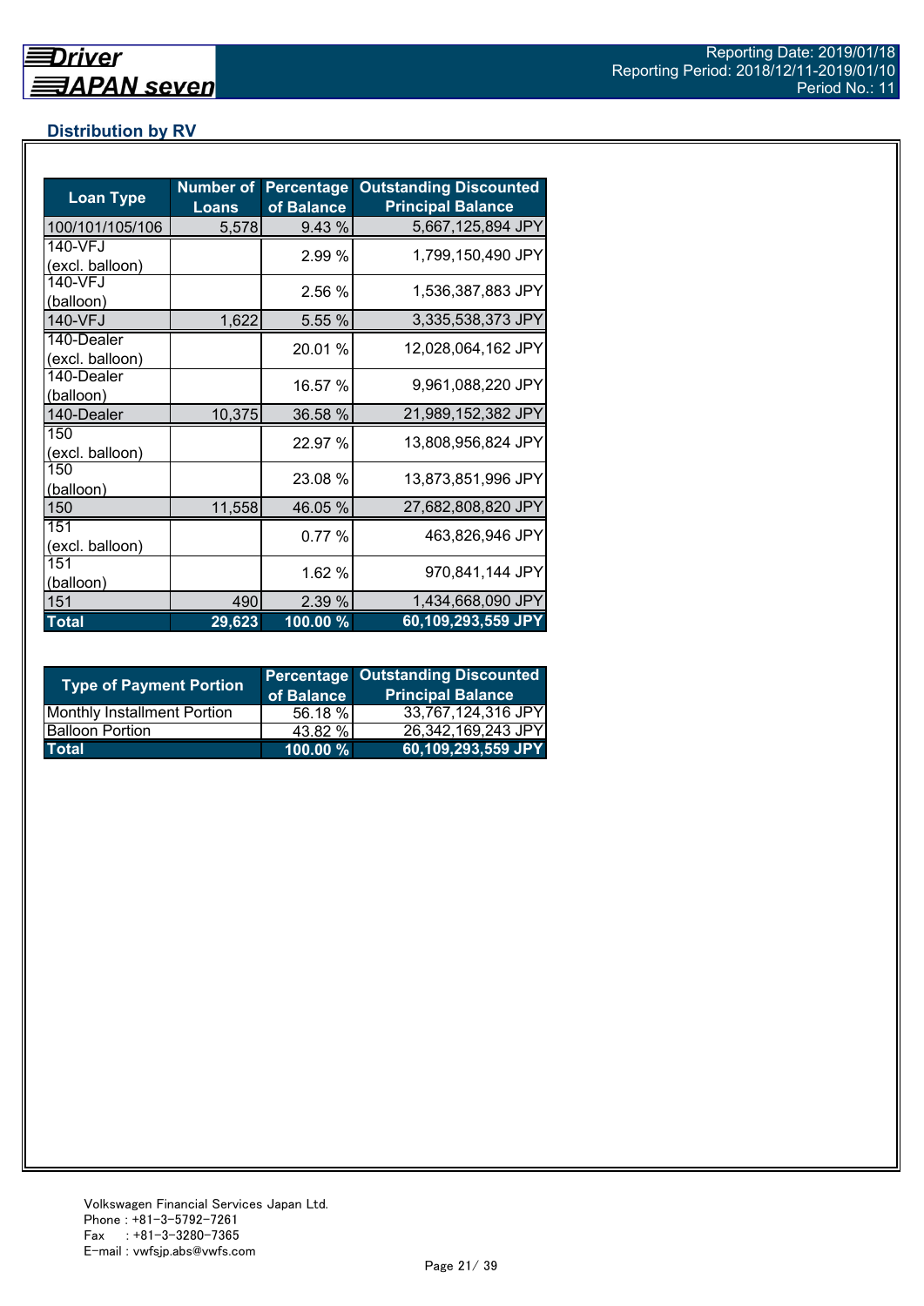## Distribution by RV

| Loan Type | Number of Loans | Percentage of Balance | Outstanding Discounted Principal Balance |
|---|---|---|---|
| 100/101/105/106 | 5,578 | 9.43 % | 5,667,125,894 JPY |
| 140-VFJ (excl. balloon) | | 2.99 % | 1,799,150,490 JPY |
| 140-VFJ (balloon) | | 2.56 % | 1,536,387,883 JPY |
| 140-VFJ | 1,622 | 5.55 % | 3,335,538,373 JPY |
| 140-Dealer (excl. balloon) | | 20.01 % | 12,028,064,162 JPY |
| 140-Dealer (balloon) | | 16.57 % | 9,961,088,220 JPY |
| 140-Dealer | 10,375 | 36.58 % | 21,989,152,382 JPY |
| 150 (excl. balloon) | | 22.97 % | 13,808,956,824 JPY |
| 150 (balloon) | | 23.08 % | 13,873,851,996 JPY |
| 150 | 11,558 | 46.05 % | 27,682,808,820 JPY |
| 151 (excl. balloon) | | 0.77 % | 463,826,946 JPY |
| 151 (balloon) | | 1.62 % | 970,841,144 JPY |
| 151 | 490 | 2.39 % | 1,434,668,090 JPY |
| **Total** | **29,623** | **100.00 %** | **60,109,293,559 JPY** |

| Type of Payment Portion | Percentage of Balance | Outstanding Discounted Principal Balance |
|---|---|---|
| Monthly Installment Portion | 56.18 % | 33,767,124,316 JPY |
| Balloon Portion | 43.82 % | 26,342,169,243 JPY |
| **Total** | **100.00 %** | **60,109,293,559 JPY** |

Volkswagen Financial Services Japan Ltd.
Phone : +81-3-5792-7261
Fax : +81-3-3280-7365
E-mail : vwfsjp.abs@vwfs.com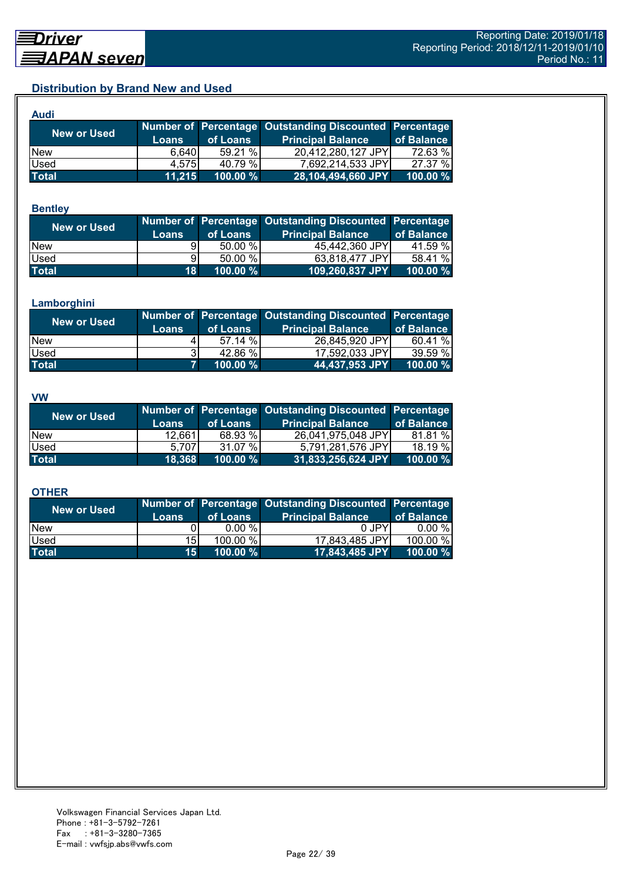## Distribution by Brand New and Used

### Audi

| New or Used | Number of Loans | Percentage of Loans | Outstanding Discounted Principal Balance | Percentage of Balance |
|---|---|---|---|---|
| New | 6,640 | 59.21 % | 20,412,280,127 JPY | 72.63 % |
| Used | 4,575 | 40.79 % | 7,692,214,533 JPY | 27.37 % |
| **Total** | **11,215** | **100.00 %** | **28,104,494,660 JPY** | **100.00 %** |

### Bentley

| New or Used | Number of Loans | Percentage of Loans | Outstanding Discounted Principal Balance | Percentage of Balance |
|---|---|---|---|---|
| New | 9 | 50.00 % | 45,442,360 JPY | 41.59 % |
| Used | 9 | 50.00 % | 63,818,477 JPY | 58.41 % |
| **Total** | **18** | **100.00 %** | **109,260,837 JPY** | **100.00 %** |

### Lamborghini

| New or Used | Number of Loans | Percentage of Loans | Outstanding Discounted Principal Balance | Percentage of Balance |
|---|---|---|---|---|
| New | 4 | 57.14 % | 26,845,920 JPY | 60.41 % |
| Used | 3 | 42.86 % | 17,592,033 JPY | 39.59 % |
| **Total** | **7** | **100.00 %** | **44,437,953 JPY** | **100.00 %** |

### VW

| New or Used | Number of Loans | Percentage of Loans | Outstanding Discounted Principal Balance | Percentage of Balance |
|---|---|---|---|---|
| New | 12,661 | 68.93 % | 26,041,975,048 JPY | 81.81 % |
| Used | 5,707 | 31.07 % | 5,791,281,576 JPY | 18.19 % |
| **Total** | **18,368** | **100.00 %** | **31,833,256,624 JPY** | **100.00 %** |

### OTHER

| New or Used | Number of Loans | Percentage of Loans | Outstanding Discounted Principal Balance | Percentage of Balance |
|---|---|---|---|---|
| New | 0 | 0.00 % | 0 JPY | 0.00 % |
| Used | 15 | 100.00 % | 17,843,485 JPY | 100.00 % |
| **Total** | **15** | **100.00 %** | **17,843,485 JPY** | **100.00 %** |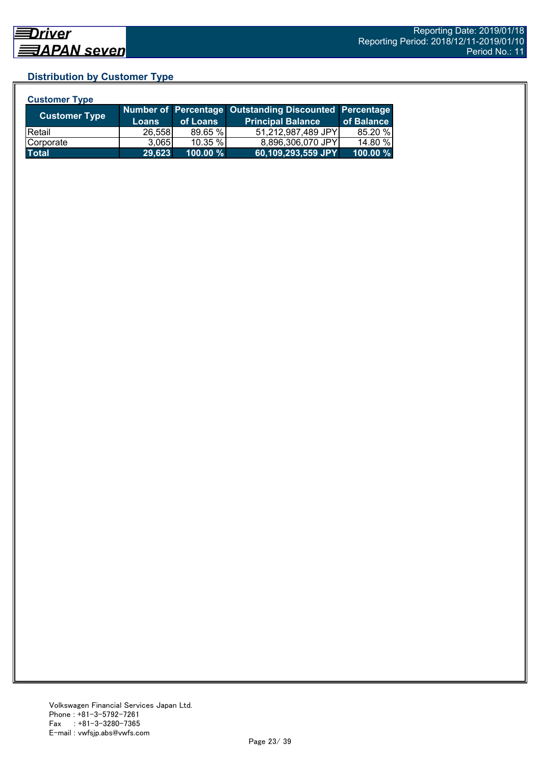## Distribution by Customer Type

### Customer Type

| Customer Type | Number of Loans | Percentage of Loans | Outstanding Discounted Principal Balance | Percentage of Balance |
|---|---|---|---|---|
| Retail | 26,558 | 89.65 % | 51,212,987,489 JPY | 85.20 % |
| Corporate | 3,065 | 10.35 % | 8,896,306,070 JPY | 14.80 % |
| **Total** | **29,623** | **100.00 %** | **60,109,293,559 JPY** | **100.00 %** |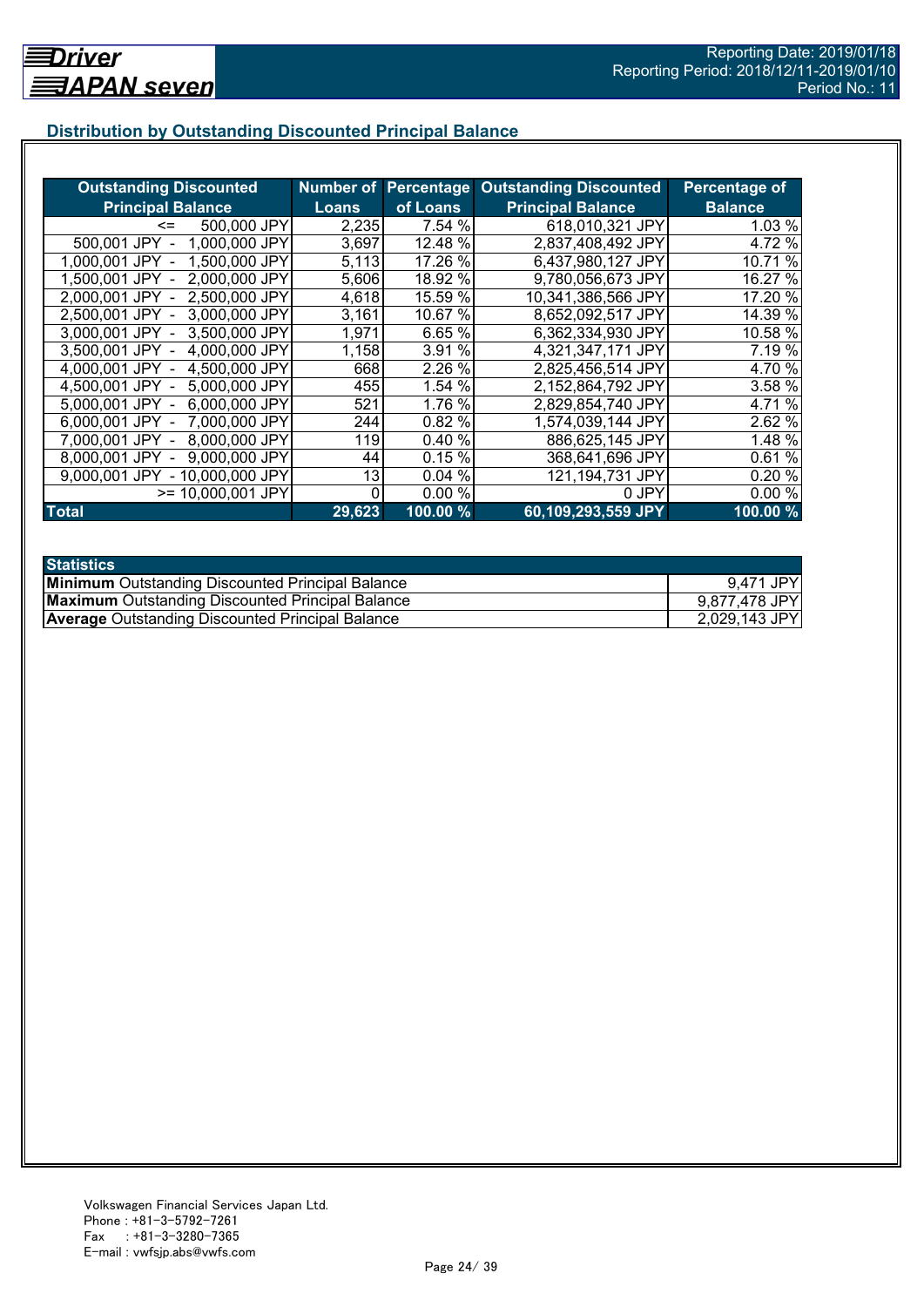## Distribution by Outstanding Discounted Principal Balance

| Outstanding Discounted Principal Balance | Number of Loans | Percentage of Loans | Outstanding Discounted Principal Balance | Percentage of Balance |
|---|---|---|---|---|
| <= 500,000 JPY | 2,235 | 7.54 % | 618,010,321 JPY | 1.03 % |
| 500,001 JPY - 1,000,000 JPY | 3,697 | 12.48 % | 2,837,408,492 JPY | 4.72 % |
| 1,000,001 JPY - 1,500,000 JPY | 5,113 | 17.26 % | 6,437,980,127 JPY | 10.71 % |
| 1,500,001 JPY - 2,000,000 JPY | 5,606 | 18.92 % | 9,780,056,673 JPY | 16.27 % |
| 2,000,001 JPY - 2,500,000 JPY | 4,618 | 15.59 % | 10,341,386,566 JPY | 17.20 % |
| 2,500,001 JPY - 3,000,000 JPY | 3,161 | 10.67 % | 8,652,092,517 JPY | 14.39 % |
| 3,000,001 JPY - 3,500,000 JPY | 1,971 | 6.65 % | 6,362,334,930 JPY | 10.58 % |
| 3,500,001 JPY - 4,000,000 JPY | 1,158 | 3.91 % | 4,321,347,171 JPY | 7.19 % |
| 4,000,001 JPY - 4,500,000 JPY | 668 | 2.26 % | 2,825,456,514 JPY | 4.70 % |
| 4,500,001 JPY - 5,000,000 JPY | 455 | 1.54 % | 2,152,864,792 JPY | 3.58 % |
| 5,000,001 JPY - 6,000,000 JPY | 521 | 1.76 % | 2,829,854,740 JPY | 4.71 % |
| 6,000,001 JPY - 7,000,000 JPY | 244 | 0.82 % | 1,574,039,144 JPY | 2.62 % |
| 7,000,001 JPY - 8,000,000 JPY | 119 | 0.40 % | 886,625,145 JPY | 1.48 % |
| 8,000,001 JPY - 9,000,000 JPY | 44 | 0.15 % | 368,641,696 JPY | 0.61 % |
| 9,000,001 JPY - 10,000,000 JPY | 13 | 0.04 % | 121,194,731 JPY | 0.20 % |
| >= 10,000,001 JPY | 0 | 0.00 % | 0 JPY | 0.00 % |
| **Total** | **29,623** | **100.00 %** | **60,109,293,559 JPY** | **100.00 %** |

| Statistics | |
|---|---|
| **Minimum** Outstanding Discounted Principal Balance | 9,471 JPY |
| **Maximum** Outstanding Discounted Principal Balance | 9,877,478 JPY |
| **Average** Outstanding Discounted Principal Balance | 2,029,143 JPY |

Volkswagen Financial Services Japan Ltd.
Phone : +81-3-5792-7261
Fax : +81-3-3280-7365
E-mail : vwfsjp.abs@vwfs.com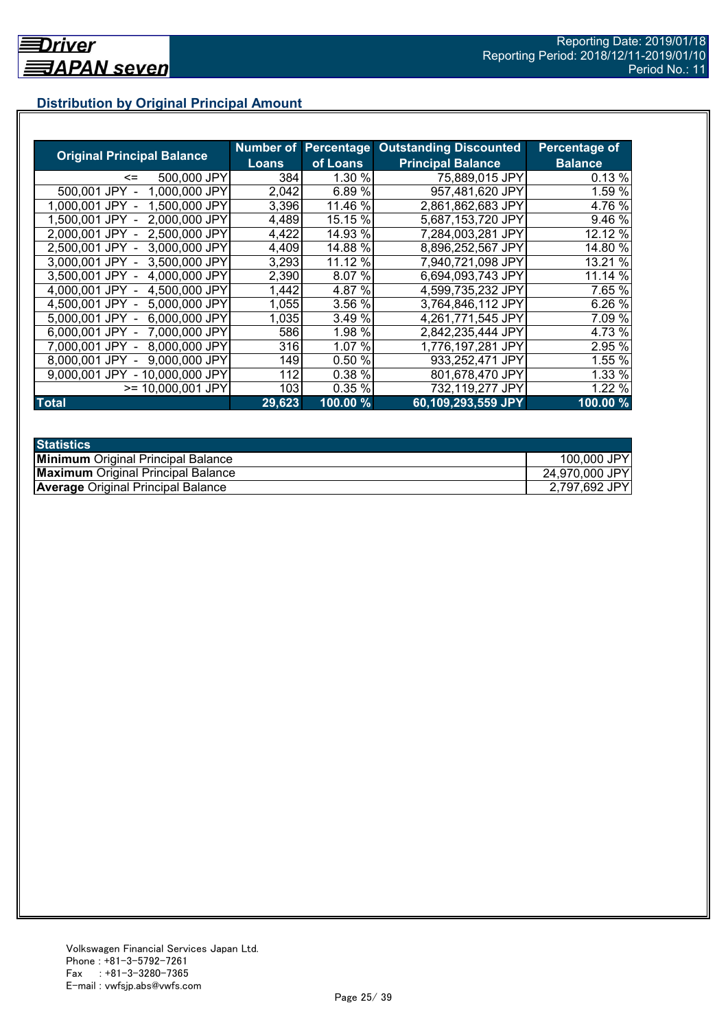## Distribution by Original Principal Amount

| Original Principal Balance | Number of Loans | Percentage of Loans | Outstanding Discounted Principal Balance | Percentage of Balance |
|---|---|---|---|---|
| <= 500,000 JPY | 384 | 1.30 % | 75,889,015 JPY | 0.13 % |
| 500,001 JPY - 1,000,000 JPY | 2,042 | 6.89 % | 957,481,620 JPY | 1.59 % |
| 1,000,001 JPY - 1,500,000 JPY | 3,396 | 11.46 % | 2,861,862,683 JPY | 4.76 % |
| 1,500,001 JPY - 2,000,000 JPY | 4,489 | 15.15 % | 5,687,153,720 JPY | 9.46 % |
| 2,000,001 JPY - 2,500,000 JPY | 4,422 | 14.93 % | 7,284,003,281 JPY | 12.12 % |
| 2,500,001 JPY - 3,000,000 JPY | 4,409 | 14.88 % | 8,896,252,567 JPY | 14.80 % |
| 3,000,001 JPY - 3,500,000 JPY | 3,293 | 11.12 % | 7,940,721,098 JPY | 13.21 % |
| 3,500,001 JPY - 4,000,000 JPY | 2,390 | 8.07 % | 6,694,093,743 JPY | 11.14 % |
| 4,000,001 JPY - 4,500,000 JPY | 1,442 | 4.87 % | 4,599,735,232 JPY | 7.65 % |
| 4,500,001 JPY - 5,000,000 JPY | 1,055 | 3.56 % | 3,764,846,112 JPY | 6.26 % |
| 5,000,001 JPY - 6,000,000 JPY | 1,035 | 3.49 % | 4,261,771,545 JPY | 7.09 % |
| 6,000,001 JPY - 7,000,000 JPY | 586 | 1.98 % | 2,842,235,444 JPY | 4.73 % |
| 7,000,001 JPY - 8,000,000 JPY | 316 | 1.07 % | 1,776,197,281 JPY | 2.95 % |
| 8,000,001 JPY - 9,000,000 JPY | 149 | 0.50 % | 933,252,471 JPY | 1.55 % |
| 9,000,001 JPY - 10,000,000 JPY | 112 | 0.38 % | 801,678,470 JPY | 1.33 % |
| >= 10,000,001 JPY | 103 | 0.35 % | 732,119,277 JPY | 1.22 % |
| **Total** | **29,623** | **100.00 %** | **60,109,293,559 JPY** | **100.00 %** |

| Statistics | |
|---|---|
| **Minimum** Original Principal Balance | 100,000 JPY |
| **Maximum** Original Principal Balance | 24,970,000 JPY |
| **Average** Original Principal Balance | 2,797,692 JPY |

Volkswagen Financial Services Japan Ltd.
Phone : +81-3-5792-7261
Fax : +81-3-3280-7365
E-mail : vwfsjp.abs@vwfs.com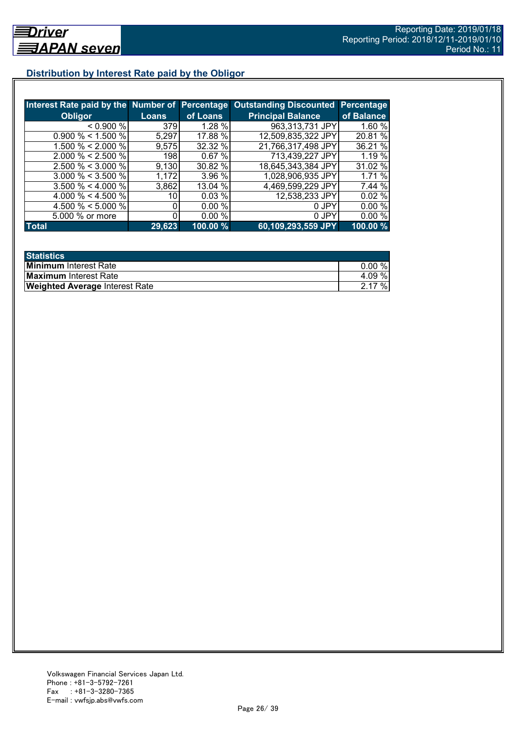## Distribution by Interest Rate paid by the Obligor

| Interest Rate paid by the Obligor | Number of Loans | Percentage of Loans | Outstanding Discounted Principal Balance | Percentage of Balance |
|---|---|---|---|---|
| < 0.900 % | 379 | 1.28 % | 963,313,731 JPY | 1.60 % |
| 0.900 % < 1.500 % | 5,297 | 17.88 % | 12,509,835,322 JPY | 20.81 % |
| 1.500 % < 2.000 % | 9,575 | 32.32 % | 21,766,317,498 JPY | 36.21 % |
| 2.000 % < 2.500 % | 198 | 0.67 % | 713,439,227 JPY | 1.19 % |
| 2.500 % < 3.000 % | 9,130 | 30.82 % | 18,645,343,384 JPY | 31.02 % |
| 3.000 % < 3.500 % | 1,172 | 3.96 % | 1,028,906,935 JPY | 1.71 % |
| 3.500 % < 4.000 % | 3,862 | 13.04 % | 4,469,599,229 JPY | 7.44 % |
| 4.000 % < 4.500 % | 10 | 0.03 % | 12,538,233 JPY | 0.02 % |
| 4.500 % < 5.000 % | 0 | 0.00 % | 0 JPY | 0.00 % |
| 5.000 % or more | 0 | 0.00 % | 0 JPY | 0.00 % |
| **Total** | **29,623** | **100.00 %** | **60,109,293,559 JPY** | **100.00 %** |

| Statistics | |
|---|---|
| **Minimum** Interest Rate | 0.00 % |
| **Maximum** Interest Rate | 4.09 % |
| **Weighted Average** Interest Rate | 2.17 % |

Volkswagen Financial Services Japan Ltd.
Phone : +81-3-5792-7261
Fax : +81-3-3280-7365
E-mail : vwfsjp.abs@vwfs.com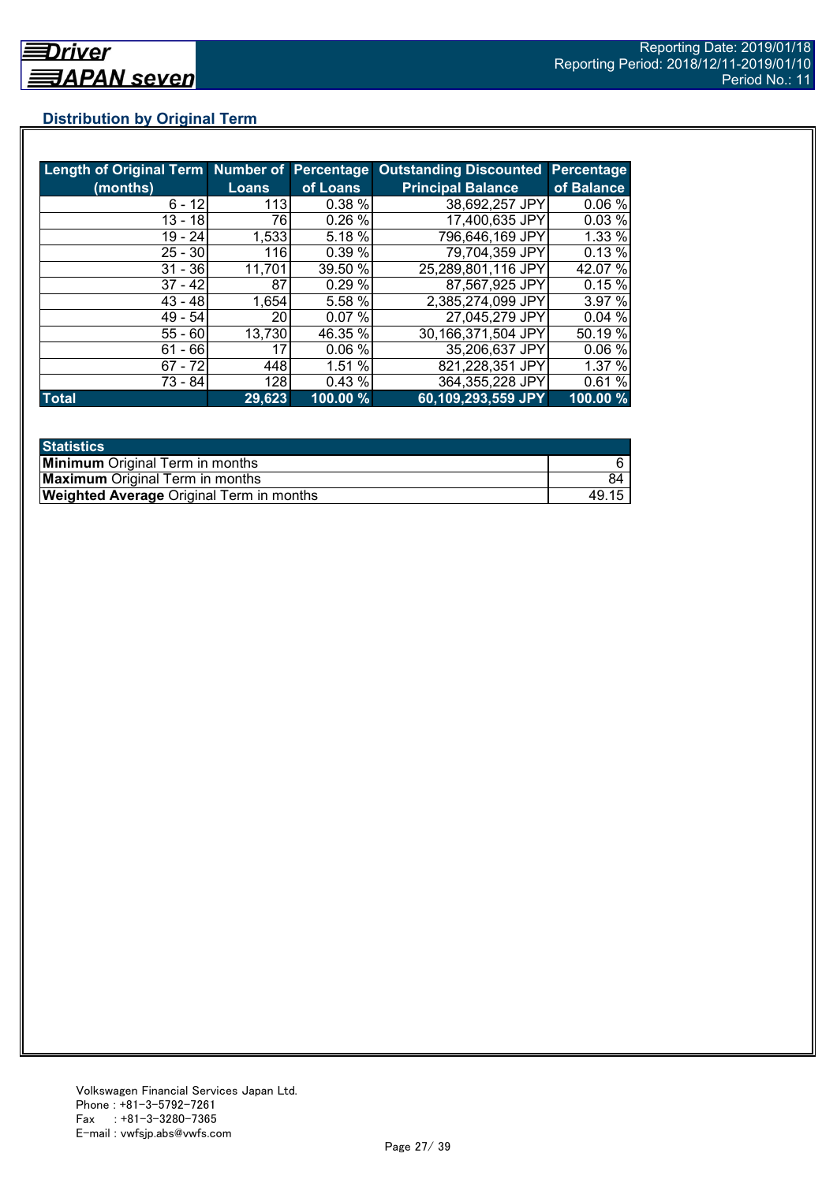## Distribution by Original Term

| Length of Original Term (months) | Number of Loans | Percentage of Loans | Outstanding Discounted Principal Balance | Percentage of Balance |
|---|---|---|---|---|
| 6 - 12 | 113 | 0.38 % | 38,692,257 JPY | 0.06 % |
| 13 - 18 | 76 | 0.26 % | 17,400,635 JPY | 0.03 % |
| 19 - 24 | 1,533 | 5.18 % | 796,646,169 JPY | 1.33 % |
| 25 - 30 | 116 | 0.39 % | 79,704,359 JPY | 0.13 % |
| 31 - 36 | 11,701 | 39.50 % | 25,289,801,116 JPY | 42.07 % |
| 37 - 42 | 87 | 0.29 % | 87,567,925 JPY | 0.15 % |
| 43 - 48 | 1,654 | 5.58 % | 2,385,274,099 JPY | 3.97 % |
| 49 - 54 | 20 | 0.07 % | 27,045,279 JPY | 0.04 % |
| 55 - 60 | 13,730 | 46.35 % | 30,166,371,504 JPY | 50.19 % |
| 61 - 66 | 17 | 0.06 % | 35,206,637 JPY | 0.06 % |
| 67 - 72 | 448 | 1.51 % | 821,228,351 JPY | 1.37 % |
| 73 - 84 | 128 | 0.43 % | 364,355,228 JPY | 0.61 % |
| **Total** | **29,623** | **100.00 %** | **60,109,293,559 JPY** | **100.00 %** |

| Statistics | |
|---|---|
| **Minimum** Original Term in months | 6 |
| **Maximum** Original Term in months | 84 |
| **Weighted Average** Original Term in months | 49.15 |

Volkswagen Financial Services Japan Ltd.
Phone : +81-3-5792-7261
Fax : +81-3-3280-7365
E-mail : vwfsjp.abs@vwfs.com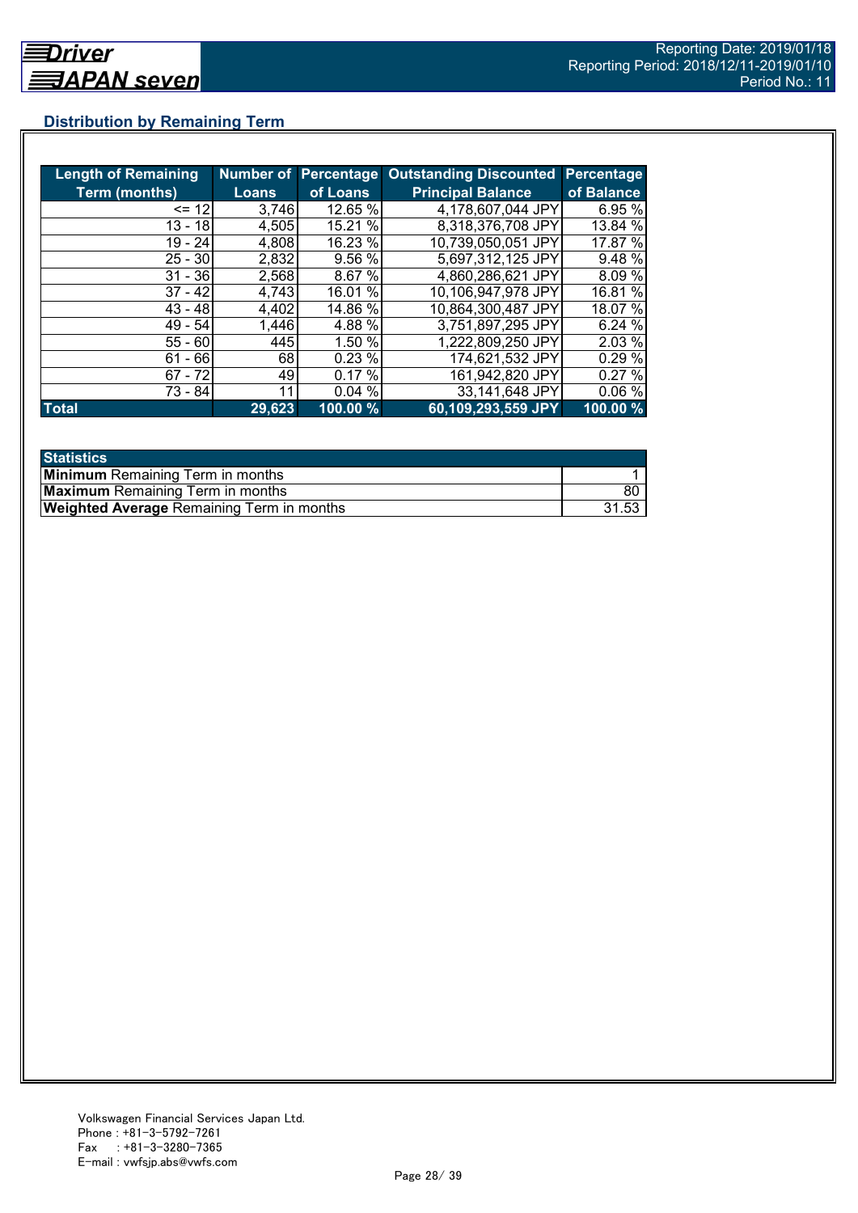## Distribution by Remaining Term

| Length of Remaining Term (months) | Number of Loans | Percentage of Loans | Outstanding Discounted Principal Balance | Percentage of Balance |
|---|---|---|---|---|
| <= 12 | 3,746 | 12.65 % | 4,178,607,044 JPY | 6.95 % |
| 13 - 18 | 4,505 | 15.21 % | 8,318,376,708 JPY | 13.84 % |
| 19 - 24 | 4,808 | 16.23 % | 10,739,050,051 JPY | 17.87 % |
| 25 - 30 | 2,832 | 9.56 % | 5,697,312,125 JPY | 9.48 % |
| 31 - 36 | 2,568 | 8.67 % | 4,860,286,621 JPY | 8.09 % |
| 37 - 42 | 4,743 | 16.01 % | 10,106,947,978 JPY | 16.81 % |
| 43 - 48 | 4,402 | 14.86 % | 10,864,300,487 JPY | 18.07 % |
| 49 - 54 | 1,446 | 4.88 % | 3,751,897,295 JPY | 6.24 % |
| 55 - 60 | 445 | 1.50 % | 1,222,809,250 JPY | 2.03 % |
| 61 - 66 | 68 | 0.23 % | 174,621,532 JPY | 0.29 % |
| 67 - 72 | 49 | 0.17 % | 161,942,820 JPY | 0.27 % |
| 73 - 84 | 11 | 0.04 % | 33,141,648 JPY | 0.06 % |
| **Total** | **29,623** | **100.00 %** | **60,109,293,559 JPY** | **100.00 %** |

| Statistics | |
|---|---|
| **Minimum** Remaining Term in months | 1 |
| **Maximum** Remaining Term in months | 80 |
| **Weighted Average** Remaining Term in months | 31.53 |

Volkswagen Financial Services Japan Ltd.
Phone : +81-3-5792-7261
Fax : +81-3-3280-7365
E-mail : vwfsjp.abs@vwfs.com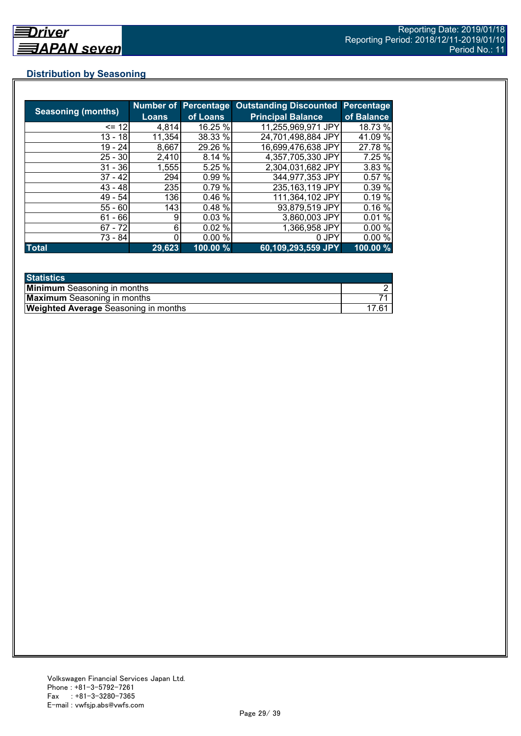## Distribution by Seasoning

| Seasoning (months) | Number of Loans | Percentage of Loans | Outstanding Discounted Principal Balance | Percentage of Balance |
|---|---|---|---|---|
| <= 12 | 4,814 | 16.25 % | 11,255,969,971 JPY | 18.73 % |
| 13 - 18 | 11,354 | 38.33 % | 24,701,498,884 JPY | 41.09 % |
| 19 - 24 | 8,667 | 29.26 % | 16,699,476,638 JPY | 27.78 % |
| 25 - 30 | 2,410 | 8.14 % | 4,357,705,330 JPY | 7.25 % |
| 31 - 36 | 1,555 | 5.25 % | 2,304,031,682 JPY | 3.83 % |
| 37 - 42 | 294 | 0.99 % | 344,977,353 JPY | 0.57 % |
| 43 - 48 | 235 | 0.79 % | 235,163,119 JPY | 0.39 % |
| 49 - 54 | 136 | 0.46 % | 111,364,102 JPY | 0.19 % |
| 55 - 60 | 143 | 0.48 % | 93,879,519 JPY | 0.16 % |
| 61 - 66 | 9 | 0.03 % | 3,860,003 JPY | 0.01 % |
| 67 - 72 | 6 | 0.02 % | 1,366,958 JPY | 0.00 % |
| 73 - 84 | 0 | 0.00 % | 0 JPY | 0.00 % |
| **Total** | **29,623** | **100.00 %** | **60,109,293,559 JPY** | **100.00 %** |

| Statistics | |
|---|---|
| **Minimum** Seasoning in months | 2 |
| **Maximum** Seasoning in months | 71 |
| **Weighted Average** Seasoning in months | 17.61 |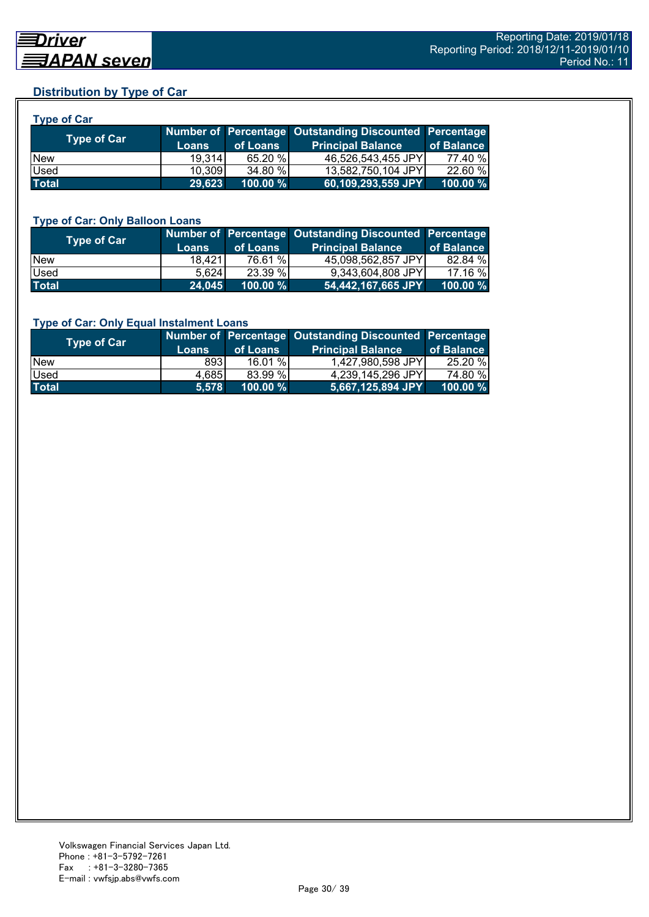## Distribution by Type of Car

### Type of Car

| Type of Car | Number of Loans | Percentage of Loans | Outstanding Discounted Principal Balance | Percentage of Balance |
|---|---|---|---|---|
| New | 19,314 | 65.20 % | 46,526,543,455 JPY | 77.40 % |
| Used | 10,309 | 34.80 % | 13,582,750,104 JPY | 22.60 % |
| **Total** | **29,623** | **100.00 %** | **60,109,293,559 JPY** | **100.00 %** |

### Type of Car: Only Balloon Loans

| Type of Car | Number of Loans | Percentage of Loans | Outstanding Discounted Principal Balance | Percentage of Balance |
|---|---|---|---|---|
| New | 18,421 | 76.61 % | 45,098,562,857 JPY | 82.84 % |
| Used | 5,624 | 23.39 % | 9,343,604,808 JPY | 17.16 % |
| **Total** | **24,045** | **100.00 %** | **54,442,167,665 JPY** | **100.00 %** |

### Type of Car: Only Equal Instalment Loans

| Type of Car | Number of Loans | Percentage of Loans | Outstanding Discounted Principal Balance | Percentage of Balance |
|---|---|---|---|---|
| New | 893 | 16.01 % | 1,427,980,598 JPY | 25.20 % |
| Used | 4,685 | 83.99 % | 4,239,145,296 JPY | 74.80 % |
| **Total** | **5,578** | **100.00 %** | **5,667,125,894 JPY** | **100.00 %** |

Volkswagen Financial Services Japan Ltd.
Phone : +81-3-5792-7261
Fax : +81-3-3280-7365
E-mail : vwfsjp.abs@vwfs.com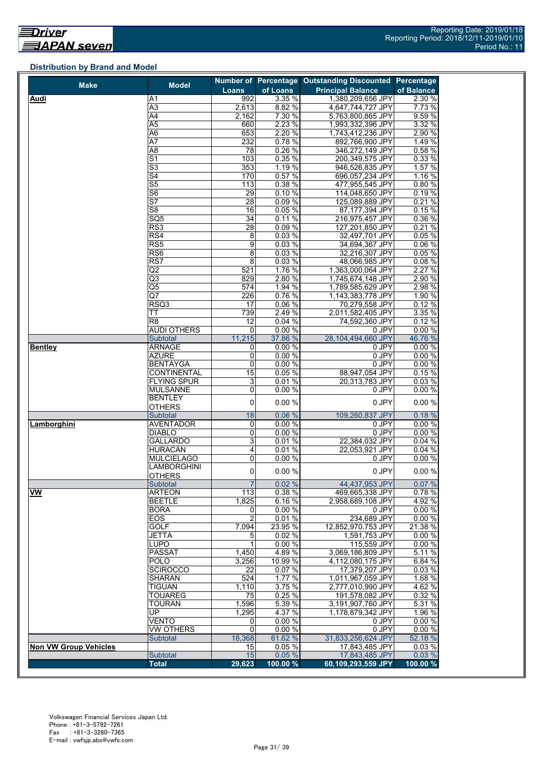## Distribution by Brand and Model

| Make | Model | Number of Loans | Percentage of Loans | Outstanding Discounted Principal Balance | Percentage of Balance |
|---|---|---|---|---|---|
| **Audi** | A1 | 992 | 3.35 % | 1,380,209,656 JPY | 2.30 % |
| | A3 | 2,613 | 8.82 % | 4,647,744,727 JPY | 7.73 % |
| | A4 | 2,162 | 7.30 % | 5,763,800,865 JPY | 9.59 % |
| | A5 | 660 | 2.23 % | 1,993,332,396 JPY | 3.32 % |
| | A6 | 653 | 2.20 % | 1,743,412,236 JPY | 2.90 % |
| | A7 | 232 | 0.78 % | 892,766,900 JPY | 1.49 % |
| | A8 | 78 | 0.26 % | 346,272,149 JPY | 0.58 % |
| | S1 | 103 | 0.35 % | 200,349,575 JPY | 0.33 % |
| | S3 | 353 | 1.19 % | 946,526,835 JPY | 1.57 % |
| | S4 | 170 | 0.57 % | 696,057,234 JPY | 1.16 % |
| | S5 | 113 | 0.38 % | 477,955,545 JPY | 0.80 % |
| | S6 | 29 | 0.10 % | 114,048,650 JPY | 0.19 % |
| | S7 | 28 | 0.09 % | 125,089,889 JPY | 0.21 % |
| | S8 | 16 | 0.05 % | 87,177,394 JPY | 0.15 % |
| | SQ5 | 34 | 0.11 % | 216,975,457 JPY | 0.36 % |
| | RS3 | 28 | 0.09 % | 127,201,850 JPY | 0.21 % |
| | RS4 | 8 | 0.03 % | 32,497,701 JPY | 0.05 % |
| | RS5 | 9 | 0.03 % | 34,694,367 JPY | 0.06 % |
| | RS6 | 8 | 0.03 % | 32,216,307 JPY | 0.05 % |
| | RS7 | 8 | 0.03 % | 48,066,985 JPY | 0.08 % |
| | Q2 | 521 | 1.76 % | 1,363,000,064 JPY | 2.27 % |
| | Q3 | 829 | 2.80 % | 1,745,674,148 JPY | 2.90 % |
| | Q5 | 574 | 1.94 % | 1,789,585,629 JPY | 2.98 % |
| | Q7 | 226 | 0.76 % | 1,143,383,778 JPY | 1.90 % |
| | RSQ3 | 17 | 0.06 % | 70,279,558 JPY | 0.12 % |
| | TT | 739 | 2.49 % | 2,011,582,405 JPY | 3.35 % |
| | R8 | 12 | 0.04 % | 74,592,360 JPY | 0.12 % |
| | AUDI OTHERS | 0 | 0.00 % | 0 JPY | 0.00 % |
| | Subtotal | 11,215 | 37.86 % | 28,104,494,660 JPY | 46.76 % |
| **Bentley** | ARNAGE | 0 | 0.00 % | 0 JPY | 0.00 % |
| | AZURE | 0 | 0.00 % | 0 JPY | 0.00 % |
| | BENTAYGA | 0 | 0.00 % | 0 JPY | 0.00 % |
| | CONTINENTAL | 15 | 0.05 % | 88,947,054 JPY | 0.15 % |
| | FLYING SPUR | 3 | 0.01 % | 20,313,783 JPY | 0.03 % |
| | MULSANNE | 0 | 0.00 % | 0 JPY | 0.00 % |
| | BENTLEY OTHERS | 0 | 0.00 % | 0 JPY | 0.00 % |
| | Subtotal | 18 | 0.06 % | 109,260,837 JPY | 0.18 % |
| **Lamborghini** | AVENTADOR | 0 | 0.00 % | 0 JPY | 0.00 % |
| | DIABLO | 0 | 0.00 % | 0 JPY | 0.00 % |
| | GALLARDO | 3 | 0.01 % | 22,384,032 JPY | 0.04 % |
| | HURACÀN | 4 | 0.01 % | 22,053,921 JPY | 0.04 % |
| | MULCIELAGO | 0 | 0.00 % | 0 JPY | 0.00 % |
| | LAMBORGHINI OTHERS | 0 | 0.00 % | 0 JPY | 0.00 % |
| | Subtotal | 7 | 0.02 % | 44,437,953 JPY | 0.07 % |
| **VW** | ARTEON | 113 | 0.38 % | 469,665,338 JPY | 0.78 % |
| | BEETLE | 1,825 | 6.16 % | 2,958,689,108 JPY | 4.92 % |
| | BORA | 0 | 0.00 % | 0 JPY | 0.00 % |
| | EOS | 2 | 0.01 % | 234,689 JPY | 0.00 % |
| | GOLF | 7,094 | 23.95 % | 12,852,970,753 JPY | 21.38 % |
| | JETTA | 5 | 0.02 % | 1,591,753 JPY | 0.00 % |
| | LUPO | 1 | 0.00 % | 115,559 JPY | 0.00 % |
| | PASSAT | 1,450 | 4.89 % | 3,069,186,809 JPY | 5.11 % |
| | POLO | 3,256 | 10.99 % | 4,112,080,175 JPY | 6.84 % |
| | SCIROCCO | 22 | 0.07 % | 17,379,207 JPY | 0.03 % |
| | SHARAN | 524 | 1.77 % | 1,011,967,059 JPY | 1.68 % |
| | TIGUAN | 1,110 | 3.75 % | 2,777,010,990 JPY | 4.62 % |
| | TOUAREG | 75 | 0.25 % | 191,578,082 JPY | 0.32 % |
| | TOURAN | 1,596 | 5.39 % | 3,191,907,760 JPY | 5.31 % |
| | UP | 1,295 | 4.37 % | 1,178,879,342 JPY | 1.96 % |
| | VENTO | 0 | 0.00 % | 0 JPY | 0.00 % |
| | VW OTHERS | 0 | 0.00 % | 0 JPY | 0.00 % |
| | Subtotal | 18,368 | 61.62 % | 31,833,256,624 JPY | 52.18 % |
| **Non VW Group Vehicles** | | 15 | 0.05 % | 17,843,485 JPY | 0.03 % |
| | Subtotal | 15 | 0.05 % | 17,843,485 JPY | 0.03 % |
| | **Total** | **29,623** | **100.00 %** | **60,109,293,559 JPY** | **100.00 %** |

Volkswagen Financial Services Japan Ltd.
Phone : +81-3-5792-7261
Fax : +81-3-3280-7365
E-mail : vwfsjp.abs@vwfs.com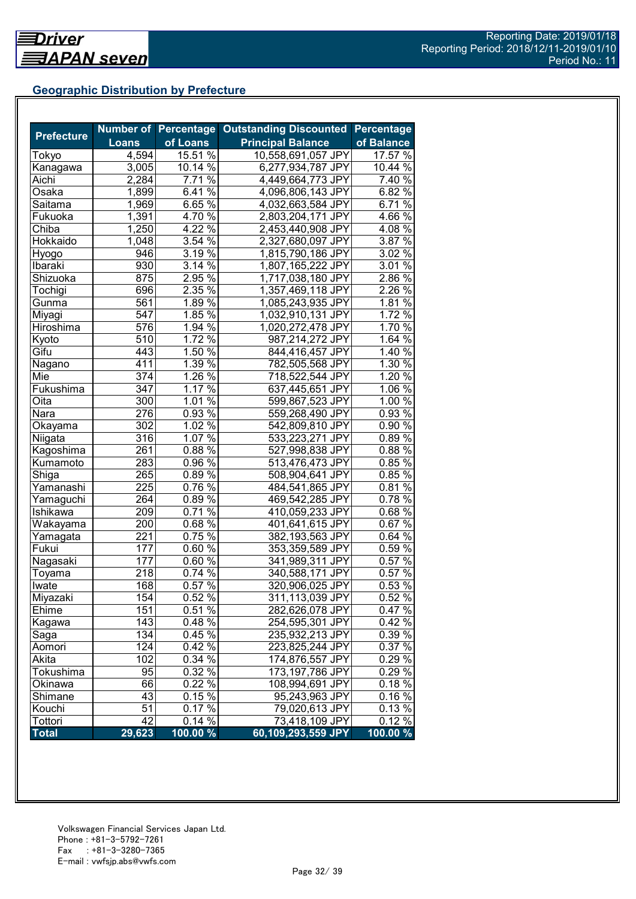Driver JAPAN seven

Reporting Date: 2019/01/18
Reporting Period: 2018/12/11-2019/01/10
Period No.: 11

## Geographic Distribution by Prefecture

| Prefecture | Number of Loans | Percentage of Loans | Outstanding Discounted Principal Balance | Percentage of Balance |
|---|---|---|---|---|
| Tokyo | 4,594 | 15.51 % | 10,558,691,057 JPY | 17.57 % |
| Kanagawa | 3,005 | 10.14 % | 6,277,934,787 JPY | 10.44 % |
| Aichi | 2,284 | 7.71 % | 4,449,664,773 JPY | 7.40 % |
| Osaka | 1,899 | 6.41 % | 4,096,806,143 JPY | 6.82 % |
| Saitama | 1,969 | 6.65 % | 4,032,663,584 JPY | 6.71 % |
| Fukuoka | 1,391 | 4.70 % | 2,803,204,171 JPY | 4.66 % |
| Chiba | 1,250 | 4.22 % | 2,453,440,908 JPY | 4.08 % |
| Hokkaido | 1,048 | 3.54 % | 2,327,680,097 JPY | 3.87 % |
| Hyogo | 946 | 3.19 % | 1,815,790,186 JPY | 3.02 % |
| Ibaraki | 930 | 3.14 % | 1,807,165,222 JPY | 3.01 % |
| Shizuoka | 875 | 2.95 % | 1,717,038,180 JPY | 2.86 % |
| Tochigi | 696 | 2.35 % | 1,357,469,118 JPY | 2.26 % |
| Gunma | 561 | 1.89 % | 1,085,243,935 JPY | 1.81 % |
| Miyagi | 547 | 1.85 % | 1,032,910,131 JPY | 1.72 % |
| Hiroshima | 576 | 1.94 % | 1,020,272,478 JPY | 1.70 % |
| Kyoto | 510 | 1.72 % | 987,214,272 JPY | 1.64 % |
| Gifu | 443 | 1.50 % | 844,416,457 JPY | 1.40 % |
| Nagano | 411 | 1.39 % | 782,505,568 JPY | 1.30 % |
| Mie | 374 | 1.26 % | 718,522,544 JPY | 1.20 % |
| Fukushima | 347 | 1.17 % | 637,445,651 JPY | 1.06 % |
| Oita | 300 | 1.01 % | 599,867,523 JPY | 1.00 % |
| Nara | 276 | 0.93 % | 559,268,490 JPY | 0.93 % |
| Okayama | 302 | 1.02 % | 542,809,810 JPY | 0.90 % |
| Niigata | 316 | 1.07 % | 533,223,271 JPY | 0.89 % |
| Kagoshima | 261 | 0.88 % | 527,998,838 JPY | 0.88 % |
| Kumamoto | 283 | 0.96 % | 513,476,473 JPY | 0.85 % |
| Shiga | 265 | 0.89 % | 508,904,641 JPY | 0.85 % |
| Yamanashi | 225 | 0.76 % | 484,541,865 JPY | 0.81 % |
| Yamaguchi | 264 | 0.89 % | 469,542,285 JPY | 0.78 % |
| Ishikawa | 209 | 0.71 % | 410,059,233 JPY | 0.68 % |
| Wakayama | 200 | 0.68 % | 401,641,615 JPY | 0.67 % |
| Yamagata | 221 | 0.75 % | 382,193,563 JPY | 0.64 % |
| Fukui | 177 | 0.60 % | 353,359,589 JPY | 0.59 % |
| Nagasaki | 177 | 0.60 % | 341,989,311 JPY | 0.57 % |
| Toyama | 218 | 0.74 % | 340,588,171 JPY | 0.57 % |
| Iwate | 168 | 0.57 % | 320,906,025 JPY | 0.53 % |
| Miyazaki | 154 | 0.52 % | 311,113,039 JPY | 0.52 % |
| Ehime | 151 | 0.51 % | 282,626,078 JPY | 0.47 % |
| Kagawa | 143 | 0.48 % | 254,595,301 JPY | 0.42 % |
| Saga | 134 | 0.45 % | 235,932,213 JPY | 0.39 % |
| Aomori | 124 | 0.42 % | 223,825,244 JPY | 0.37 % |
| Akita | 102 | 0.34 % | 174,876,557 JPY | 0.29 % |
| Tokushima | 95 | 0.32 % | 173,197,786 JPY | 0.29 % |
| Okinawa | 66 | 0.22 % | 108,994,691 JPY | 0.18 % |
| Shimane | 43 | 0.15 % | 95,243,963 JPY | 0.16 % |
| Kouchi | 51 | 0.17 % | 79,020,613 JPY | 0.13 % |
| Tottori | 42 | 0.14 % | 73,418,109 JPY | 0.12 % |
| **Total** | **29,623** | **100.00 %** | **60,109,293,559 JPY** | **100.00 %** |

Volkswagen Financial Services Japan Ltd.
Phone : +81-3-5792-7261
Fax : +81-3-3280-7365
E-mail : vwfsjp.abs@vwfs.com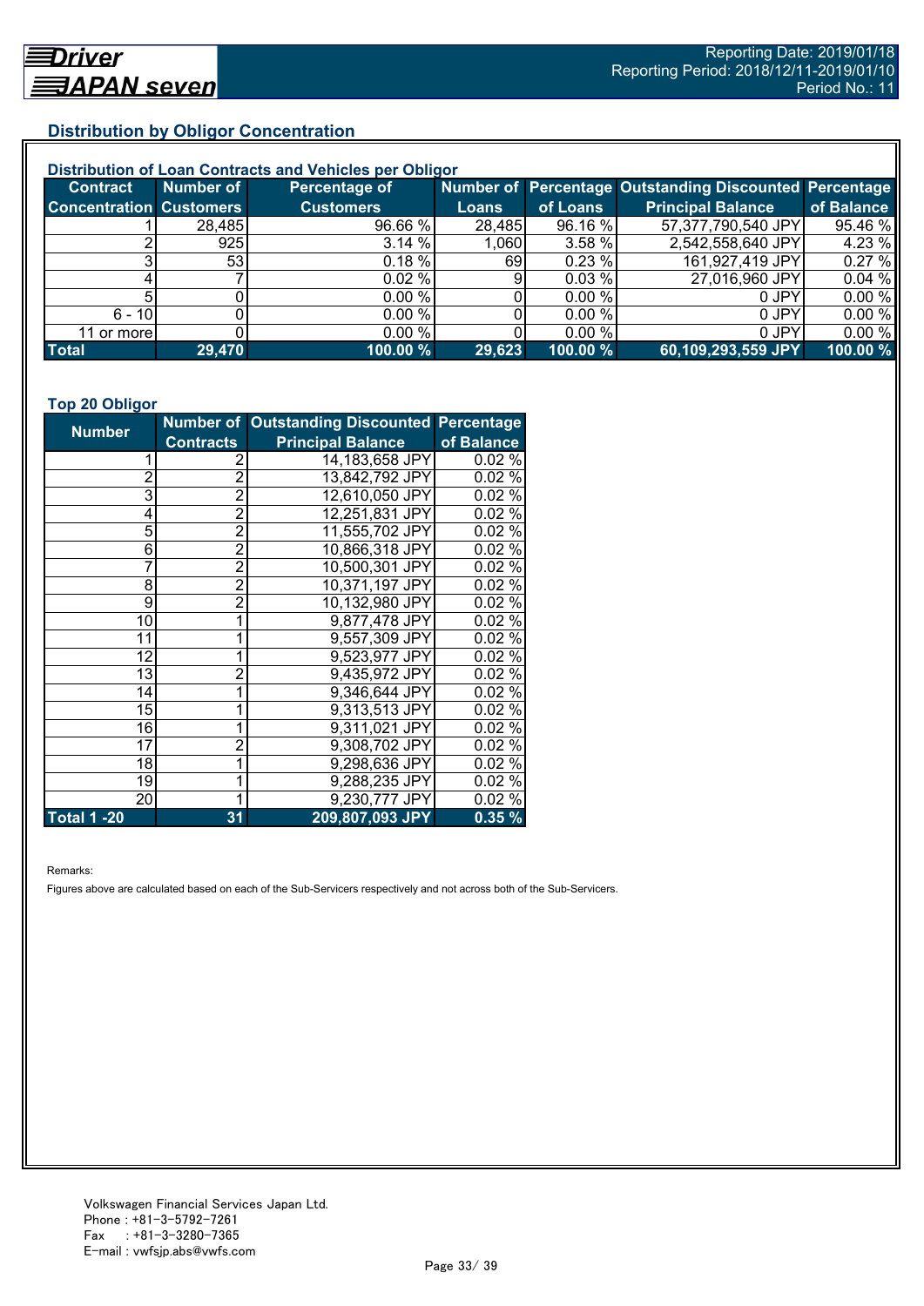## Distribution by Obligor Concentration

### Distribution of Loan Contracts and Vehicles per Obligor

| Contract Concentration | Number of Customers | Percentage of Customers | Number of Loans | Percentage of Loans | Outstanding Discounted Principal Balance | Percentage of Balance |
|---|---|---|---|---|---|---|
| 1 | 28,485 | 96.66 % | 28,485 | 96.16 % | 57,377,790,540 JPY | 95.46 % |
| 2 | 925 | 3.14 % | 1,060 | 3.58 % | 2,542,558,640 JPY | 4.23 % |
| 3 | 53 | 0.18 % | 69 | 0.23 % | 161,927,419 JPY | 0.27 % |
| 4 | 7 | 0.02 % | 9 | 0.03 % | 27,016,960 JPY | 0.04 % |
| 5 | 0 | 0.00 % | 0 | 0.00 % | 0 JPY | 0.00 % |
| 6 - 10 | 0 | 0.00 % | 0 | 0.00 % | 0 JPY | 0.00 % |
| 11 or more | 0 | 0.00 % | 0 | 0.00 % | 0 JPY | 0.00 % |
| **Total** | **29,470** | **100.00 %** | **29,623** | **100.00 %** | **60,109,293,559 JPY** | **100.00 %** |

### Top 20 Obligor

| Number | Number of Contracts | Outstanding Discounted Principal Balance | Percentage of Balance |
|---|---|---|---|
| 1 | 2 | 14,183,658 JPY | 0.02 % |
| 2 | 2 | 13,842,792 JPY | 0.02 % |
| 3 | 2 | 12,610,050 JPY | 0.02 % |
| 4 | 2 | 12,251,831 JPY | 0.02 % |
| 5 | 2 | 11,555,702 JPY | 0.02 % |
| 6 | 2 | 10,866,318 JPY | 0.02 % |
| 7 | 2 | 10,500,301 JPY | 0.02 % |
| 8 | 2 | 10,371,197 JPY | 0.02 % |
| 9 | 2 | 10,132,980 JPY | 0.02 % |
| 10 | 1 | 9,877,478 JPY | 0.02 % |
| 11 | 1 | 9,557,309 JPY | 0.02 % |
| 12 | 1 | 9,523,977 JPY | 0.02 % |
| 13 | 2 | 9,435,972 JPY | 0.02 % |
| 14 | 1 | 9,346,644 JPY | 0.02 % |
| 15 | 1 | 9,313,513 JPY | 0.02 % |
| 16 | 1 | 9,311,021 JPY | 0.02 % |
| 17 | 2 | 9,308,702 JPY | 0.02 % |
| 18 | 1 | 9,298,636 JPY | 0.02 % |
| 19 | 1 | 9,288,235 JPY | 0.02 % |
| 20 | 1 | 9,230,777 JPY | 0.02 % |
| **Total 1 -20** | **31** | **209,807,093 JPY** | **0.35 %** |

Remarks:

Figures above are calculated based on each of the Sub-Servicers respectively and not across both of the Sub-Servicers.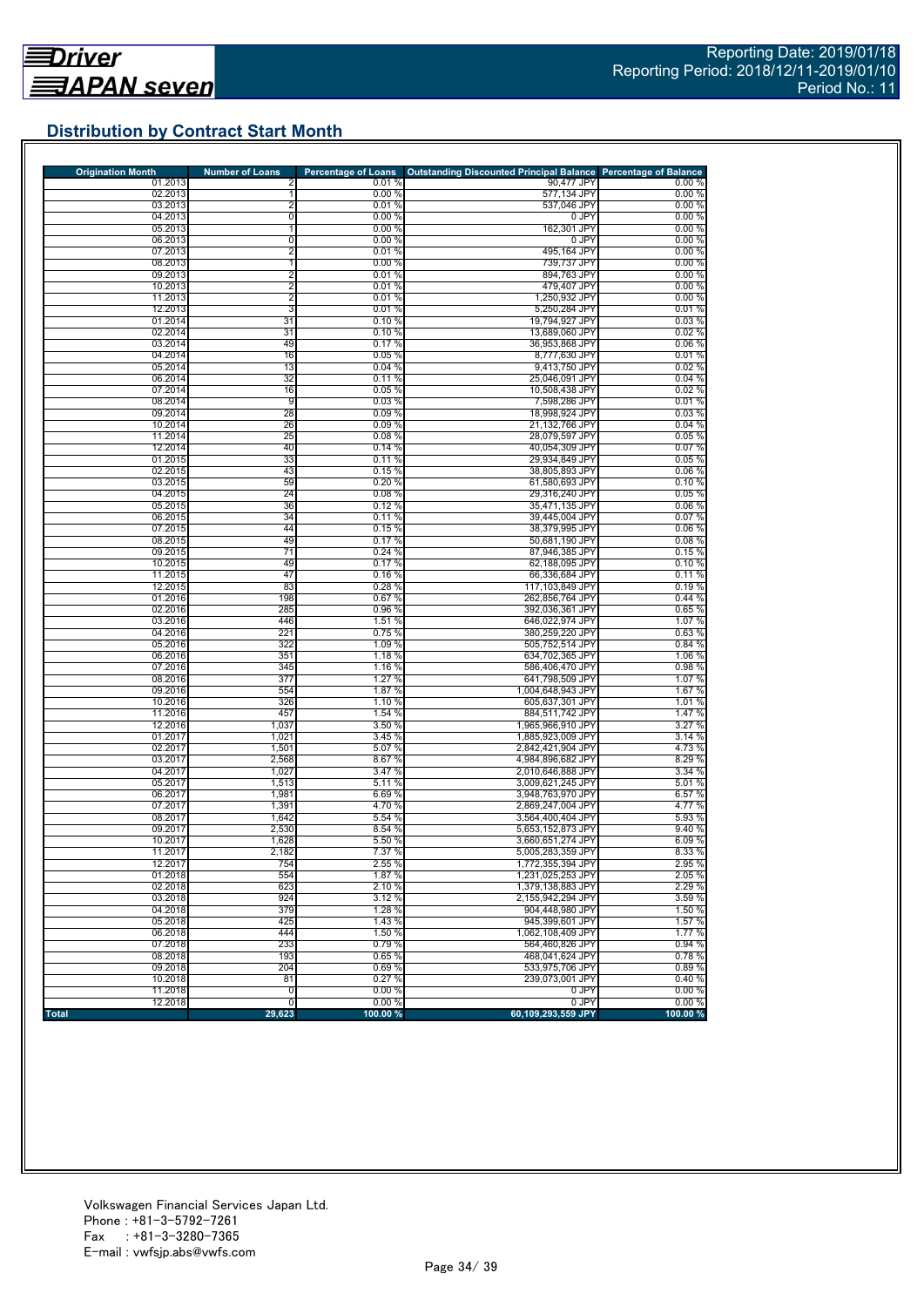Reporting Date: 2019/01/18
Reporting Period: 2018/12/11-2019/01/10
Period No.: 11

## Distribution by Contract Start Month

| Origination Month | Number of Loans | Percentage of Loans | Outstanding Discounted Principal Balance | Percentage of Balance |
|---|---|---|---|---|
| 01.2013 | 2 | 0.01 % | 90,477 JPY | 0.00 % |
| 02.2013 | 1 | 0.00 % | 577,134 JPY | 0.00 % |
| 03.2013 | 2 | 0.01 % | 537,046 JPY | 0.00 % |
| 04.2013 | 0 | 0.00 % | 0 JPY | 0.00 % |
| 05.2013 | 1 | 0.00 % | 162,301 JPY | 0.00 % |
| 06.2013 | 0 | 0.00 % | 0 JPY | 0.00 % |
| 07.2013 | 2 | 0.01 % | 495,164 JPY | 0.00 % |
| 08.2013 | 1 | 0.00 % | 739,737 JPY | 0.00 % |
| 09.2013 | 2 | 0.01 % | 894,763 JPY | 0.00 % |
| 10.2013 | 2 | 0.01 % | 479,407 JPY | 0.00 % |
| 11.2013 | 2 | 0.01 % | 1,250,932 JPY | 0.00 % |
| 12.2013 | 3 | 0.01 % | 5,250,284 JPY | 0.01 % |
| 01.2014 | 31 | 0.10 % | 19,794,927 JPY | 0.03 % |
| 02.2014 | 31 | 0.10 % | 13,689,060 JPY | 0.02 % |
| 03.2014 | 49 | 0.17 % | 36,953,868 JPY | 0.06 % |
| 04.2014 | 16 | 0.05 % | 8,777,630 JPY | 0.01 % |
| 05.2014 | 13 | 0.04 % | 9,413,750 JPY | 0.02 % |
| 06.2014 | 32 | 0.11 % | 25,046,091 JPY | 0.04 % |
| 07.2014 | 16 | 0.05 % | 10,508,438 JPY | 0.02 % |
| 08.2014 | 9 | 0.03 % | 7,598,286 JPY | 0.01 % |
| 09.2014 | 28 | 0.09 % | 18,998,924 JPY | 0.03 % |
| 10.2014 | 26 | 0.09 % | 21,132,766 JPY | 0.04 % |
| 11.2014 | 25 | 0.08 % | 28,079,597 JPY | 0.05 % |
| 12.2014 | 40 | 0.14 % | 40,054,309 JPY | 0.07 % |
| 01.2015 | 33 | 0.11 % | 29,934,849 JPY | 0.05 % |
| 02.2015 | 43 | 0.15 % | 38,805,893 JPY | 0.06 % |
| 03.2015 | 59 | 0.20 % | 61,580,693 JPY | 0.10 % |
| 04.2015 | 24 | 0.08 % | 29,316,240 JPY | 0.05 % |
| 05.2015 | 36 | 0.12 % | 35,471,135 JPY | 0.06 % |
| 06.2015 | 34 | 0.11 % | 39,445,004 JPY | 0.07 % |
| 07.2015 | 44 | 0.15 % | 38,379,995 JPY | 0.06 % |
| 08.2015 | 49 | 0.17 % | 50,681,190 JPY | 0.08 % |
| 09.2015 | 71 | 0.24 % | 87,946,385 JPY | 0.15 % |
| 10.2015 | 49 | 0.17 % | 62,188,095 JPY | 0.10 % |
| 11.2015 | 47 | 0.16 % | 66,336,684 JPY | 0.11 % |
| 12.2015 | 83 | 0.28 % | 117,103,849 JPY | 0.19 % |
| 01.2016 | 198 | 0.67 % | 262,856,764 JPY | 0.44 % |
| 02.2016 | 285 | 0.96 % | 392,036,361 JPY | 0.65 % |
| 03.2016 | 446 | 1.51 % | 646,022,974 JPY | 1.07 % |
| 04.2016 | 221 | 0.75 % | 380,259,220 JPY | 0.63 % |
| 05.2016 | 322 | 1.09 % | 505,752,514 JPY | 0.84 % |
| 06.2016 | 351 | 1.18 % | 634,702,365 JPY | 1.06 % |
| 07.2016 | 345 | 1.16 % | 586,406,470 JPY | 0.98 % |
| 08.2016 | 377 | 1.27 % | 641,798,509 JPY | 1.07 % |
| 09.2016 | 554 | 1.87 % | 1,004,648,943 JPY | 1.67 % |
| 10.2016 | 326 | 1.10 % | 605,637,301 JPY | 1.01 % |
| 11.2016 | 457 | 1.54 % | 884,511,742 JPY | 1.47 % |
| 12.2016 | 1,037 | 3.50 % | 1,965,966,910 JPY | 3.27 % |
| 01.2017 | 1,021 | 3.45 % | 1,885,923,009 JPY | 3.14 % |
| 02.2017 | 1,501 | 5.07 % | 2,842,421,904 JPY | 4.73 % |
| 03.2017 | 2,568 | 8.67 % | 4,984,896,682 JPY | 8.29 % |
| 04.2017 | 1,027 | 3.47 % | 2,010,646,888 JPY | 3.34 % |
| 05.2017 | 1,513 | 5.11 % | 3,009,621,245 JPY | 5.01 % |
| 06.2017 | 1,981 | 6.69 % | 3,948,763,970 JPY | 6.57 % |
| 07.2017 | 1,391 | 4.70 % | 2,869,247,004 JPY | 4.77 % |
| 08.2017 | 1,642 | 5.54 % | 3,564,400,404 JPY | 5.93 % |
| 09.2017 | 2,530 | 8.54 % | 5,653,152,873 JPY | 9.40 % |
| 10.2017 | 1,628 | 5.50 % | 3,660,651,274 JPY | 6.09 % |
| 11.2017 | 2,182 | 7.37 % | 5,005,283,359 JPY | 8.33 % |
| 12.2017 | 754 | 2.55 % | 1,772,355,394 JPY | 2.95 % |
| 01.2018 | 554 | 1.87 % | 1,231,025,253 JPY | 2.05 % |
| 02.2018 | 623 | 2.10 % | 1,379,138,883 JPY | 2.29 % |
| 03.2018 | 924 | 3.12 % | 2,155,942,294 JPY | 3.59 % |
| 04.2018 | 379 | 1.28 % | 904,448,980 JPY | 1.50 % |
| 05.2018 | 425 | 1.43 % | 945,399,601 JPY | 1.57 % |
| 06.2018 | 444 | 1.50 % | 1,062,108,409 JPY | 1.77 % |
| 07.2018 | 233 | 0.79 % | 564,460,826 JPY | 0.94 % |
| 08.2018 | 193 | 0.65 % | 468,041,624 JPY | 0.78 % |
| 09.2018 | 204 | 0.69 % | 533,975,706 JPY | 0.89 % |
| 10.2018 | 81 | 0.27 % | 239,073,001 JPY | 0.40 % |
| 11.2018 | 0 | 0.00 % | 0 JPY | 0.00 % |
| 12.2018 | 0 | 0.00 % | 0 JPY | 0.00 % |
| **Total** | **29,623** | **100.00 %** | **60,109,293,559 JPY** | **100.00 %** |

Volkswagen Financial Services Japan Ltd.
Phone : +81-3-5792-7261
Fax : +81-3-3280-7365
E-mail : vwfsjp.abs@vwfs.com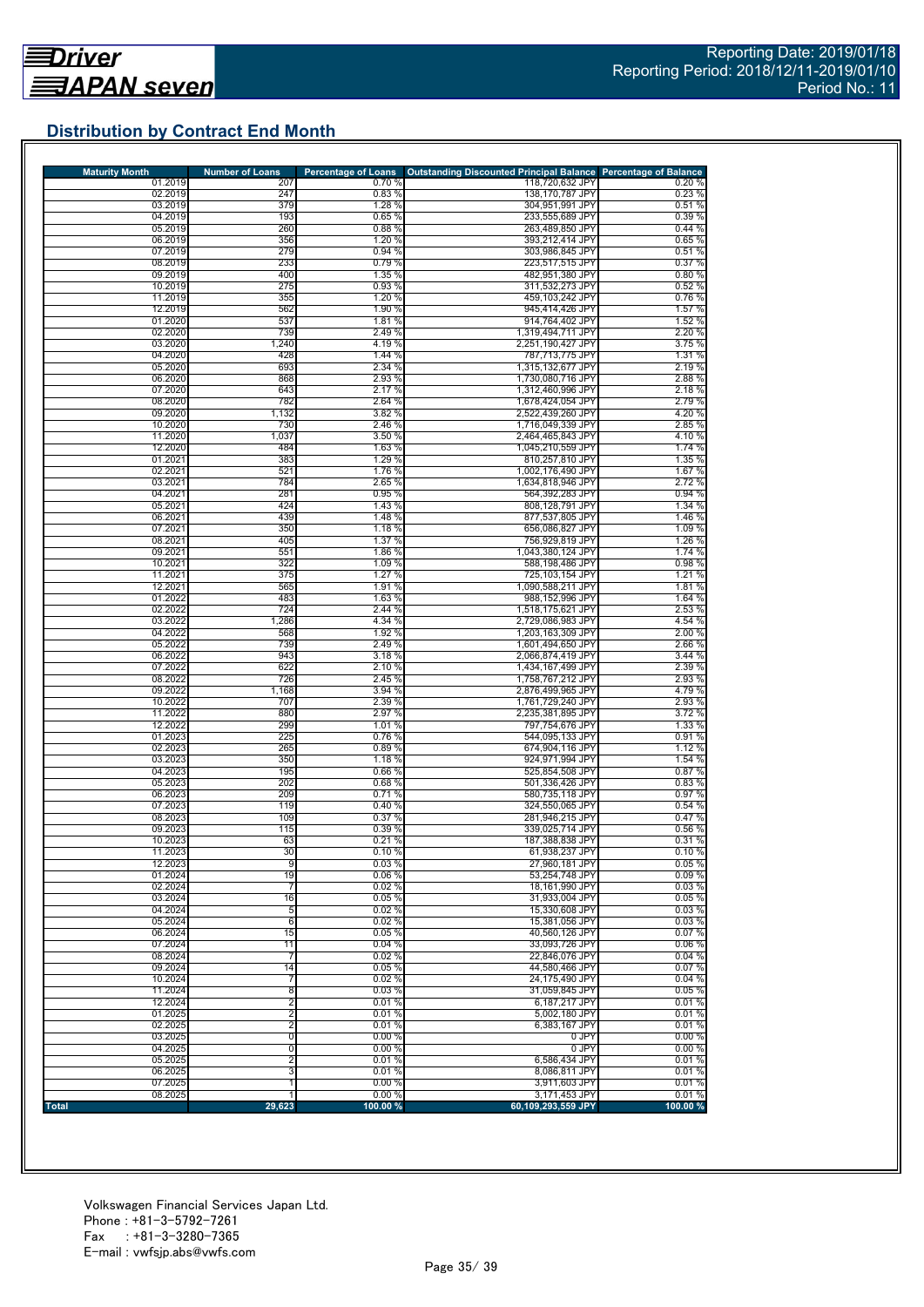# Distribution by Contract End Month

| Maturity Month | Number of Loans | Percentage of Loans | Outstanding Discounted Principal Balance | Percentage of Balance |
|---|---|---|---|---|
| 01.2019 | 207 | 0.70 % | 118,720,632 JPY | 0.20 % |
| 02.2019 | 247 | 0.83 % | 138,170,787 JPY | 0.23 % |
| 03.2019 | 379 | 1.28 % | 304,951,991 JPY | 0.51 % |
| 04.2019 | 193 | 0.65 % | 233,555,689 JPY | 0.39 % |
| 05.2019 | 260 | 0.88 % | 263,489,850 JPY | 0.44 % |
| 06.2019 | 356 | 1.20 % | 393,212,414 JPY | 0.65 % |
| 07.2019 | 279 | 0.94 % | 303,986,845 JPY | 0.51 % |
| 08.2019 | 233 | 0.79 % | 223,517,515 JPY | 0.37 % |
| 09.2019 | 400 | 1.35 % | 482,951,380 JPY | 0.80 % |
| 10.2019 | 275 | 0.93 % | 311,532,273 JPY | 0.52 % |
| 11.2019 | 355 | 1.20 % | 459,103,242 JPY | 0.76 % |
| 12.2019 | 562 | 1.90 % | 945,414,426 JPY | 1.57 % |
| 01.2020 | 537 | 1.81 % | 914,764,402 JPY | 1.52 % |
| 02.2020 | 739 | 2.49 % | 1,319,494,711 JPY | 2.20 % |
| 03.2020 | 1,240 | 4.19 % | 2,251,190,427 JPY | 3.75 % |
| 04.2020 | 428 | 1.44 % | 787,713,775 JPY | 1.31 % |
| 05.2020 | 693 | 2.34 % | 1,315,132,677 JPY | 2.19 % |
| 06.2020 | 868 | 2.93 % | 1,730,080,716 JPY | 2.88 % |
| 07.2020 | 643 | 2.17 % | 1,312,460,996 JPY | 2.18 % |
| 08.2020 | 782 | 2.64 % | 1,678,424,054 JPY | 2.79 % |
| 09.2020 | 1,132 | 3.82 % | 2,522,439,260 JPY | 4.20 % |
| 10.2020 | 730 | 2.46 % | 1,716,049,339 JPY | 2.85 % |
| 11.2020 | 1,037 | 3.50 % | 2,464,465,843 JPY | 4.10 % |
| 12.2020 | 484 | 1.63 % | 1,045,210,559 JPY | 1.74 % |
| 01.2021 | 383 | 1.29 % | 810,257,810 JPY | 1.35 % |
| 02.2021 | 521 | 1.76 % | 1,002,176,490 JPY | 1.67 % |
| 03.2021 | 784 | 2.65 % | 1,634,818,946 JPY | 2.72 % |
| 04.2021 | 281 | 0.95 % | 564,392,283 JPY | 0.94 % |
| 05.2021 | 424 | 1.43 % | 808,128,791 JPY | 1.34 % |
| 06.2021 | 439 | 1.48 % | 877,537,805 JPY | 1.46 % |
| 07.2021 | 350 | 1.18 % | 656,086,827 JPY | 1.09 % |
| 08.2021 | 405 | 1.37 % | 756,929,819 JPY | 1.26 % |
| 09.2021 | 551 | 1.86 % | 1,043,380,124 JPY | 1.74 % |
| 10.2021 | 322 | 1.09 % | 588,198,486 JPY | 0.98 % |
| 11.2021 | 375 | 1.27 % | 725,103,154 JPY | 1.21 % |
| 12.2021 | 565 | 1.91 % | 1,090,588,211 JPY | 1.81 % |
| 01.2022 | 483 | 1.63 % | 988,152,996 JPY | 1.64 % |
| 02.2022 | 724 | 2.44 % | 1,518,175,621 JPY | 2.53 % |
| 03.2022 | 1,286 | 4.34 % | 2,729,086,983 JPY | 4.54 % |
| 04.2022 | 568 | 1.92 % | 1,203,163,309 JPY | 2.00 % |
| 05.2022 | 739 | 2.49 % | 1,601,494,650 JPY | 2.66 % |
| 06.2022 | 943 | 3.18 % | 2,066,874,419 JPY | 3.44 % |
| 07.2022 | 622 | 2.10 % | 1,434,167,499 JPY | 2.39 % |
| 08.2022 | 726 | 2.45 % | 1,758,767,212 JPY | 2.93 % |
| 09.2022 | 1,168 | 3.94 % | 2,876,499,965 JPY | 4.79 % |
| 10.2022 | 707 | 2.39 % | 1,761,729,240 JPY | 2.93 % |
| 11.2022 | 880 | 2.97 % | 2,235,381,895 JPY | 3.72 % |
| 12.2022 | 299 | 1.01 % | 797,754,676 JPY | 1.33 % |
| 01.2023 | 225 | 0.76 % | 544,095,133 JPY | 0.91 % |
| 02.2023 | 265 | 0.89 % | 674,904,116 JPY | 1.12 % |
| 03.2023 | 350 | 1.18 % | 924,971,994 JPY | 1.54 % |
| 04.2023 | 195 | 0.66 % | 525,854,508 JPY | 0.87 % |
| 05.2023 | 202 | 0.68 % | 501,336,426 JPY | 0.83 % |
| 06.2023 | 209 | 0.71 % | 580,735,118 JPY | 0.97 % |
| 07.2023 | 119 | 0.40 % | 324,550,065 JPY | 0.54 % |
| 08.2023 | 109 | 0.37 % | 281,946,215 JPY | 0.47 % |
| 09.2023 | 115 | 0.39 % | 339,025,714 JPY | 0.56 % |
| 10.2023 | 63 | 0.21 % | 187,388,838 JPY | 0.31 % |
| 11.2023 | 30 | 0.10 % | 61,938,237 JPY | 0.10 % |
| 12.2023 | 9 | 0.03 % | 27,960,181 JPY | 0.05 % |
| 01.2024 | 19 | 0.06 % | 53,254,748 JPY | 0.09 % |
| 02.2024 | 7 | 0.02 % | 18,161,990 JPY | 0.03 % |
| 03.2024 | 16 | 0.05 % | 31,933,004 JPY | 0.05 % |
| 04.2024 | 5 | 0.02 % | 15,330,608 JPY | 0.03 % |
| 05.2024 | 6 | 0.02 % | 15,381,056 JPY | 0.03 % |
| 06.2024 | 15 | 0.05 % | 40,560,126 JPY | 0.07 % |
| 07.2024 | 11 | 0.04 % | 33,093,726 JPY | 0.06 % |
| 08.2024 | 7 | 0.02 % | 22,846,076 JPY | 0.04 % |
| 09.2024 | 14 | 0.05 % | 44,580,466 JPY | 0.07 % |
| 10.2024 | 7 | 0.02 % | 24,175,490 JPY | 0.04 % |
| 11.2024 | 8 | 0.03 % | 31,059,845 JPY | 0.05 % |
| 12.2024 | 2 | 0.01 % | 6,187,217 JPY | 0.01 % |
| 01.2025 | 2 | 0.01 % | 5,002,180 JPY | 0.01 % |
| 02.2025 | 2 | 0.01 % | 6,383,167 JPY | 0.01 % |
| 03.2025 | 0 | 0.00 % | 0 JPY | 0.00 % |
| 04.2025 | 0 | 0.00 % | 0 JPY | 0.00 % |
| 05.2025 | 2 | 0.01 % | 6,586,434 JPY | 0.01 % |
| 06.2025 | 3 | 0.01 % | 8,086,811 JPY | 0.01 % |
| 07.2025 | 1 | 0.00 % | 3,911,603 JPY | 0.01 % |
| 08.2025 | 1 | 0.00 % | 3,171,453 JPY | 0.01 % |
| **Total** | **29,623** | **100.00 %** | **60,109,293,559 JPY** | **100.00 %** |

Volkswagen Financial Services Japan Ltd.
Phone : +81-3-5792-7261
Fax : +81-3-3280-7365
E-mail : vwfsjp.abs@vwfs.com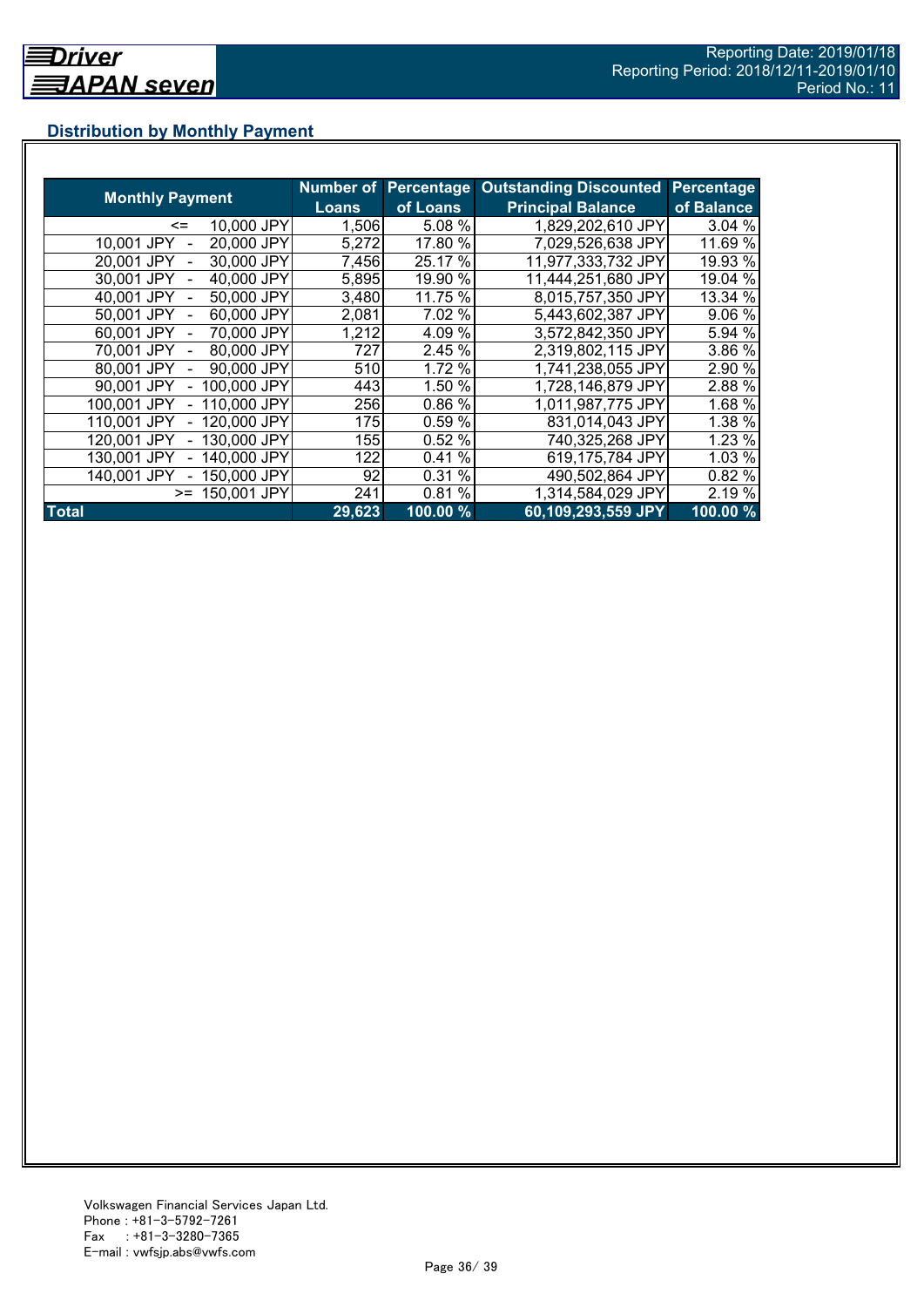## Distribution by Monthly Payment

| Monthly Payment | Number of Loans | Percentage of Loans | Outstanding Discounted Principal Balance | Percentage of Balance |
|---|---|---|---|---|
| <= 10,000 JPY | 1,506 | 5.08 % | 1,829,202,610 JPY | 3.04 % |
| 10,001 JPY - 20,000 JPY | 5,272 | 17.80 % | 7,029,526,638 JPY | 11.69 % |
| 20,001 JPY - 30,000 JPY | 7,456 | 25.17 % | 11,977,333,732 JPY | 19.93 % |
| 30,001 JPY - 40,000 JPY | 5,895 | 19.90 % | 11,444,251,680 JPY | 19.04 % |
| 40,001 JPY - 50,000 JPY | 3,480 | 11.75 % | 8,015,757,350 JPY | 13.34 % |
| 50,001 JPY - 60,000 JPY | 2,081 | 7.02 % | 5,443,602,387 JPY | 9.06 % |
| 60,001 JPY - 70,000 JPY | 1,212 | 4.09 % | 3,572,842,350 JPY | 5.94 % |
| 70,001 JPY - 80,000 JPY | 727 | 2.45 % | 2,319,802,115 JPY | 3.86 % |
| 80,001 JPY - 90,000 JPY | 510 | 1.72 % | 1,741,238,055 JPY | 2.90 % |
| 90,001 JPY - 100,000 JPY | 443 | 1.50 % | 1,728,146,879 JPY | 2.88 % |
| 100,001 JPY - 110,000 JPY | 256 | 0.86 % | 1,011,987,775 JPY | 1.68 % |
| 110,001 JPY - 120,000 JPY | 175 | 0.59 % | 831,014,043 JPY | 1.38 % |
| 120,001 JPY - 130,000 JPY | 155 | 0.52 % | 740,325,268 JPY | 1.23 % |
| 130,001 JPY - 140,000 JPY | 122 | 0.41 % | 619,175,784 JPY | 1.03 % |
| 140,001 JPY - 150,000 JPY | 92 | 0.31 % | 490,502,864 JPY | 0.82 % |
| >= 150,001 JPY | 241 | 0.81 % | 1,314,584,029 JPY | 2.19 % |
| **Total** | **29,623** | **100.00 %** | **60,109,293,559 JPY** | **100.00 %** |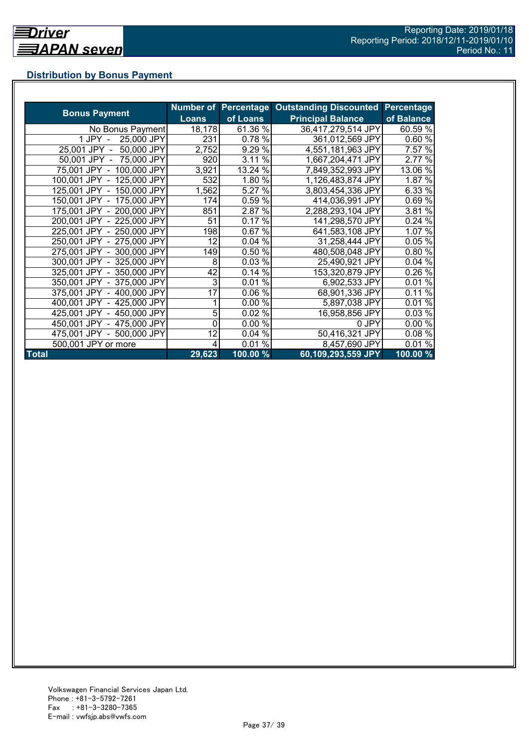## Distribution by Bonus Payment

| Bonus Payment | Number of Loans | Percentage of Loans | Outstanding Discounted Principal Balance | Percentage of Balance |
|---|---|---|---|---|
| No Bonus Payment | 18,178 | 61.36 % | 36,417,279,514 JPY | 60.59 % |
| 1 JPY - 25,000 JPY | 231 | 0.78 % | 361,012,569 JPY | 0.60 % |
| 25,001 JPY - 50,000 JPY | 2,752 | 9.29 % | 4,551,181,963 JPY | 7.57 % |
| 50,001 JPY - 75,000 JPY | 920 | 3.11 % | 1,667,204,471 JPY | 2.77 % |
| 75,001 JPY - 100,000 JPY | 3,921 | 13.24 % | 7,849,352,993 JPY | 13.06 % |
| 100,001 JPY - 125,000 JPY | 532 | 1.80 % | 1,126,483,874 JPY | 1.87 % |
| 125,001 JPY - 150,000 JPY | 1,562 | 5.27 % | 3,803,454,336 JPY | 6.33 % |
| 150,001 JPY - 175,000 JPY | 174 | 0.59 % | 414,036,991 JPY | 0.69 % |
| 175,001 JPY - 200,000 JPY | 851 | 2.87 % | 2,288,293,104 JPY | 3.81 % |
| 200,001 JPY - 225,000 JPY | 51 | 0.17 % | 141,298,570 JPY | 0.24 % |
| 225,001 JPY - 250,000 JPY | 198 | 0.67 % | 641,583,108 JPY | 1.07 % |
| 250,001 JPY - 275,000 JPY | 12 | 0.04 % | 31,258,444 JPY | 0.05 % |
| 275,001 JPY - 300,000 JPY | 149 | 0.50 % | 480,508,048 JPY | 0.80 % |
| 300,001 JPY - 325,000 JPY | 8 | 0.03 % | 25,490,921 JPY | 0.04 % |
| 325,001 JPY - 350,000 JPY | 42 | 0.14 % | 153,320,879 JPY | 0.26 % |
| 350,001 JPY - 375,000 JPY | 3 | 0.01 % | 6,902,533 JPY | 0.01 % |
| 375,001 JPY - 400,000 JPY | 17 | 0.06 % | 68,901,336 JPY | 0.11 % |
| 400,001 JPY - 425,000 JPY | 1 | 0.00 % | 5,897,038 JPY | 0.01 % |
| 425,001 JPY - 450,000 JPY | 5 | 0.02 % | 16,958,856 JPY | 0.03 % |
| 450,001 JPY - 475,000 JPY | 0 | 0.00 % | 0 JPY | 0.00 % |
| 475,001 JPY - 500,000 JPY | 12 | 0.04 % | 50,416,321 JPY | 0.08 % |
| 500,001 JPY or more | 4 | 0.01 % | 8,457,690 JPY | 0.01 % |
| **Total** | **29,623** | **100.00 %** | **60,109,293,559 JPY** | **100.00 %** |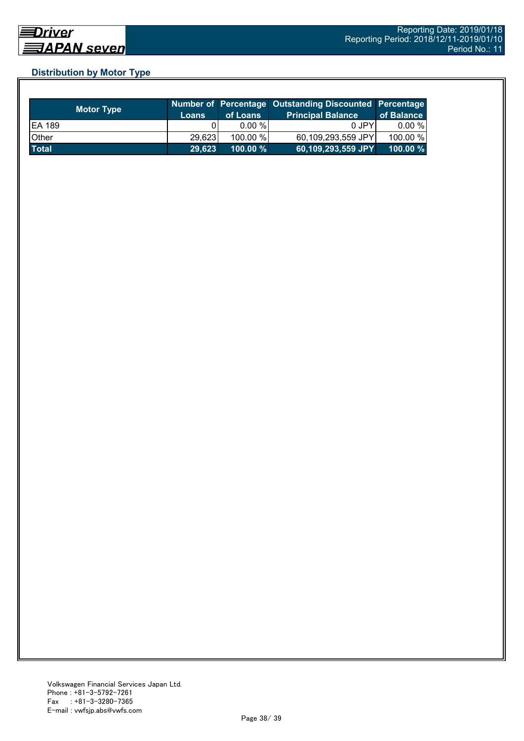## Distribution by Motor Type

| Motor Type | Number of Loans | Percentage of Loans | Outstanding Discounted Principal Balance | Percentage of Balance |
|---|---|---|---|---|
| EA 189 | 0 | 0.00 % | 0 JPY | 0.00 % |
| Other | 29,623 | 100.00 % | 60,109,293,559 JPY | 100.00 % |
| **Total** | **29,623** | **100.00 %** | **60,109,293,559 JPY** | **100.00 %** |

Volkswagen Financial Services Japan Ltd.
Phone : +81-3-5792-7261
Fax : +81-3-3280-7365
E-mail : vwfsjp.abs@vwfs.com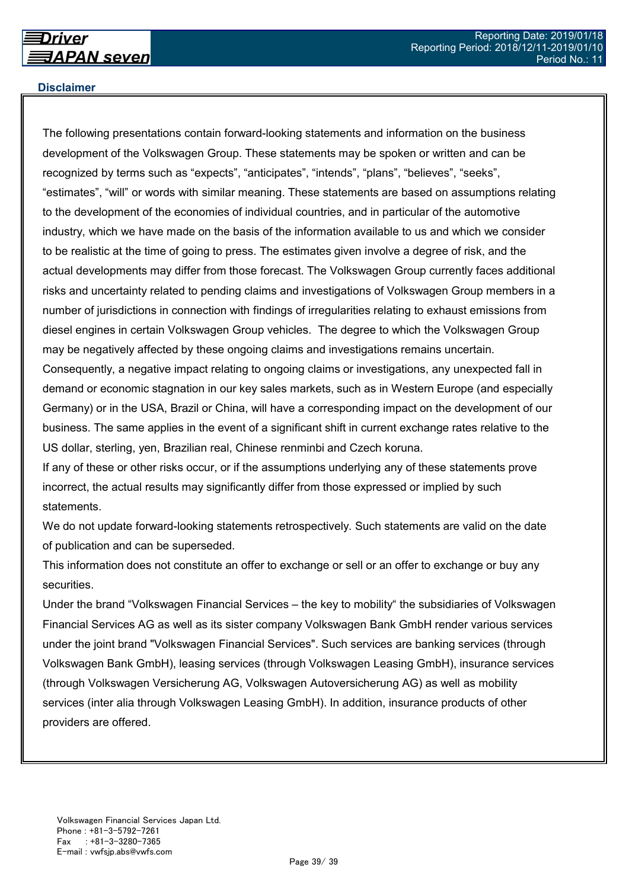## Disclaimer

The following presentations contain forward-looking statements and information on the business development of the Volkswagen Group. These statements may be spoken or written and can be recognized by terms such as “expects”, “anticipates”, “intends”, “plans”, “believes”, “seeks”, “estimates”, “will” or words with similar meaning. These statements are based on assumptions relating to the development of the economies of individual countries, and in particular of the automotive industry, which we have made on the basis of the information available to us and which we consider to be realistic at the time of going to press. The estimates given involve a degree of risk, and the actual developments may differ from those forecast. The Volkswagen Group currently faces additional risks and uncertainty related to pending claims and investigations of Volkswagen Group members in a number of jurisdictions in connection with findings of irregularities relating to exhaust emissions from diesel engines in certain Volkswagen Group vehicles. The degree to which the Volkswagen Group may be negatively affected by these ongoing claims and investigations remains uncertain.
Consequently, a negative impact relating to ongoing claims or investigations, any unexpected fall in demand or economic stagnation in our key sales markets, such as in Western Europe (and especially Germany) or in the USA, Brazil or China, will have a corresponding impact on the development of our business. The same applies in the event of a significant shift in current exchange rates relative to the US dollar, sterling, yen, Brazilian real, Chinese renminbi and Czech koruna.
If any of these or other risks occur, or if the assumptions underlying any of these statements prove incorrect, the actual results may significantly differ from those expressed or implied by such statements.
We do not update forward-looking statements retrospectively. Such statements are valid on the date of publication and can be superseded.
This information does not constitute an offer to exchange or sell or an offer to exchange or buy any securities.
Under the brand “Volkswagen Financial Services – the key to mobility“ the subsidiaries of Volkswagen Financial Services AG as well as its sister company Volkswagen Bank GmbH render various services under the joint brand "Volkswagen Financial Services". Such services are banking services (through Volkswagen Bank GmbH), leasing services (through Volkswagen Leasing GmbH), insurance services (through Volkswagen Versicherung AG, Volkswagen Autoversicherung AG) as well as mobility services (inter alia through Volkswagen Leasing GmbH). In addition, insurance products of other providers are offered.

Volkswagen Financial Services Japan Ltd.
Phone : +81-3-5792-7261
Fax : +81-3-3280-7365
E-mail : vwfsjp.abs@vwfs.com